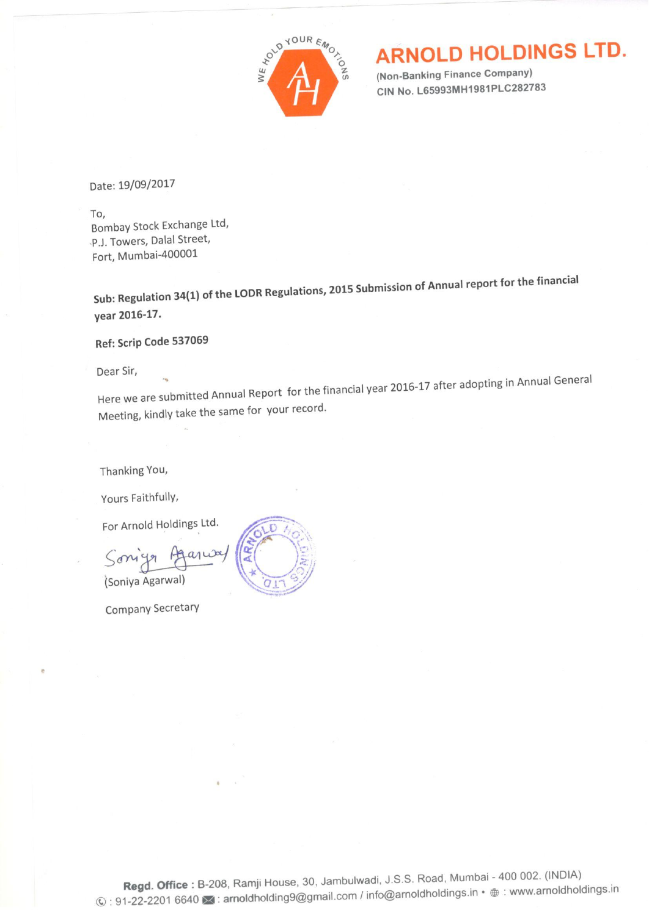# ARNOLD HOLDINGS LTD.

(Non-Banking Finance Company)
CIN No. L65993MH1981PLC282783

Date: 19/09/2017

To,
Bombay Stock Exchange Ltd,
P.J. Towers, Dalal Street,
Fort, Mumbai-400001

**Sub: Regulation 34(1) of the LODR Regulations, 2015 Submission of Annual report for the financial year 2016-17.**

**Ref: Scrip Code 537069**

Dear Sir,

Here we are submitted Annual Report for the financial year 2016-17 after adopting in Annual General Meeting, kindly take the same for your record.

Thanking You,

Yours Faithfully,

For Arnold Holdings Ltd.

(Soniya Agarwal)

Company Secretary

**Regd. Office :** B-208, Ramji House, 30, Jambulwadi, J.S.S. Road, Mumbai - 400 002. (INDIA)
: 91-22-2201 6640 : arnoldholding9@gmail.com / info@arnoldholdings.in • : www.arnoldholdings.in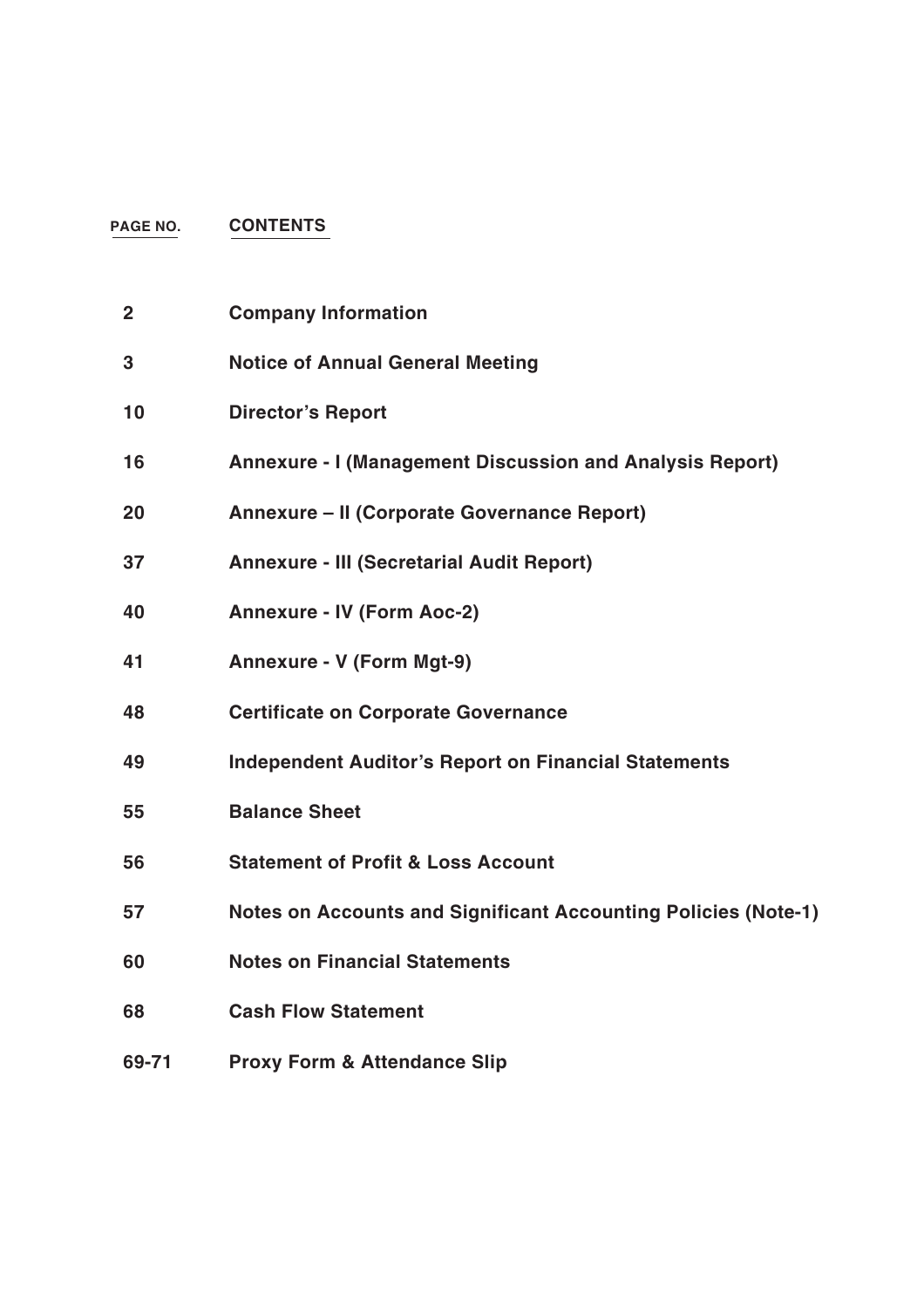| PAGE NO. | CONTENTS |
|---|---|
| 2 | **Company Information** |
| 3 | **Notice of Annual General Meeting** |
| 10 | **Director's Report** |
| 16 | **Annexure - I (Management Discussion and Analysis Report)** |
| 20 | **Annexure – II (Corporate Governance Report)** |
| 37 | **Annexure - III (Secretarial Audit Report)** |
| 40 | **Annexure - IV (Form Aoc-2)** |
| 41 | **Annexure - V (Form Mgt-9)** |
| 48 | **Certificate on Corporate Governance** |
| 49 | **Independent Auditor's Report on Financial Statements** |
| 55 | **Balance Sheet** |
| 56 | **Statement of Profit & Loss Account** |
| 57 | **Notes on Accounts and Significant Accounting Policies (Note-1)** |
| 60 | **Notes on Financial Statements** |
| 68 | **Cash Flow Statement** |
| 69-71 | **Proxy Form & Attendance Slip** |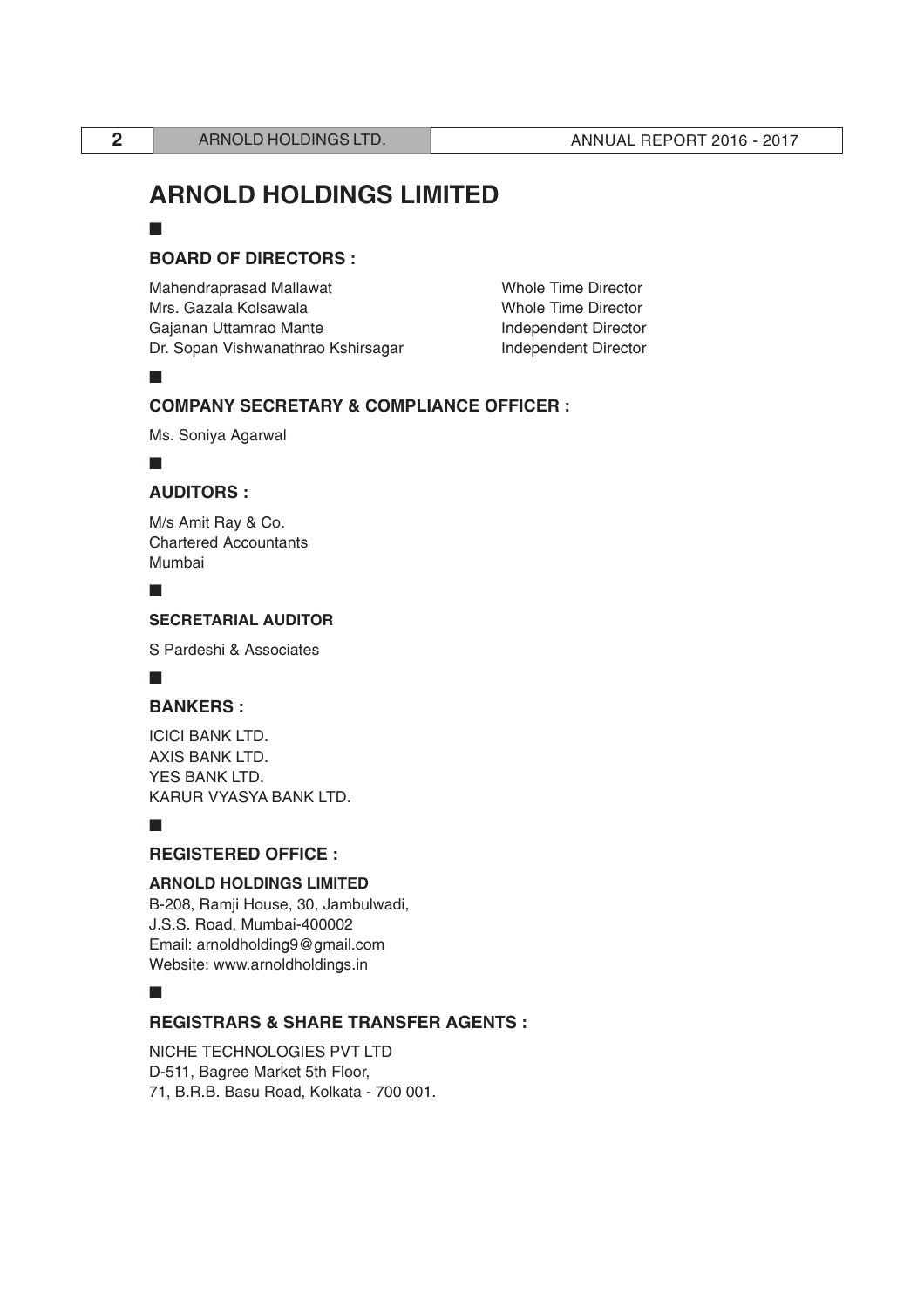# ARNOLD HOLDINGS LIMITED

## BOARD OF DIRECTORS :

| | |
|---|---|
| Mahendraprasad Mallawat | Whole Time Director |
| Mrs. Gazala Kolsawala | Whole Time Director |
| Gajanan Uttamrao Mante | Independent Director |
| Dr. Sopan Vishwanathrao Kshirsagar | Independent Director |

## COMPANY SECRETARY & COMPLIANCE OFFICER :

Ms. Soniya Agarwal

## AUDITORS :

M/s Amit Ray & Co.
Chartered Accountants
Mumbai

## SECRETARIAL AUDITOR

S Pardeshi & Associates

## BANKERS :

ICICI BANK LTD.
AXIS BANK LTD.
YES BANK LTD.
KARUR VYASYA BANK LTD.

## REGISTERED OFFICE :

**ARNOLD HOLDINGS LIMITED**
B-208, Ramji House, 30, Jambulwadi,
J.S.S. Road, Mumbai-400002
Email: arnoldholding9@gmail.com
Website: www.arnoldholdings.in

## REGISTRARS & SHARE TRANSFER AGENTS :

NICHE TECHNOLOGIES PVT LTD
D-511, Bagree Market 5th Floor,
71, B.R.B. Basu Road, Kolkata - 700 001.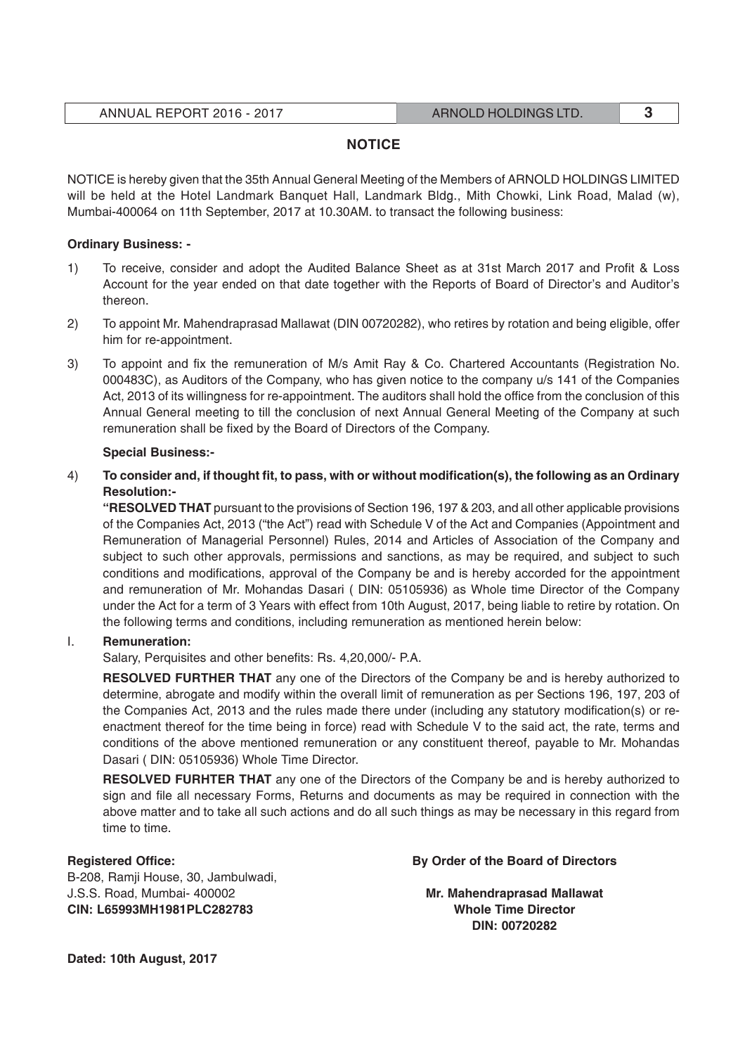## NOTICE

NOTICE is hereby given that the 35th Annual General Meeting of the Members of ARNOLD HOLDINGS LIMITED will be held at the Hotel Landmark Banquet Hall, Landmark Bldg., Mith Chowki, Link Road, Malad (w), Mumbai-400064 on 11th September, 2017 at 10.30AM. to transact the following business:

**Ordinary Business: -**

1) To receive, consider and adopt the Audited Balance Sheet as at 31st March 2017 and Profit & Loss Account for the year ended on that date together with the Reports of Board of Director's and Auditor's thereon.

2) To appoint Mr. Mahendraprasad Mallawat (DIN 00720282), who retires by rotation and being eligible, offer him for re-appointment.

3) To appoint and fix the remuneration of M/s Amit Ray & Co. Chartered Accountants (Registration No. 000483C), as Auditors of the Company, who has given notice to the company u/s 141 of the Companies Act, 2013 of its willingness for re-appointment. The auditors shall hold the office from the conclusion of this Annual General meeting to till the conclusion of next Annual General Meeting of the Company at such remuneration shall be fixed by the Board of Directors of the Company.

**Special Business:-**

4) **To consider and, if thought fit, to pass, with or without modification(s), the following as an Ordinary Resolution:-**

**"RESOLVED THAT** pursuant to the provisions of Section 196, 197 & 203, and all other applicable provisions of the Companies Act, 2013 ("the Act") read with Schedule V of the Act and Companies (Appointment and Remuneration of Managerial Personnel) Rules, 2014 and Articles of Association of the Company and subject to such other approvals, permissions and sanctions, as may be required, and subject to such conditions and modifications, approval of the Company be and is hereby accorded for the appointment and remuneration of Mr. Mohandas Dasari ( DIN: 05105936) as Whole time Director of the Company under the Act for a term of 3 Years with effect from 10th August, 2017, being liable to retire by rotation. On the following terms and conditions, including remuneration as mentioned herein below:

I. **Remuneration:**

Salary, Perquisites and other benefits: Rs. 4,20,000/- P.A.

**RESOLVED FURTHER THAT** any one of the Directors of the Company be and is hereby authorized to determine, abrogate and modify within the overall limit of remuneration as per Sections 196, 197, 203 of the Companies Act, 2013 and the rules made there under (including any statutory modification(s) or re-enactment thereof for the time being in force) read with Schedule V to the said act, the rate, terms and conditions of the above mentioned remuneration or any constituent thereof, payable to Mr. Mohandas Dasari ( DIN: 05105936) Whole Time Director.

**RESOLVED FURHTER THAT** any one of the Directors of the Company be and is hereby authorized to sign and file all necessary Forms, Returns and documents as may be required in connection with the above matter and to take all such actions and do all such things as may be necessary in this regard from time to time.

**Registered Office:**
B-208, Ramji House, 30, Jambulwadi,
J.S.S. Road, Mumbai- 400002
**CIN: L65993MH1981PLC282783**

**By Order of the Board of Directors**

**Mr. Mahendraprasad Mallawat**
**Whole Time Director**
**DIN: 00720282**

**Dated: 10th August, 2017**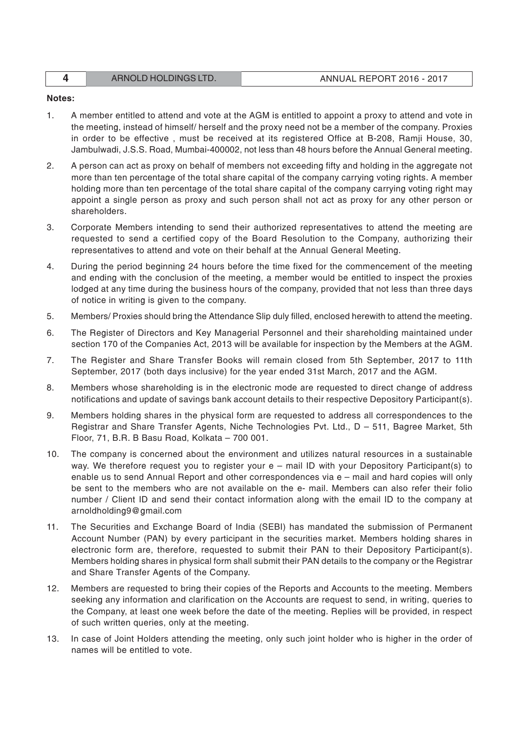**Notes:**

1. A member entitled to attend and vote at the AGM is entitled to appoint a proxy to attend and vote in the meeting, instead of himself/ herself and the proxy need not be a member of the company. Proxies in order to be effective , must be received at its registered Office at B-208, Ramji House, 30, Jambulwadi, J.S.S. Road, Mumbai-400002, not less than 48 hours before the Annual General meeting.

2. A person can act as proxy on behalf of members not exceeding fifty and holding in the aggregate not more than ten percentage of the total share capital of the company carrying voting rights. A member holding more than ten percentage of the total share capital of the company carrying voting right may appoint a single person as proxy and such person shall not act as proxy for any other person or shareholders.

3. Corporate Members intending to send their authorized representatives to attend the meeting are requested to send a certified copy of the Board Resolution to the Company, authorizing their representatives to attend and vote on their behalf at the Annual General Meeting.

4. During the period beginning 24 hours before the time fixed for the commencement of the meeting and ending with the conclusion of the meeting, a member would be entitled to inspect the proxies lodged at any time during the business hours of the company, provided that not less than three days of notice in writing is given to the company.

5. Members/ Proxies should bring the Attendance Slip duly filled, enclosed herewith to attend the meeting.

6. The Register of Directors and Key Managerial Personnel and their shareholding maintained under section 170 of the Companies Act, 2013 will be available for inspection by the Members at the AGM.

7. The Register and Share Transfer Books will remain closed from 5th September, 2017 to 11th September, 2017 (both days inclusive) for the year ended 31st March, 2017 and the AGM.

8. Members whose shareholding is in the electronic mode are requested to direct change of address notifications and update of savings bank account details to their respective Depository Participant(s).

9. Members holding shares in the physical form are requested to address all correspondences to the Registrar and Share Transfer Agents, Niche Technologies Pvt. Ltd., D – 511, Bagree Market, 5th Floor, 71, B.R. B Basu Road, Kolkata – 700 001.

10. The company is concerned about the environment and utilizes natural resources in a sustainable way. We therefore request you to register your e – mail ID with your Depository Participant(s) to enable us to send Annual Report and other correspondences via e – mail and hard copies will only be sent to the members who are not available on the e- mail. Members can also refer their folio number / Client ID and send their contact information along with the email ID to the company at arnoldholding9@gmail.com

11. The Securities and Exchange Board of India (SEBI) has mandated the submission of Permanent Account Number (PAN) by every participant in the securities market. Members holding shares in electronic form are, therefore, requested to submit their PAN to their Depository Participant(s). Members holding shares in physical form shall submit their PAN details to the company or the Registrar and Share Transfer Agents of the Company.

12. Members are requested to bring their copies of the Reports and Accounts to the meeting. Members seeking any information and clarification on the Accounts are request to send, in writing, queries to the Company, at least one week before the date of the meeting. Replies will be provided, in respect of such written queries, only at the meeting.

13. In case of Joint Holders attending the meeting, only such joint holder who is higher in the order of names will be entitled to vote.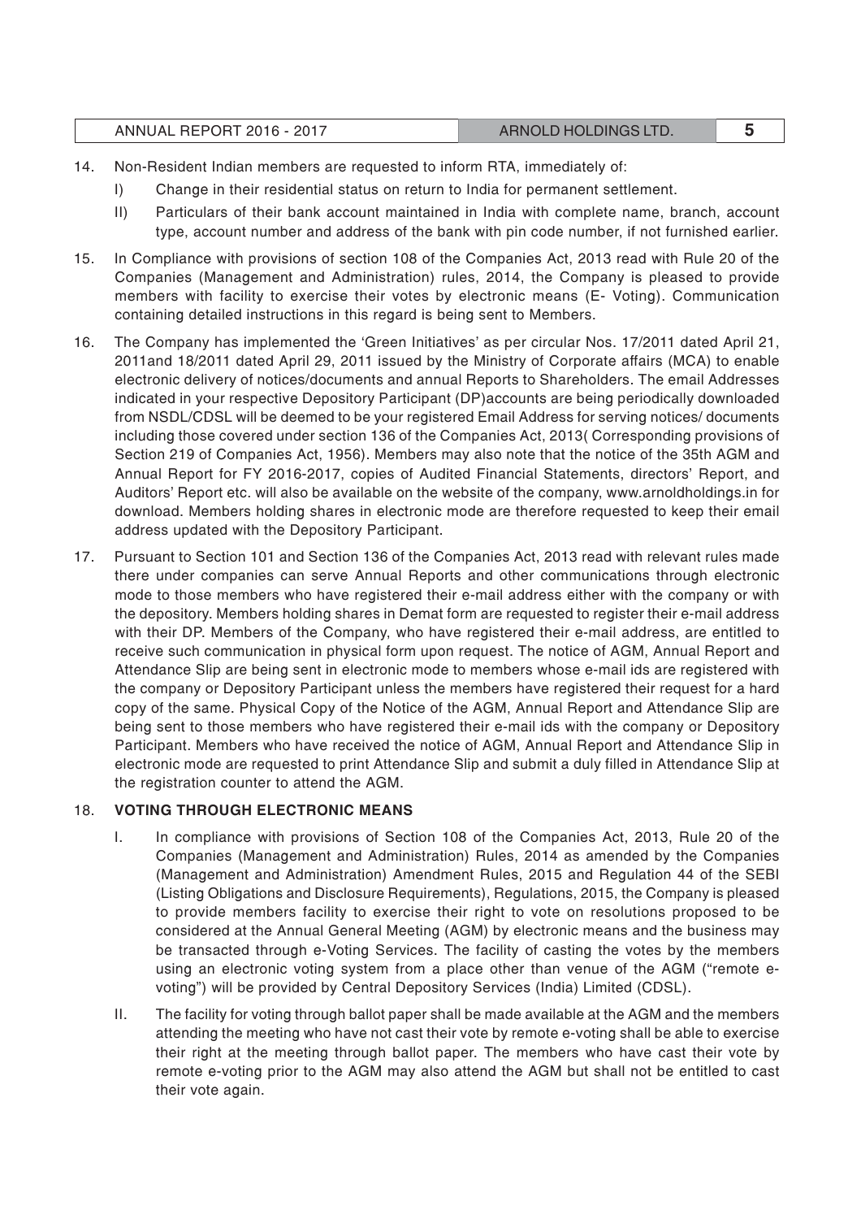14. Non-Resident Indian members are requested to inform RTA, immediately of:

    I) Change in their residential status on return to India for permanent settlement.

    II) Particulars of their bank account maintained in India with complete name, branch, account type, account number and address of the bank with pin code number, if not furnished earlier.

15. In Compliance with provisions of section 108 of the Companies Act, 2013 read with Rule 20 of the Companies (Management and Administration) rules, 2014, the Company is pleased to provide members with facility to exercise their votes by electronic means (E- Voting). Communication containing detailed instructions in this regard is being sent to Members.

16. The Company has implemented the 'Green Initiatives' as per circular Nos. 17/2011 dated April 21, 2011and 18/2011 dated April 29, 2011 issued by the Ministry of Corporate affairs (MCA) to enable electronic delivery of notices/documents and annual Reports to Shareholders. The email Addresses indicated in your respective Depository Participant (DP)accounts are being periodically downloaded from NSDL/CDSL will be deemed to be your registered Email Address for serving notices/ documents including those covered under section 136 of the Companies Act, 2013( Corresponding provisions of Section 219 of Companies Act, 1956). Members may also note that the notice of the 35th AGM and Annual Report for FY 2016-2017, copies of Audited Financial Statements, directors' Report, and Auditors' Report etc. will also be available on the website of the company, www.arnoldholdings.in for download. Members holding shares in electronic mode are therefore requested to keep their email address updated with the Depository Participant.

17. Pursuant to Section 101 and Section 136 of the Companies Act, 2013 read with relevant rules made there under companies can serve Annual Reports and other communications through electronic mode to those members who have registered their e-mail address either with the company or with the depository. Members holding shares in Demat form are requested to register their e-mail address with their DP. Members of the Company, who have registered their e-mail address, are entitled to receive such communication in physical form upon request. The notice of AGM, Annual Report and Attendance Slip are being sent in electronic mode to members whose e-mail ids are registered with the company or Depository Participant unless the members have registered their request for a hard copy of the same. Physical Copy of the Notice of the AGM, Annual Report and Attendance Slip are being sent to those members who have registered their e-mail ids with the company or Depository Participant. Members who have received the notice of AGM, Annual Report and Attendance Slip in electronic mode are requested to print Attendance Slip and submit a duly filled in Attendance Slip at the registration counter to attend the AGM.

18. **VOTING THROUGH ELECTRONIC MEANS**

    I. In compliance with provisions of Section 108 of the Companies Act, 2013, Rule 20 of the Companies (Management and Administration) Rules, 2014 as amended by the Companies (Management and Administration) Amendment Rules, 2015 and Regulation 44 of the SEBI (Listing Obligations and Disclosure Requirements), Regulations, 2015, the Company is pleased to provide members facility to exercise their right to vote on resolutions proposed to be considered at the Annual General Meeting (AGM) by electronic means and the business may be transacted through e-Voting Services. The facility of casting the votes by the members using an electronic voting system from a place other than venue of the AGM ("remote e-voting") will be provided by Central Depository Services (India) Limited (CDSL).

    II. The facility for voting through ballot paper shall be made available at the AGM and the members attending the meeting who have not cast their vote by remote e-voting shall be able to exercise their right at the meeting through ballot paper. The members who have cast their vote by remote e-voting prior to the AGM may also attend the AGM but shall not be entitled to cast their vote again.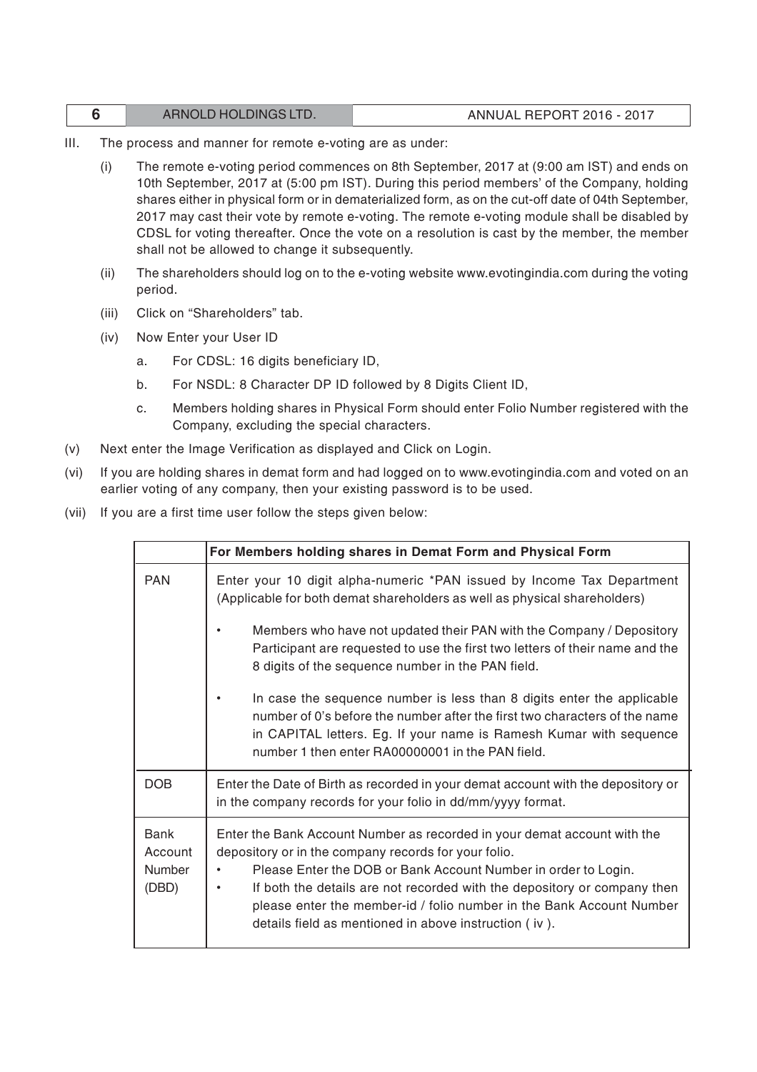III. The process and manner for remote e-voting are as under:

(i) The remote e-voting period commences on 8th September, 2017 at (9:00 am IST) and ends on 10th September, 2017 at (5:00 pm IST). During this period members' of the Company, holding shares either in physical form or in dematerialized form, as on the cut-off date of 04th September, 2017 may cast their vote by remote e-voting. The remote e-voting module shall be disabled by CDSL for voting thereafter. Once the vote on a resolution is cast by the member, the member shall not be allowed to change it subsequently.

(ii) The shareholders should log on to the e-voting website www.evotingindia.com during the voting period.

(iii) Click on "Shareholders" tab.

(iv) Now Enter your User ID

a. For CDSL: 16 digits beneficiary ID,

b. For NSDL: 8 Character DP ID followed by 8 Digits Client ID,

c. Members holding shares in Physical Form should enter Folio Number registered with the Company, excluding the special characters.

(v) Next enter the Image Verification as displayed and Click on Login.

(vi) If you are holding shares in demat form and had logged on to www.evotingindia.com and voted on an earlier voting of any company, then your existing password is to be used.

(vii) If you are a first time user follow the steps given below:

| | **For Members holding shares in Demat Form and Physical Form** |
|---|---|
| PAN | Enter your 10 digit alpha-numeric *PAN issued by Income Tax Department (Applicable for both demat shareholders as well as physical shareholders)<br>• Members who have not updated their PAN with the Company / Depository Participant are requested to use the first two letters of their name and the 8 digits of the sequence number in the PAN field.<br>• In case the sequence number is less than 8 digits enter the applicable number of 0's before the number after the first two characters of the name in CAPITAL letters. Eg. If your name is Ramesh Kumar with sequence number 1 then enter RA00000001 in the PAN field. |
| DOB | Enter the Date of Birth as recorded in your demat account with the depository or in the company records for your folio in dd/mm/yyyy format. |
| Bank Account Number (DBD) | Enter the Bank Account Number as recorded in your demat account with the depository or in the company records for your folio.<br>• Please Enter the DOB or Bank Account Number in order to Login.<br>• If both the details are not recorded with the depository or company then please enter the member-id / folio number in the Bank Account Number details field as mentioned in above instruction ( iv ). |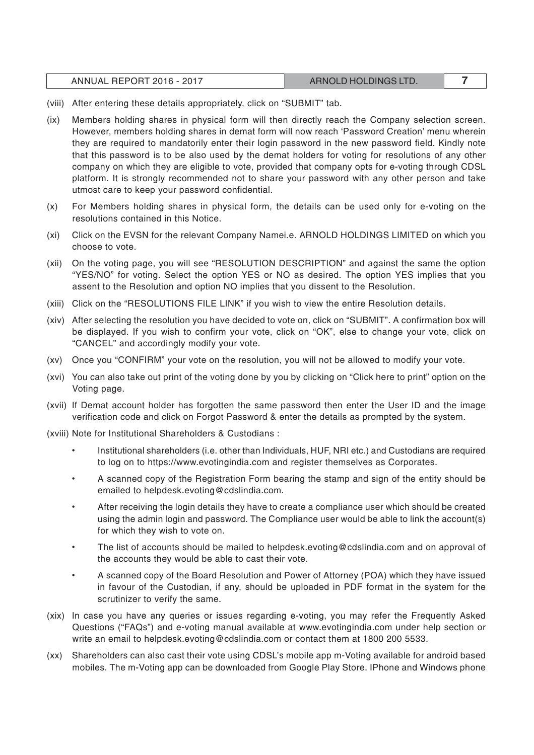(viii) After entering these details appropriately, click on "SUBMIT" tab.

(ix) Members holding shares in physical form will then directly reach the Company selection screen. However, members holding shares in demat form will now reach 'Password Creation' menu wherein they are required to mandatorily enter their login password in the new password field. Kindly note that this password is to be also used by the demat holders for voting for resolutions of any other company on which they are eligible to vote, provided that company opts for e-voting through CDSL platform. It is strongly recommended not to share your password with any other person and take utmost care to keep your password confidential.

(x) For Members holding shares in physical form, the details can be used only for e-voting on the resolutions contained in this Notice.

(xi) Click on the EVSN for the relevant Company Namei.e. ARNOLD HOLDINGS LIMITED on which you choose to vote.

(xii) On the voting page, you will see "RESOLUTION DESCRIPTION" and against the same the option "YES/NO" for voting. Select the option YES or NO as desired. The option YES implies that you assent to the Resolution and option NO implies that you dissent to the Resolution.

(xiii) Click on the "RESOLUTIONS FILE LINK" if you wish to view the entire Resolution details.

(xiv) After selecting the resolution you have decided to vote on, click on "SUBMIT". A confirmation box will be displayed. If you wish to confirm your vote, click on "OK", else to change your vote, click on "CANCEL" and accordingly modify your vote.

(xv) Once you "CONFIRM" your vote on the resolution, you will not be allowed to modify your vote.

(xvi) You can also take out print of the voting done by you by clicking on "Click here to print" option on the Voting page.

(xvii) If Demat account holder has forgotten the same password then enter the User ID and the image verification code and click on Forgot Password & enter the details as prompted by the system.

(xviii) Note for Institutional Shareholders & Custodians :

- Institutional shareholders (i.e. other than Individuals, HUF, NRI etc.) and Custodians are required to log on to https://www.evotingindia.com and register themselves as Corporates.
- A scanned copy of the Registration Form bearing the stamp and sign of the entity should be emailed to helpdesk.evoting@cdslindia.com.
- After receiving the login details they have to create a compliance user which should be created using the admin login and password. The Compliance user would be able to link the account(s) for which they wish to vote on.
- The list of accounts should be mailed to helpdesk.evoting@cdslindia.com and on approval of the accounts they would be able to cast their vote.
- A scanned copy of the Board Resolution and Power of Attorney (POA) which they have issued in favour of the Custodian, if any, should be uploaded in PDF format in the system for the scrutinizer to verify the same.

(xix) In case you have any queries or issues regarding e-voting, you may refer the Frequently Asked Questions ("FAQs") and e-voting manual available at www.evotingindia.com under help section or write an email to helpdesk.evoting@cdslindia.com or contact them at 1800 200 5533.

(xx) Shareholders can also cast their vote using CDSL's mobile app m-Voting available for android based mobiles. The m-Voting app can be downloaded from Google Play Store. IPhone and Windows phone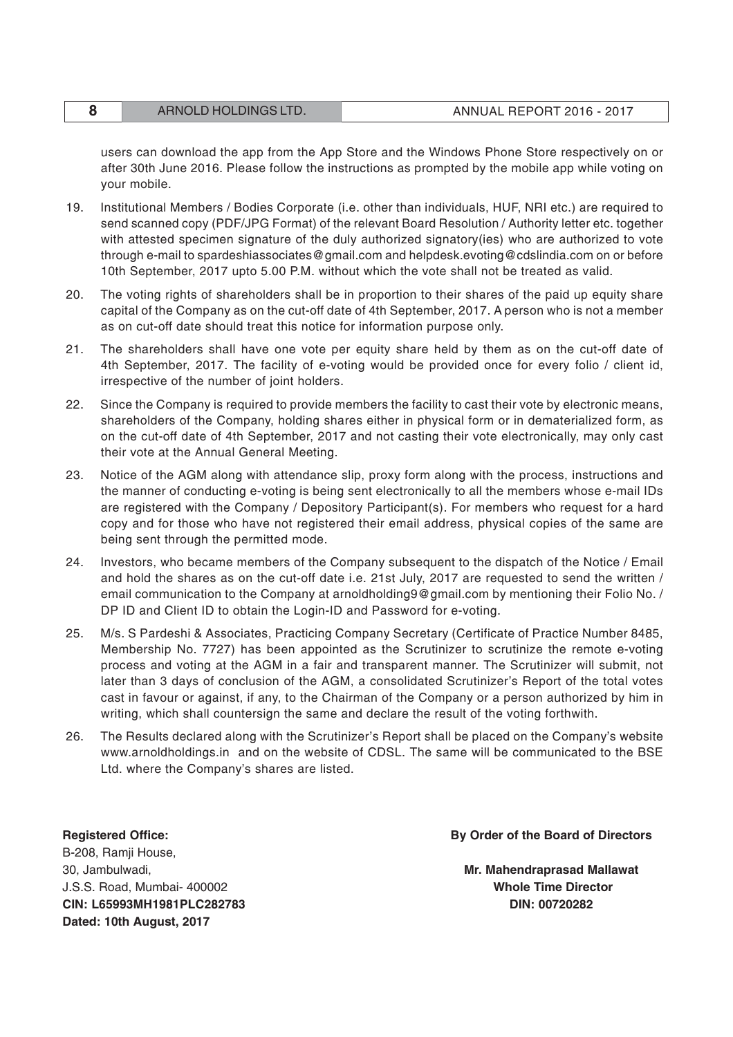users can download the app from the App Store and the Windows Phone Store respectively on or after 30th June 2016. Please follow the instructions as prompted by the mobile app while voting on your mobile.

19. Institutional Members / Bodies Corporate (i.e. other than individuals, HUF, NRI etc.) are required to send scanned copy (PDF/JPG Format) of the relevant Board Resolution / Authority letter etc. together with attested specimen signature of the duly authorized signatory(ies) who are authorized to vote through e-mail to spardeshiassociates@gmail.com and helpdesk.evoting@cdslindia.com on or before 10th September, 2017 upto 5.00 P.M. without which the vote shall not be treated as valid.

20. The voting rights of shareholders shall be in proportion to their shares of the paid up equity share capital of the Company as on the cut-off date of 4th September, 2017. A person who is not a member as on cut-off date should treat this notice for information purpose only.

21. The shareholders shall have one vote per equity share held by them as on the cut-off date of 4th September, 2017. The facility of e-voting would be provided once for every folio / client id, irrespective of the number of joint holders.

22. Since the Company is required to provide members the facility to cast their vote by electronic means, shareholders of the Company, holding shares either in physical form or in dematerialized form, as on the cut-off date of 4th September, 2017 and not casting their vote electronically, may only cast their vote at the Annual General Meeting.

23. Notice of the AGM along with attendance slip, proxy form along with the process, instructions and the manner of conducting e-voting is being sent electronically to all the members whose e-mail IDs are registered with the Company / Depository Participant(s). For members who request for a hard copy and for those who have not registered their email address, physical copies of the same are being sent through the permitted mode.

24. Investors, who became members of the Company subsequent to the dispatch of the Notice / Email and hold the shares as on the cut-off date i.e. 21st July, 2017 are requested to send the written / email communication to the Company at arnoldholding9@gmail.com by mentioning their Folio No. / DP ID and Client ID to obtain the Login-ID and Password for e-voting.

25. M/s. S Pardeshi & Associates, Practicing Company Secretary (Certificate of Practice Number 8485, Membership No. 7727) has been appointed as the Scrutinizer to scrutinize the remote e-voting process and voting at the AGM in a fair and transparent manner. The Scrutinizer will submit, not later than 3 days of conclusion of the AGM, a consolidated Scrutinizer's Report of the total votes cast in favour or against, if any, to the Chairman of the Company or a person authorized by him in writing, which shall countersign the same and declare the result of the voting forthwith.

26. The Results declared along with the Scrutinizer's Report shall be placed on the Company's website www.arnoldholdings.in and on the website of CDSL. The same will be communicated to the BSE Ltd. where the Company's shares are listed.

**Registered Office:**
B-208, Ramji House,
30, Jambulwadi,
J.S.S. Road, Mumbai- 400002
**CIN: L65993MH1981PLC282783**
**Dated: 10th August, 2017**

**By Order of the Board of Directors**

**Mr. Mahendraprasad Mallawat**
**Whole Time Director**
**DIN: 00720282**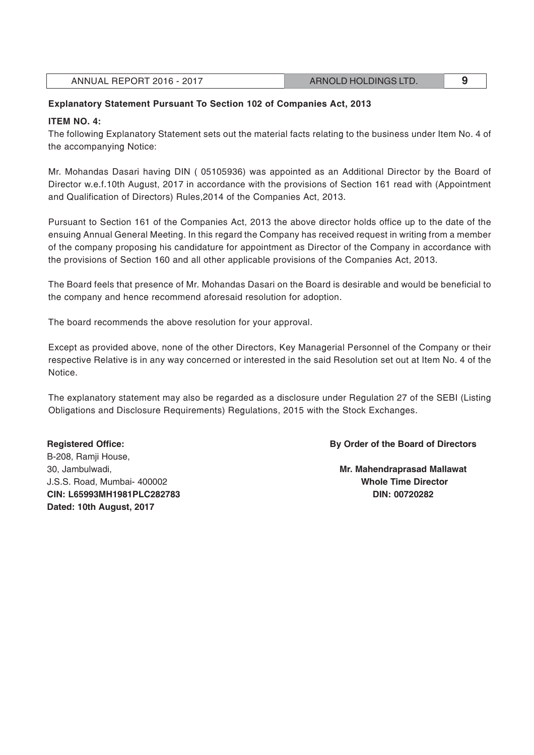**Explanatory Statement Pursuant To Section 102 of Companies Act, 2013**

**ITEM NO. 4:**

The following Explanatory Statement sets out the material facts relating to the business under Item No. 4 of the accompanying Notice:

Mr. Mohandas Dasari having DIN ( 05105936) was appointed as an Additional Director by the Board of Director w.e.f.10th August, 2017 in accordance with the provisions of Section 161 read with (Appointment and Qualification of Directors) Rules,2014 of the Companies Act, 2013.

Pursuant to Section 161 of the Companies Act, 2013 the above director holds office up to the date of the ensuing Annual General Meeting. In this regard the Company has received request in writing from a member of the company proposing his candidature for appointment as Director of the Company in accordance with the provisions of Section 160 and all other applicable provisions of the Companies Act, 2013.

The Board feels that presence of Mr. Mohandas Dasari on the Board is desirable and would be beneficial to the company and hence recommend aforesaid resolution for adoption.

The board recommends the above resolution for your approval.

Except as provided above, none of the other Directors, Key Managerial Personnel of the Company or their respective Relative is in any way concerned or interested in the said Resolution set out at Item No. 4 of the Notice.

The explanatory statement may also be regarded as a disclosure under Regulation 27 of the SEBI (Listing Obligations and Disclosure Requirements) Regulations, 2015 with the Stock Exchanges.

**Registered Office:**
B-208, Ramji House,
30, Jambulwadi,
J.S.S. Road, Mumbai- 400002
**CIN: L65993MH1981PLC282783**
**Dated: 10th August, 2017**

**By Order of the Board of Directors**

**Mr. Mahendraprasad Mallawat**
**Whole Time Director**
**DIN: 00720282**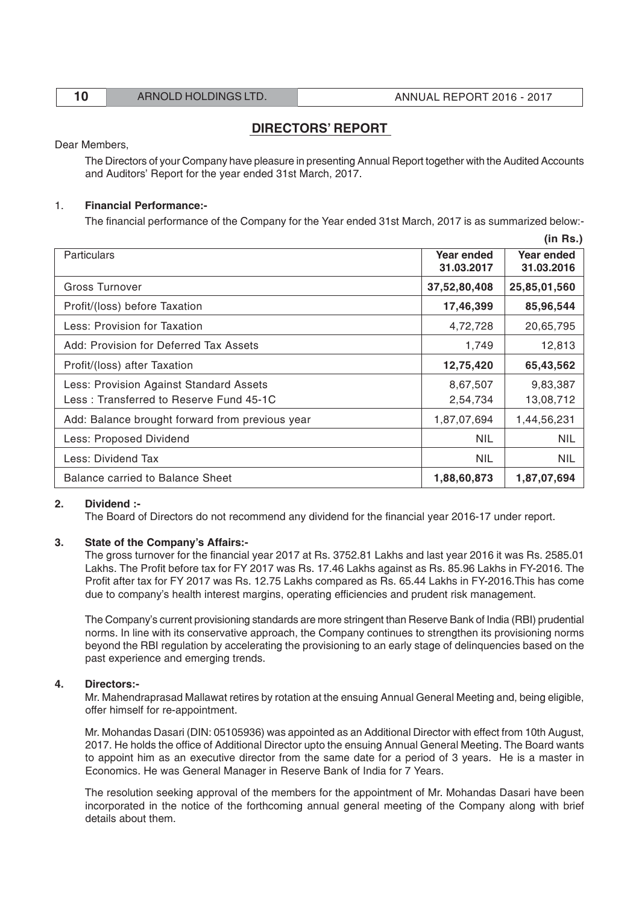# DIRECTORS' REPORT

Dear Members,

The Directors of your Company have pleasure in presenting Annual Report together with the Audited Accounts and Auditors' Report for the year ended 31st March, 2017.

1. **Financial Performance:-**

The financial performance of the Company for the Year ended 31st March, 2017 is as summarized below:-

**(in Rs.)**

| Particulars | Year ended 31.03.2017 | Year ended 31.03.2016 |
|---|---|---|
| Gross Turnover | **37,52,80,408** | **25,85,01,560** |
| Profit/(loss) before Taxation | **17,46,399** | **85,96,544** |
| Less: Provision for Taxation | 4,72,728 | 20,65,795 |
| Add: Provision for Deferred Tax Assets | 1,749 | 12,813 |
| Profit/(loss) after Taxation | **12,75,420** | **65,43,562** |
| Less: Provision Against Standard Assets<br>Less : Transferred to Reserve Fund 45-1C | 8,67,507<br>2,54,734 | 9,83,387<br>13,08,712 |
| Add: Balance brought forward from previous year | 1,87,07,694 | 1,44,56,231 |
| Less: Proposed Dividend | NIL | NIL |
| Less: Dividend Tax | NIL | NIL |
| Balance carried to Balance Sheet | **1,88,60,873** | **1,87,07,694** |

**2. Dividend :-**

The Board of Directors do not recommend any dividend for the financial year 2016-17 under report.

**3. State of the Company's Affairs:-**

The gross turnover for the financial year 2017 at Rs. 3752.81 Lakhs and last year 2016 it was Rs. 2585.01 Lakhs. The Profit before tax for FY 2017 was Rs. 17.46 Lakhs against as Rs. 85.96 Lakhs in FY-2016. The Profit after tax for FY 2017 was Rs. 12.75 Lakhs compared as Rs. 65.44 Lakhs in FY-2016.This has come due to company's health interest margins, operating efficiencies and prudent risk management.

The Company's current provisioning standards are more stringent than Reserve Bank of India (RBI) prudential norms. In line with its conservative approach, the Company continues to strengthen its provisioning norms beyond the RBI regulation by accelerating the provisioning to an early stage of delinquencies based on the past experience and emerging trends.

**4. Directors:-**

Mr. Mahendraprasad Mallawat retires by rotation at the ensuing Annual General Meeting and, being eligible, offer himself for re-appointment.

Mr. Mohandas Dasari (DIN: 05105936) was appointed as an Additional Director with effect from 10th August, 2017. He holds the office of Additional Director upto the ensuing Annual General Meeting. The Board wants to appoint him as an executive director from the same date for a period of 3 years. He is a master in Economics. He was General Manager in Reserve Bank of India for 7 Years.

The resolution seeking approval of the members for the appointment of Mr. Mohandas Dasari have been incorporated in the notice of the forthcoming annual general meeting of the Company along with brief details about them.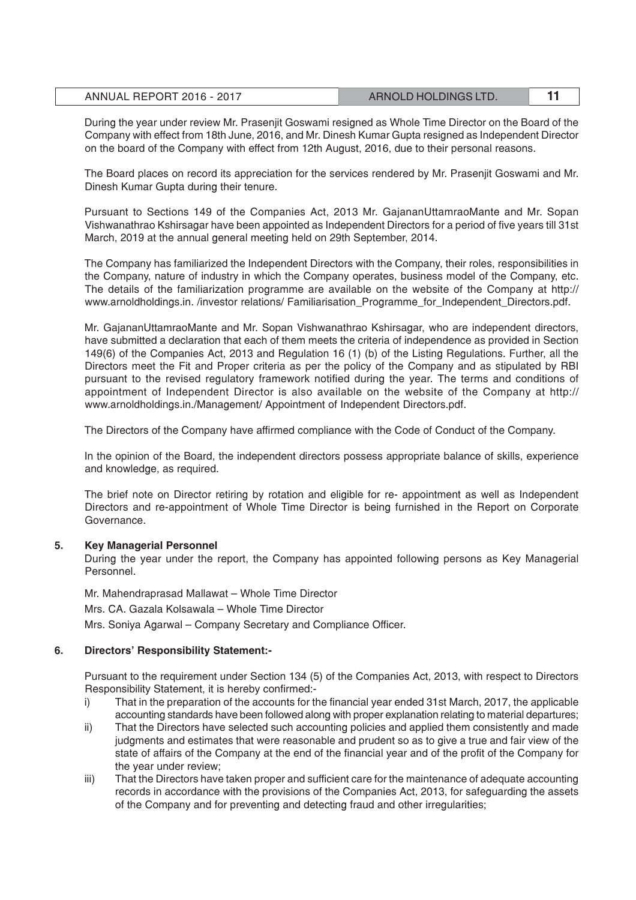During the year under review Mr. Prasenjit Goswami resigned as Whole Time Director on the Board of the Company with effect from 18th June, 2016, and Mr. Dinesh Kumar Gupta resigned as Independent Director on the board of the Company with effect from 12th August, 2016, due to their personal reasons.

The Board places on record its appreciation for the services rendered by Mr. Prasenjit Goswami and Mr. Dinesh Kumar Gupta during their tenure.

Pursuant to Sections 149 of the Companies Act, 2013 Mr. GajananUttamraoMante and Mr. Sopan Vishwanathrao Kshirsagar have been appointed as Independent Directors for a period of five years till 31st March, 2019 at the annual general meeting held on 29th September, 2014.

The Company has familiarized the Independent Directors with the Company, their roles, responsibilities in the Company, nature of industry in which the Company operates, business model of the Company, etc. The details of the familiarization programme are available on the website of the Company at http:// www.arnoldholdings.in. /investor relations/ Familiarisation_Programme_for_Independent_Directors.pdf.

Mr. GajananUttamraoMante and Mr. Sopan Vishwanathrao Kshirsagar, who are independent directors, have submitted a declaration that each of them meets the criteria of independence as provided in Section 149(6) of the Companies Act, 2013 and Regulation 16 (1) (b) of the Listing Regulations. Further, all the Directors meet the Fit and Proper criteria as per the policy of the Company and as stipulated by RBI pursuant to the revised regulatory framework notified during the year. The terms and conditions of appointment of Independent Director is also available on the website of the Company at http:// www.arnoldholdings.in./Management/ Appointment of Independent Directors.pdf.

The Directors of the Company have affirmed compliance with the Code of Conduct of the Company.

In the opinion of the Board, the independent directors possess appropriate balance of skills, experience and knowledge, as required.

The brief note on Director retiring by rotation and eligible for re- appointment as well as Independent Directors and re-appointment of Whole Time Director is being furnished in the Report on Corporate Governance.

**5. Key Managerial Personnel**

During the year under the report, the Company has appointed following persons as Key Managerial Personnel.

Mr. Mahendraprasad Mallawat – Whole Time Director

Mrs. CA. Gazala Kolsawala – Whole Time Director

Mrs. Soniya Agarwal – Company Secretary and Compliance Officer.

**6. Directors' Responsibility Statement:-**

Pursuant to the requirement under Section 134 (5) of the Companies Act, 2013, with respect to Directors Responsibility Statement, it is hereby confirmed:-

i) That in the preparation of the accounts for the financial year ended 31st March, 2017, the applicable accounting standards have been followed along with proper explanation relating to material departures;

ii) That the Directors have selected such accounting policies and applied them consistently and made judgments and estimates that were reasonable and prudent so as to give a true and fair view of the state of affairs of the Company at the end of the financial year and of the profit of the Company for the year under review;

iii) That the Directors have taken proper and sufficient care for the maintenance of adequate accounting records in accordance with the provisions of the Companies Act, 2013, for safeguarding the assets of the Company and for preventing and detecting fraud and other irregularities;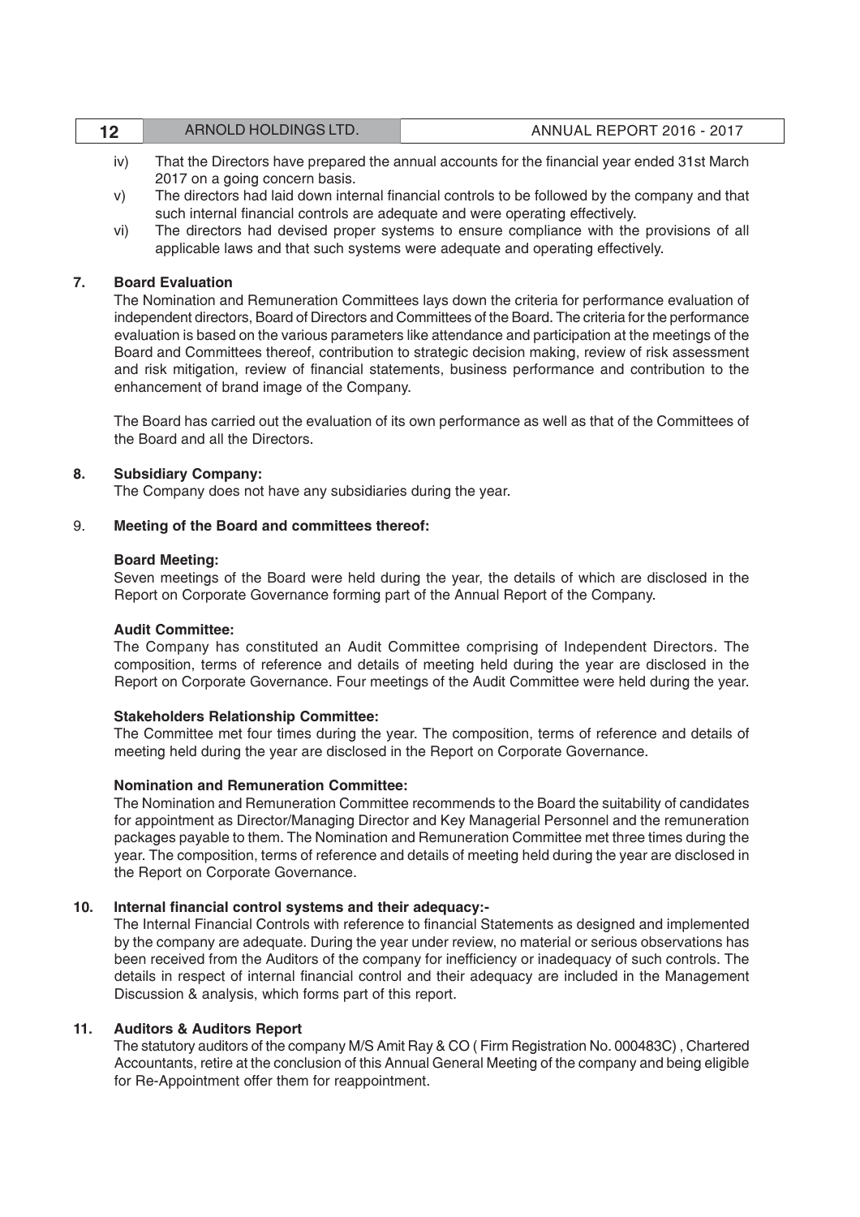iv) That the Directors have prepared the annual accounts for the financial year ended 31st March 2017 on a going concern basis.

v) The directors had laid down internal financial controls to be followed by the company and that such internal financial controls are adequate and were operating effectively.

vi) The directors had devised proper systems to ensure compliance with the provisions of all applicable laws and that such systems were adequate and operating effectively.

**7. Board Evaluation**

The Nomination and Remuneration Committees lays down the criteria for performance evaluation of independent directors, Board of Directors and Committees of the Board. The criteria for the performance evaluation is based on the various parameters like attendance and participation at the meetings of the Board and Committees thereof, contribution to strategic decision making, review of risk assessment and risk mitigation, review of financial statements, business performance and contribution to the enhancement of brand image of the Company.

The Board has carried out the evaluation of its own performance as well as that of the Committees of the Board and all the Directors.

**8. Subsidiary Company:**

The Company does not have any subsidiaries during the year.

9. **Meeting of the Board and committees thereof:**

**Board Meeting:**

Seven meetings of the Board were held during the year, the details of which are disclosed in the Report on Corporate Governance forming part of the Annual Report of the Company.

**Audit Committee:**

The Company has constituted an Audit Committee comprising of Independent Directors. The composition, terms of reference and details of meeting held during the year are disclosed in the Report on Corporate Governance. Four meetings of the Audit Committee were held during the year.

**Stakeholders Relationship Committee:**

The Committee met four times during the year. The composition, terms of reference and details of meeting held during the year are disclosed in the Report on Corporate Governance.

**Nomination and Remuneration Committee:**

The Nomination and Remuneration Committee recommends to the Board the suitability of candidates for appointment as Director/Managing Director and Key Managerial Personnel and the remuneration packages payable to them. The Nomination and Remuneration Committee met three times during the year. The composition, terms of reference and details of meeting held during the year are disclosed in the Report on Corporate Governance.

**10. Internal financial control systems and their adequacy:-**

The Internal Financial Controls with reference to financial Statements as designed and implemented by the company are adequate. During the year under review, no material or serious observations has been received from the Auditors of the company for inefficiency or inadequacy of such controls. The details in respect of internal financial control and their adequacy are included in the Management Discussion & analysis, which forms part of this report.

**11. Auditors & Auditors Report**

The statutory auditors of the company M/S Amit Ray & CO ( Firm Registration No. 000483C) , Chartered Accountants, retire at the conclusion of this Annual General Meeting of the company and being eligible for Re-Appointment offer them for reappointment.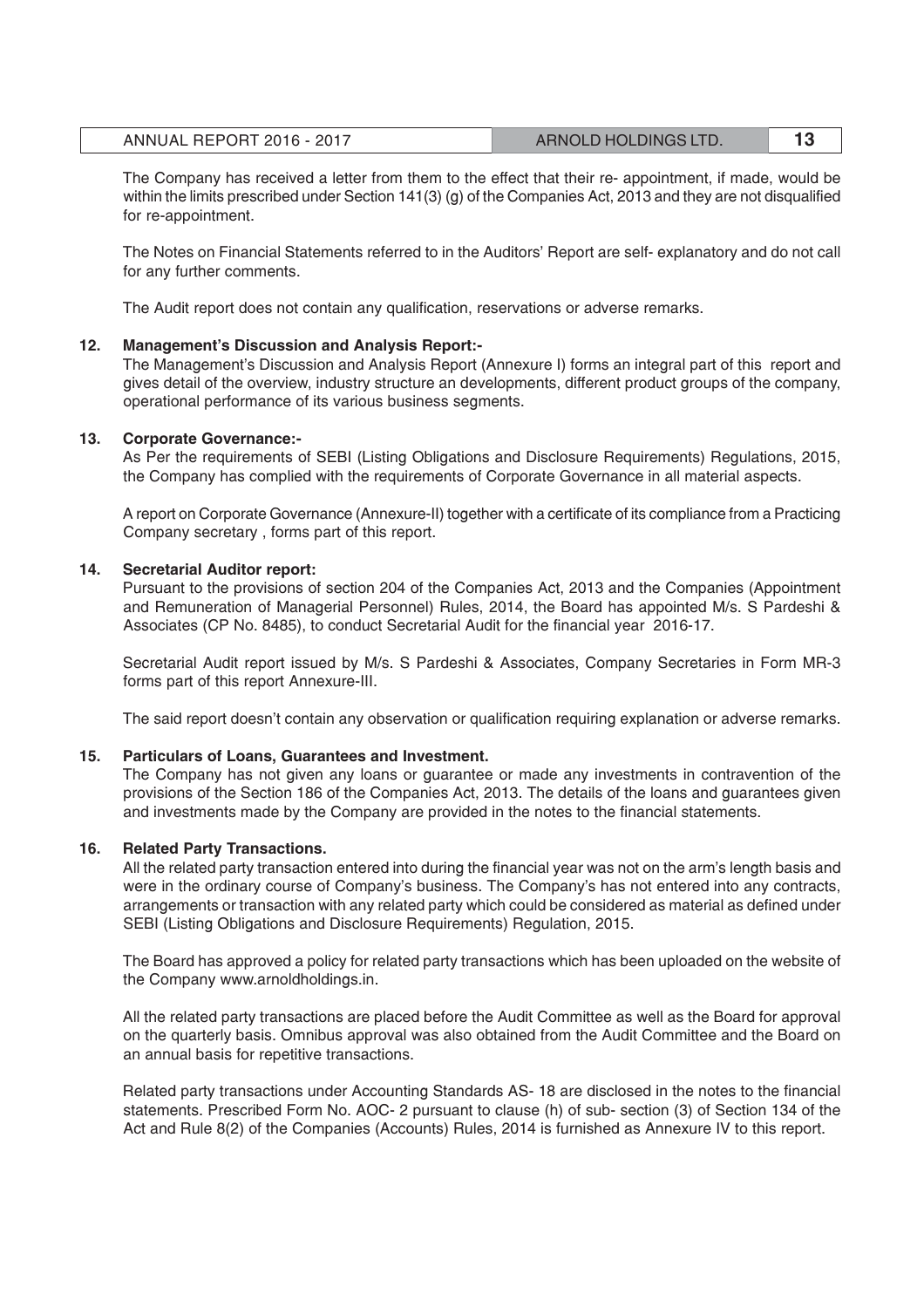The Company has received a letter from them to the effect that their re- appointment, if made, would be within the limits prescribed under Section 141(3) (g) of the Companies Act, 2013 and they are not disqualified for re-appointment.

The Notes on Financial Statements referred to in the Auditors' Report are self- explanatory and do not call for any further comments.

The Audit report does not contain any qualification, reservations or adverse remarks.

**12. Management's Discussion and Analysis Report:-**

The Management's Discussion and Analysis Report (Annexure I) forms an integral part of this report and gives detail of the overview, industry structure an developments, different product groups of the company, operational performance of its various business segments.

**13. Corporate Governance:-**

As Per the requirements of SEBI (Listing Obligations and Disclosure Requirements) Regulations, 2015, the Company has complied with the requirements of Corporate Governance in all material aspects.

A report on Corporate Governance (Annexure-II) together with a certificate of its compliance from a Practicing Company secretary , forms part of this report.

**14. Secretarial Auditor report:**

Pursuant to the provisions of section 204 of the Companies Act, 2013 and the Companies (Appointment and Remuneration of Managerial Personnel) Rules, 2014, the Board has appointed M/s. S Pardeshi & Associates (CP No. 8485), to conduct Secretarial Audit for the financial year 2016-17.

Secretarial Audit report issued by M/s. S Pardeshi & Associates, Company Secretaries in Form MR-3 forms part of this report Annexure-III.

The said report doesn't contain any observation or qualification requiring explanation or adverse remarks.

**15. Particulars of Loans, Guarantees and Investment.**

The Company has not given any loans or guarantee or made any investments in contravention of the provisions of the Section 186 of the Companies Act, 2013. The details of the loans and guarantees given and investments made by the Company are provided in the notes to the financial statements.

**16. Related Party Transactions.**

All the related party transaction entered into during the financial year was not on the arm's length basis and were in the ordinary course of Company's business. The Company's has not entered into any contracts, arrangements or transaction with any related party which could be considered as material as defined under SEBI (Listing Obligations and Disclosure Requirements) Regulation, 2015.

The Board has approved a policy for related party transactions which has been uploaded on the website of the Company www.arnoldholdings.in.

All the related party transactions are placed before the Audit Committee as well as the Board for approval on the quarterly basis. Omnibus approval was also obtained from the Audit Committee and the Board on an annual basis for repetitive transactions.

Related party transactions under Accounting Standards AS- 18 are disclosed in the notes to the financial statements. Prescribed Form No. AOC- 2 pursuant to clause (h) of sub- section (3) of Section 134 of the Act and Rule 8(2) of the Companies (Accounts) Rules, 2014 is furnished as Annexure IV to this report.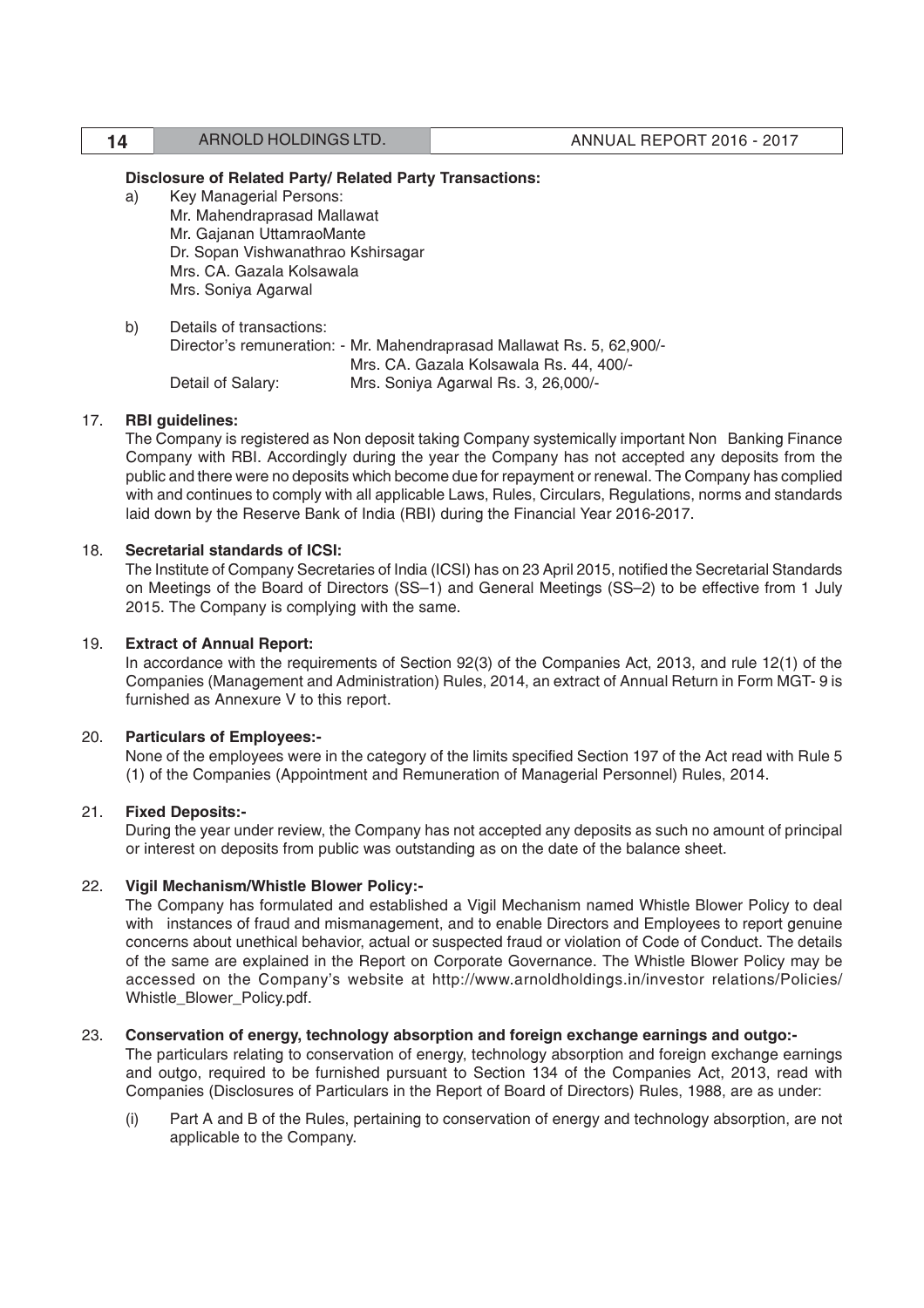**Disclosure of Related Party/ Related Party Transactions:**

a) Key Managerial Persons:
   Mr. Mahendraprasad Mallawat
   Mr. Gajanan UttamraoMante
   Dr. Sopan Vishwanathrao Kshirsagar
   Mrs. CA. Gazala Kolsawala
   Mrs. Soniya Agarwal

b) Details of transactions:
   Director's remuneration: - Mr. Mahendraprasad Mallawat Rs. 5, 62,900/-
   Mrs. CA. Gazala Kolsawala Rs. 44, 400/-
   Detail of Salary: Mrs. Soniya Agarwal Rs. 3, 26,000/-

17. **RBI guidelines:**

The Company is registered as Non deposit taking Company systemically important Non Banking Finance Company with RBI. Accordingly during the year the Company has not accepted any deposits from the public and there were no deposits which become due for repayment or renewal. The Company has complied with and continues to comply with all applicable Laws, Rules, Circulars, Regulations, norms and standards laid down by the Reserve Bank of India (RBI) during the Financial Year 2016-2017.

18. **Secretarial standards of ICSI:**

The Institute of Company Secretaries of India (ICSI) has on 23 April 2015, notified the Secretarial Standards on Meetings of the Board of Directors (SS–1) and General Meetings (SS–2) to be effective from 1 July 2015. The Company is complying with the same.

19. **Extract of Annual Report:**

In accordance with the requirements of Section 92(3) of the Companies Act, 2013, and rule 12(1) of the Companies (Management and Administration) Rules, 2014, an extract of Annual Return in Form MGT- 9 is furnished as Annexure V to this report.

20. **Particulars of Employees:-**

None of the employees were in the category of the limits specified Section 197 of the Act read with Rule 5 (1) of the Companies (Appointment and Remuneration of Managerial Personnel) Rules, 2014.

21. **Fixed Deposits:-**

During the year under review, the Company has not accepted any deposits as such no amount of principal or interest on deposits from public was outstanding as on the date of the balance sheet.

22. **Vigil Mechanism/Whistle Blower Policy:-**

The Company has formulated and established a Vigil Mechanism named Whistle Blower Policy to deal with instances of fraud and mismanagement, and to enable Directors and Employees to report genuine concerns about unethical behavior, actual or suspected fraud or violation of Code of Conduct. The details of the same are explained in the Report on Corporate Governance. The Whistle Blower Policy may be accessed on the Company's website at http://www.arnoldholdings.in/investor relations/Policies/Whistle_Blower_Policy.pdf.

23. **Conservation of energy, technology absorption and foreign exchange earnings and outgo:-**

The particulars relating to conservation of energy, technology absorption and foreign exchange earnings and outgo, required to be furnished pursuant to Section 134 of the Companies Act, 2013, read with Companies (Disclosures of Particulars in the Report of Board of Directors) Rules, 1988, are as under:

(i) Part A and B of the Rules, pertaining to conservation of energy and technology absorption, are not applicable to the Company.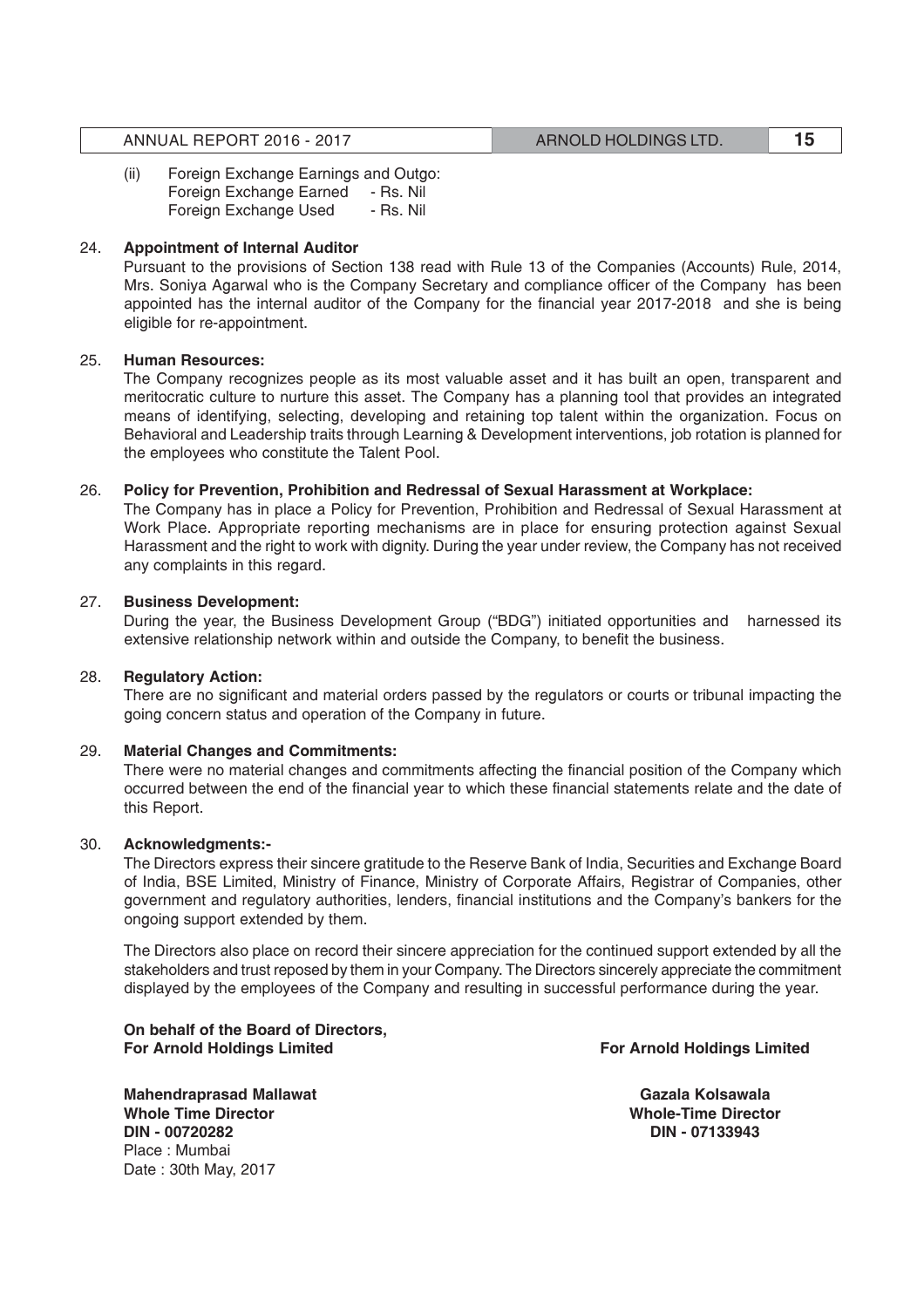(ii) Foreign Exchange Earnings and Outgo:
Foreign Exchange Earned - Rs. Nil
Foreign Exchange Used - Rs. Nil

24. **Appointment of Internal Auditor**

Pursuant to the provisions of Section 138 read with Rule 13 of the Companies (Accounts) Rule, 2014, Mrs. Soniya Agarwal who is the Company Secretary and compliance officer of the Company has been appointed has the internal auditor of the Company for the financial year 2017-2018 and she is being eligible for re-appointment.

25. **Human Resources:**

The Company recognizes people as its most valuable asset and it has built an open, transparent and meritocratic culture to nurture this asset. The Company has a planning tool that provides an integrated means of identifying, selecting, developing and retaining top talent within the organization. Focus on Behavioral and Leadership traits through Learning & Development interventions, job rotation is planned for the employees who constitute the Talent Pool.

26. **Policy for Prevention, Prohibition and Redressal of Sexual Harassment at Workplace:**

The Company has in place a Policy for Prevention, Prohibition and Redressal of Sexual Harassment at Work Place. Appropriate reporting mechanisms are in place for ensuring protection against Sexual Harassment and the right to work with dignity. During the year under review, the Company has not received any complaints in this regard.

27. **Business Development:**

During the year, the Business Development Group ("BDG") initiated opportunities and harnessed its extensive relationship network within and outside the Company, to benefit the business.

28. **Regulatory Action:**

There are no significant and material orders passed by the regulators or courts or tribunal impacting the going concern status and operation of the Company in future.

29. **Material Changes and Commitments:**

There were no material changes and commitments affecting the financial position of the Company which occurred between the end of the financial year to which these financial statements relate and the date of this Report.

30. **Acknowledgments:-**

The Directors express their sincere gratitude to the Reserve Bank of India, Securities and Exchange Board of India, BSE Limited, Ministry of Finance, Ministry of Corporate Affairs, Registrar of Companies, other government and regulatory authorities, lenders, financial institutions and the Company's bankers for the ongoing support extended by them.

The Directors also place on record their sincere appreciation for the continued support extended by all the stakeholders and trust reposed by them in your Company. The Directors sincerely appreciate the commitment displayed by the employees of the Company and resulting in successful performance during the year.

**On behalf of the Board of Directors,**
**For Arnold Holdings Limited**

**Mahendraprasad Mallawat**
**Whole Time Director**
**DIN - 00720282**
Place : Mumbai
Date : 30th May, 2017

**For Arnold Holdings Limited**

**Gazala Kolsawala**
**Whole-Time Director**
**DIN - 07133943**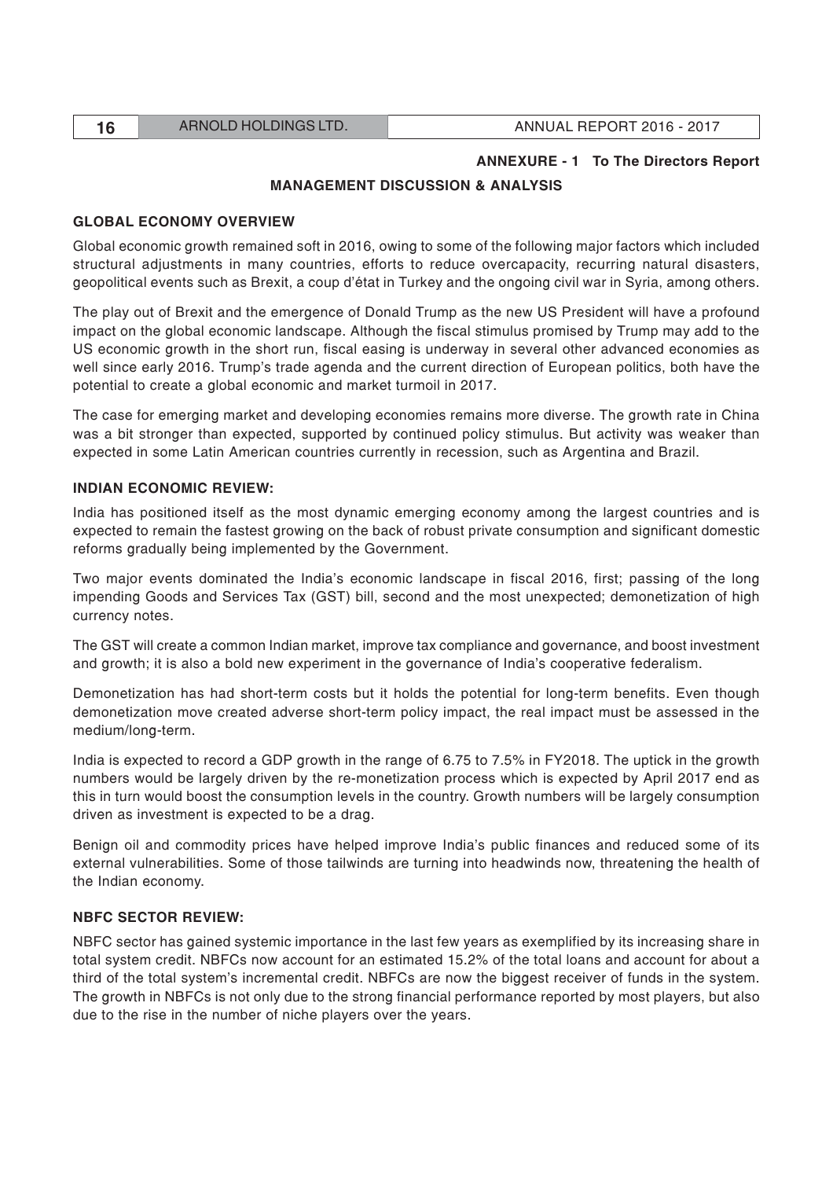**ANNEXURE - 1 To The Directors Report**

## MANAGEMENT DISCUSSION & ANALYSIS

### GLOBAL ECONOMY OVERVIEW

Global economic growth remained soft in 2016, owing to some of the following major factors which included structural adjustments in many countries, efforts to reduce overcapacity, recurring natural disasters, geopolitical events such as Brexit, a coup d'état in Turkey and the ongoing civil war in Syria, among others.

The play out of Brexit and the emergence of Donald Trump as the new US President will have a profound impact on the global economic landscape. Although the fiscal stimulus promised by Trump may add to the US economic growth in the short run, fiscal easing is underway in several other advanced economies as well since early 2016. Trump's trade agenda and the current direction of European politics, both have the potential to create a global economic and market turmoil in 2017.

The case for emerging market and developing economies remains more diverse. The growth rate in China was a bit stronger than expected, supported by continued policy stimulus. But activity was weaker than expected in some Latin American countries currently in recession, such as Argentina and Brazil.

### INDIAN ECONOMIC REVIEW:

India has positioned itself as the most dynamic emerging economy among the largest countries and is expected to remain the fastest growing on the back of robust private consumption and significant domestic reforms gradually being implemented by the Government.

Two major events dominated the India's economic landscape in fiscal 2016, first; passing of the long impending Goods and Services Tax (GST) bill, second and the most unexpected; demonetization of high currency notes.

The GST will create a common Indian market, improve tax compliance and governance, and boost investment and growth; it is also a bold new experiment in the governance of India's cooperative federalism.

Demonetization has had short-term costs but it holds the potential for long-term benefits. Even though demonetization move created adverse short-term policy impact, the real impact must be assessed in the medium/long-term.

India is expected to record a GDP growth in the range of 6.75 to 7.5% in FY2018. The uptick in the growth numbers would be largely driven by the re-monetization process which is expected by April 2017 end as this in turn would boost the consumption levels in the country. Growth numbers will be largely consumption driven as investment is expected to be a drag.

Benign oil and commodity prices have helped improve India's public finances and reduced some of its external vulnerabilities. Some of those tailwinds are turning into headwinds now, threatening the health of the Indian economy.

### NBFC SECTOR REVIEW:

NBFC sector has gained systemic importance in the last few years as exemplified by its increasing share in total system credit. NBFCs now account for an estimated 15.2% of the total loans and account for about a third of the total system's incremental credit. NBFCs are now the biggest receiver of funds in the system. The growth in NBFCs is not only due to the strong financial performance reported by most players, but also due to the rise in the number of niche players over the years.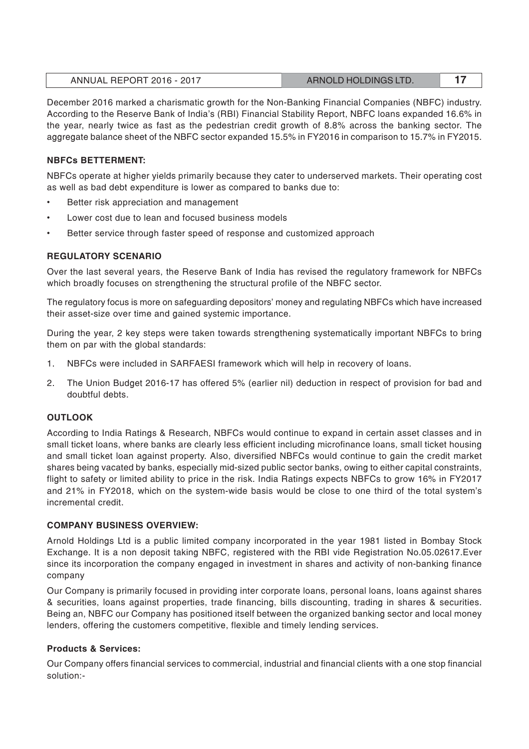December 2016 marked a charismatic growth for the Non-Banking Financial Companies (NBFC) industry. According to the Reserve Bank of India's (RBI) Financial Stability Report, NBFC loans expanded 16.6% in the year, nearly twice as fast as the pedestrian credit growth of 8.8% across the banking sector. The aggregate balance sheet of the NBFC sector expanded 15.5% in FY2016 in comparison to 15.7% in FY2015.

**NBFCs BETTERMENT:**

NBFCs operate at higher yields primarily because they cater to underserved markets. Their operating cost as well as bad debt expenditure is lower as compared to banks due to:

- Better risk appreciation and management
- Lower cost due to lean and focused business models
- Better service through faster speed of response and customized approach

**REGULATORY SCENARIO**

Over the last several years, the Reserve Bank of India has revised the regulatory framework for NBFCs which broadly focuses on strengthening the structural profile of the NBFC sector.

The regulatory focus is more on safeguarding depositors' money and regulating NBFCs which have increased their asset-size over time and gained systemic importance.

During the year, 2 key steps were taken towards strengthening systematically important NBFCs to bring them on par with the global standards:

1. NBFCs were included in SARFAESI framework which will help in recovery of loans.
2. The Union Budget 2016-17 has offered 5% (earlier nil) deduction in respect of provision for bad and doubtful debts.

**OUTLOOK**

According to India Ratings & Research, NBFCs would continue to expand in certain asset classes and in small ticket loans, where banks are clearly less efficient including microfinance loans, small ticket housing and small ticket loan against property. Also, diversified NBFCs would continue to gain the credit market shares being vacated by banks, especially mid-sized public sector banks, owing to either capital constraints, flight to safety or limited ability to price in the risk. India Ratings expects NBFCs to grow 16% in FY2017 and 21% in FY2018, which on the system-wide basis would be close to one third of the total system's incremental credit.

**COMPANY BUSINESS OVERVIEW:**

Arnold Holdings Ltd is a public limited company incorporated in the year 1981 listed in Bombay Stock Exchange. It is a non deposit taking NBFC, registered with the RBI vide Registration No.05.02617.Ever since its incorporation the company engaged in investment in shares and activity of non-banking finance company

Our Company is primarily focused in providing inter corporate loans, personal loans, loans against shares & securities, loans against properties, trade financing, bills discounting, trading in shares & securities. Being an, NBFC our Company has positioned itself between the organized banking sector and local money lenders, offering the customers competitive, flexible and timely lending services.

**Products & Services:**

Our Company offers financial services to commercial, industrial and financial clients with a one stop financial solution:-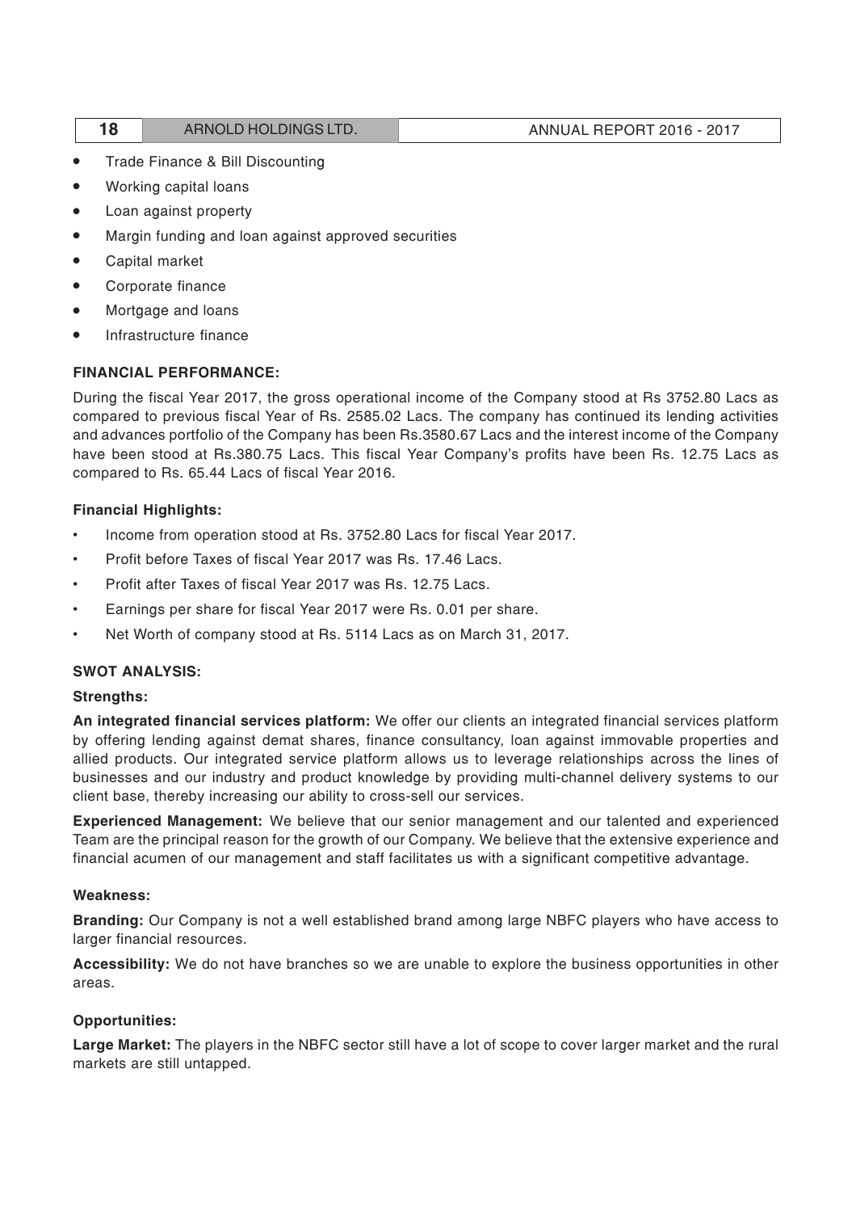- Trade Finance & Bill Discounting
- Working capital loans
- Loan against property
- Margin funding and loan against approved securities
- Capital market
- Corporate finance
- Mortgage and loans
- Infrastructure finance

**FINANCIAL PERFORMANCE:**

During the fiscal Year 2017, the gross operational income of the Company stood at Rs 3752.80 Lacs as compared to previous fiscal Year of Rs. 2585.02 Lacs. The company has continued its lending activities and advances portfolio of the Company has been Rs.3580.67 Lacs and the interest income of the Company have been stood at Rs.380.75 Lacs. This fiscal Year Company's profits have been Rs. 12.75 Lacs as compared to Rs. 65.44 Lacs of fiscal Year 2016.

**Financial Highlights:**

- Income from operation stood at Rs. 3752.80 Lacs for fiscal Year 2017.
- Profit before Taxes of fiscal Year 2017 was Rs. 17.46 Lacs.
- Profit after Taxes of fiscal Year 2017 was Rs. 12.75 Lacs.
- Earnings per share for fiscal Year 2017 were Rs. 0.01 per share.
- Net Worth of company stood at Rs. 5114 Lacs as on March 31, 2017.

**SWOT ANALYSIS:**

**Strengths:**

**An integrated financial services platform:** We offer our clients an integrated financial services platform by offering lending against demat shares, finance consultancy, loan against immovable properties and allied products. Our integrated service platform allows us to leverage relationships across the lines of businesses and our industry and product knowledge by providing multi-channel delivery systems to our client base, thereby increasing our ability to cross-sell our services.

**Experienced Management:** We believe that our senior management and our talented and experienced Team are the principal reason for the growth of our Company. We believe that the extensive experience and financial acumen of our management and staff facilitates us with a significant competitive advantage.

**Weakness:**

**Branding:** Our Company is not a well established brand among large NBFC players who have access to larger financial resources.

**Accessibility:** We do not have branches so we are unable to explore the business opportunities in other areas.

**Opportunities:**

**Large Market:** The players in the NBFC sector still have a lot of scope to cover larger market and the rural markets are still untapped.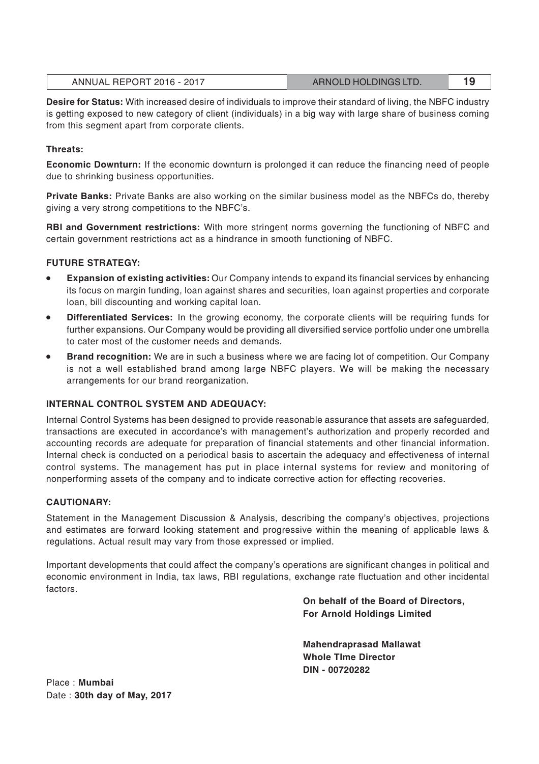**Desire for Status:** With increased desire of individuals to improve their standard of living, the NBFC industry is getting exposed to new category of client (individuals) in a big way with large share of business coming from this segment apart from corporate clients.

**Threats:**

**Economic Downturn:** If the economic downturn is prolonged it can reduce the financing need of people due to shrinking business opportunities.

**Private Banks:** Private Banks are also working on the similar business model as the NBFCs do, thereby giving a very strong competitions to the NBFC's.

**RBI and Government restrictions:** With more stringent norms governing the functioning of NBFC and certain government restrictions act as a hindrance in smooth functioning of NBFC.

**FUTURE STRATEGY:**

- **Expansion of existing activities:** Our Company intends to expand its financial services by enhancing its focus on margin funding, loan against shares and securities, loan against properties and corporate loan, bill discounting and working capital loan.
- **Differentiated Services:** In the growing economy, the corporate clients will be requiring funds for further expansions. Our Company would be providing all diversified service portfolio under one umbrella to cater most of the customer needs and demands.
- **Brand recognition:** We are in such a business where we are facing lot of competition. Our Company is not a well established brand among large NBFC players. We will be making the necessary arrangements for our brand reorganization.

**INTERNAL CONTROL SYSTEM AND ADEQUACY:**

Internal Control Systems has been designed to provide reasonable assurance that assets are safeguarded, transactions are executed in accordance's with management's authorization and properly recorded and accounting records are adequate for preparation of financial statements and other financial information. Internal check is conducted on a periodical basis to ascertain the adequacy and effectiveness of internal control systems. The management has put in place internal systems for review and monitoring of nonperforming assets of the company and to indicate corrective action for effecting recoveries.

**CAUTIONARY:**

Statement in the Management Discussion & Analysis, describing the company's objectives, projections and estimates are forward looking statement and progressive within the meaning of applicable laws & regulations. Actual result may vary from those expressed or implied.

Important developments that could affect the company's operations are significant changes in political and economic environment in India, tax laws, RBI regulations, exchange rate fluctuation and other incidental factors.

**On behalf of the Board of Directors,**
**For Arnold Holdings Limited**

**Mahendraprasad Mallawat**
**Whole TIme Director**
**DIN - 00720282**

Place : **Mumbai**
Date : **30th day of May, 2017**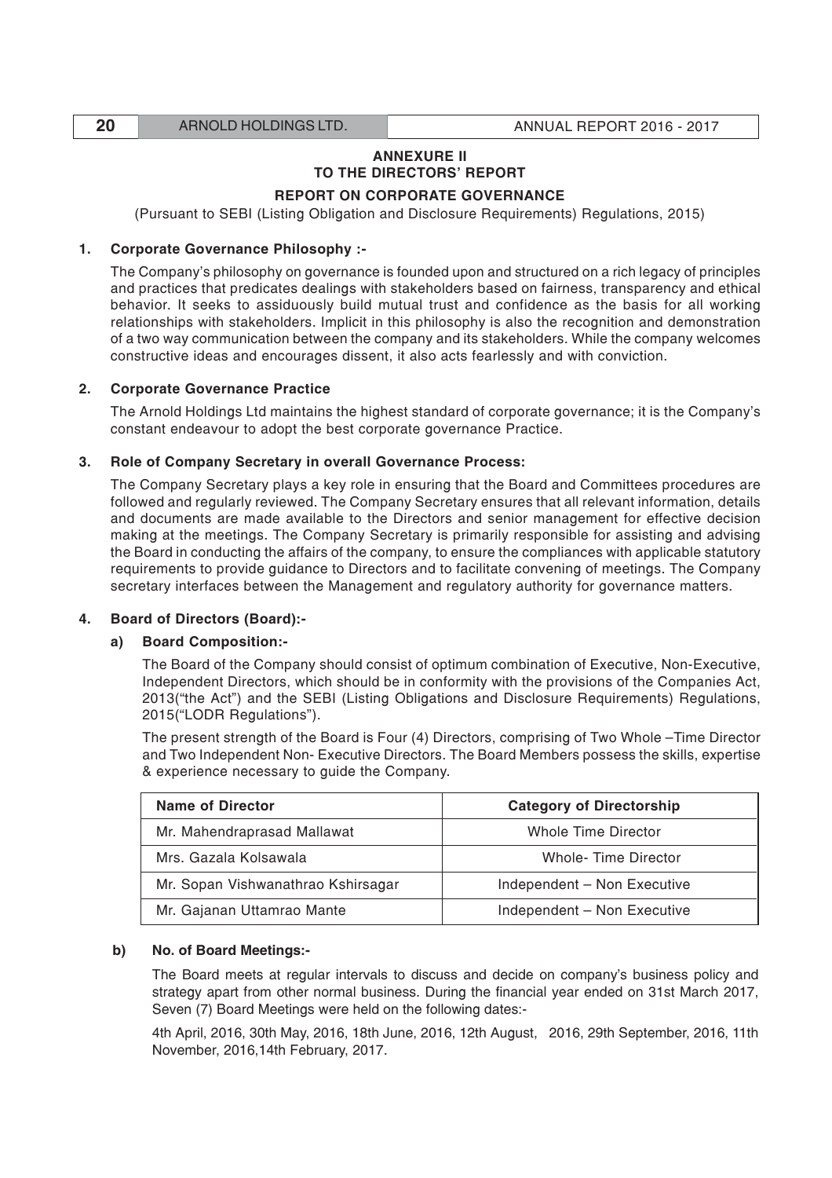## ANNEXURE II
## TO THE DIRECTORS' REPORT

### REPORT ON CORPORATE GOVERNANCE

(Pursuant to SEBI (Listing Obligation and Disclosure Requirements) Regulations, 2015)

**1. Corporate Governance Philosophy :-**

The Company's philosophy on governance is founded upon and structured on a rich legacy of principles and practices that predicates dealings with stakeholders based on fairness, transparency and ethical behavior. It seeks to assiduously build mutual trust and confidence as the basis for all working relationships with stakeholders. Implicit in this philosophy is also the recognition and demonstration of a two way communication between the company and its stakeholders. While the company welcomes constructive ideas and encourages dissent, it also acts fearlessly and with conviction.

**2. Corporate Governance Practice**

The Arnold Holdings Ltd maintains the highest standard of corporate governance; it is the Company's constant endeavour to adopt the best corporate governance Practice.

**3. Role of Company Secretary in overall Governance Process:**

The Company Secretary plays a key role in ensuring that the Board and Committees procedures are followed and regularly reviewed. The Company Secretary ensures that all relevant information, details and documents are made available to the Directors and senior management for effective decision making at the meetings. The Company Secretary is primarily responsible for assisting and advising the Board in conducting the affairs of the company, to ensure the compliances with applicable statutory requirements to provide guidance to Directors and to facilitate convening of meetings. The Company secretary interfaces between the Management and regulatory authority for governance matters.

**4. Board of Directors (Board):-**

**a) Board Composition:-**

The Board of the Company should consist of optimum combination of Executive, Non-Executive, Independent Directors, which should be in conformity with the provisions of the Companies Act, 2013("the Act") and the SEBI (Listing Obligations and Disclosure Requirements) Regulations, 2015("LODR Regulations").

The present strength of the Board is Four (4) Directors, comprising of Two Whole –Time Director and Two Independent Non- Executive Directors. The Board Members possess the skills, expertise & experience necessary to guide the Company.

| Name of Director | Category of Directorship |
|---|---|
| Mr. Mahendraprasad Mallawat | Whole Time Director |
| Mrs. Gazala Kolsawala | Whole- Time Director |
| Mr. Sopan Vishwanathrao Kshirsagar | Independent – Non Executive |
| Mr. Gajanan Uttamrao Mante | Independent – Non Executive |

**b) No. of Board Meetings:-**

The Board meets at regular intervals to discuss and decide on company's business policy and strategy apart from other normal business. During the financial year ended on 31st March 2017, Seven (7) Board Meetings were held on the following dates:-

4th April, 2016, 30th May, 2016, 18th June, 2016, 12th August, 2016, 29th September, 2016, 11th November, 2016,14th February, 2017.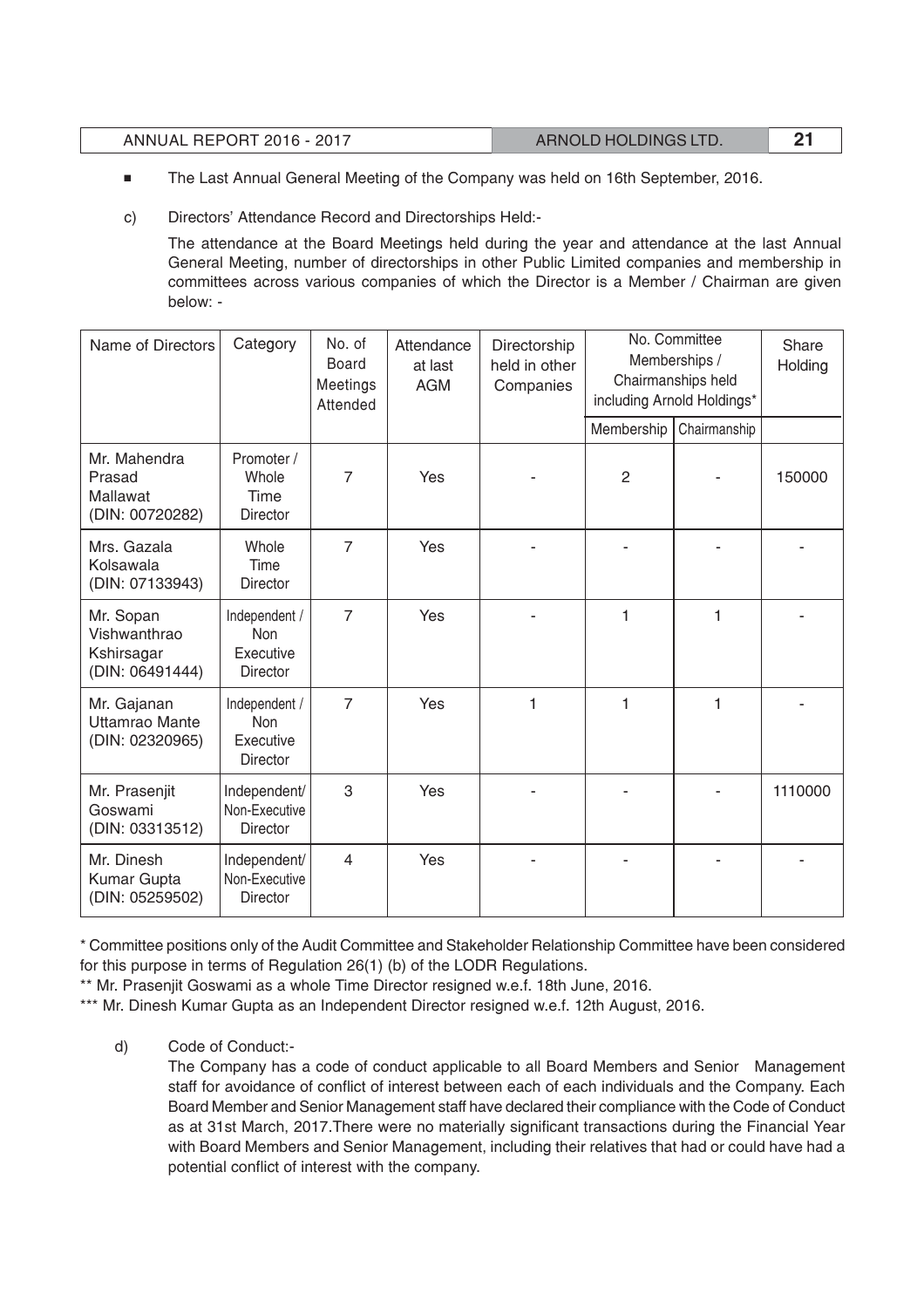- The Last Annual General Meeting of the Company was held on 16th September, 2016.

c) Directors' Attendance Record and Directorships Held:-

The attendance at the Board Meetings held during the year and attendance at the last Annual General Meeting, number of directorships in other Public Limited companies and membership in committees across various companies of which the Director is a Member / Chairman are given below: -

| Name of Directors | Category | No. of Board Meetings Attended | Attendance at last AGM | Directorship held in other Companies | No. Committee Memberships / Chairmanships held including Arnold Holdings* | | Share Holding |
|---|---|---|---|---|---|---|---|
| | | | | | Membership | Chairmanship | |
| Mr. Mahendra Prasad Mallawat (DIN: 00720282) | Promoter / Whole Time Director | 7 | Yes | - | 2 | - | 150000 |
| Mrs. Gazala Kolsawala (DIN: 07133943) | Whole Time Director | 7 | Yes | - | - | - | - |
| Mr. Sopan Vishwanthrao Kshirsagar (DIN: 06491444) | Independent / Non Executive Director | 7 | Yes | - | 1 | 1 | - |
| Mr. Gajanan Uttamrao Mante (DIN: 02320965) | Independent / Non Executive Director | 7 | Yes | 1 | 1 | 1 | - |
| Mr. Prasenjit Goswami (DIN: 03313512) | Independent/ Non-Executive Director | 3 | Yes | - | - | - | 1110000 |
| Mr. Dinesh Kumar Gupta (DIN: 05259502) | Independent/ Non-Executive Director | 4 | Yes | - | - | - | - |

\* Committee positions only of the Audit Committee and Stakeholder Relationship Committee have been considered for this purpose in terms of Regulation 26(1) (b) of the LODR Regulations.

\*\* Mr. Prasenjit Goswami as a whole Time Director resigned w.e.f. 18th June, 2016.

\*\*\* Mr. Dinesh Kumar Gupta as an Independent Director resigned w.e.f. 12th August, 2016.

d) Code of Conduct:-

The Company has a code of conduct applicable to all Board Members and Senior Management staff for avoidance of conflict of interest between each of each individuals and the Company. Each Board Member and Senior Management staff have declared their compliance with the Code of Conduct as at 31st March, 2017.There were no materially significant transactions during the Financial Year with Board Members and Senior Management, including their relatives that had or could have had a potential conflict of interest with the company.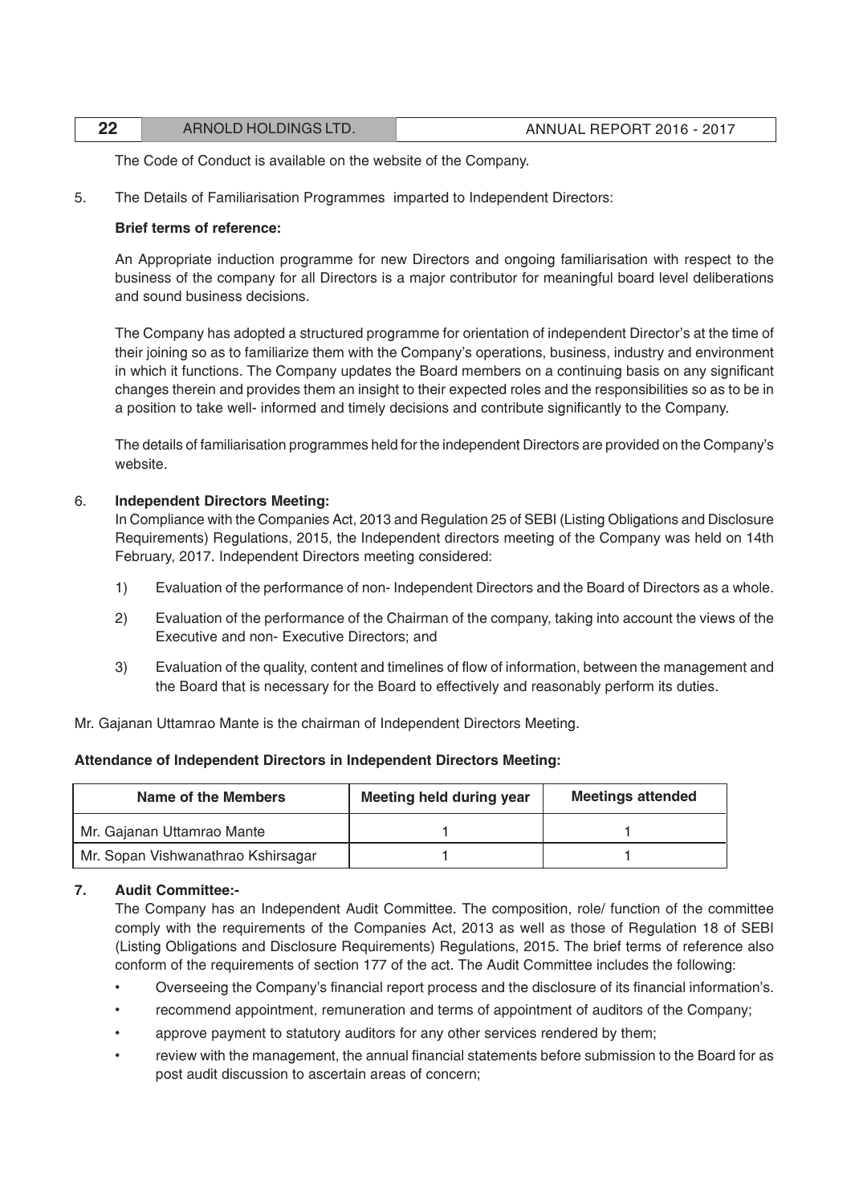The Code of Conduct is available on the website of the Company.

5. The Details of Familiarisation Programmes imparted to Independent Directors:

**Brief terms of reference:**

An Appropriate induction programme for new Directors and ongoing familiarisation with respect to the business of the company for all Directors is a major contributor for meaningful board level deliberations and sound business decisions.

The Company has adopted a structured programme for orientation of independent Director's at the time of their joining so as to familiarize them with the Company's operations, business, industry and environment in which it functions. The Company updates the Board members on a continuing basis on any significant changes therein and provides them an insight to their expected roles and the responsibilities so as to be in a position to take well- informed and timely decisions and contribute significantly to the Company.

The details of familiarisation programmes held for the independent Directors are provided on the Company's website.

6. **Independent Directors Meeting:**

In Compliance with the Companies Act, 2013 and Regulation 25 of SEBI (Listing Obligations and Disclosure Requirements) Regulations, 2015, the Independent directors meeting of the Company was held on 14th February, 2017. Independent Directors meeting considered:

1) Evaluation of the performance of non- Independent Directors and the Board of Directors as a whole.

2) Evaluation of the performance of the Chairman of the company, taking into account the views of the Executive and non- Executive Directors; and

3) Evaluation of the quality, content and timelines of flow of information, between the management and the Board that is necessary for the Board to effectively and reasonably perform its duties.

Mr. Gajanan Uttamrao Mante is the chairman of Independent Directors Meeting.

**Attendance of Independent Directors in Independent Directors Meeting:**

| Name of the Members | Meeting held during year | Meetings attended |
|---|---|---|
| Mr. Gajanan Uttamrao Mante | 1 | 1 |
| Mr. Sopan Vishwanathrao Kshirsagar | 1 | 1 |

7. **Audit Committee:-**

The Company has an Independent Audit Committee. The composition, role/ function of the committee comply with the requirements of the Companies Act, 2013 as well as those of Regulation 18 of SEBI (Listing Obligations and Disclosure Requirements) Regulations, 2015. The brief terms of reference also conform of the requirements of section 177 of the act. The Audit Committee includes the following:

- Overseeing the Company's financial report process and the disclosure of its financial information's.
- recommend appointment, remuneration and terms of appointment of auditors of the Company;
- approve payment to statutory auditors for any other services rendered by them;
- review with the management, the annual financial statements before submission to the Board for as post audit discussion to ascertain areas of concern;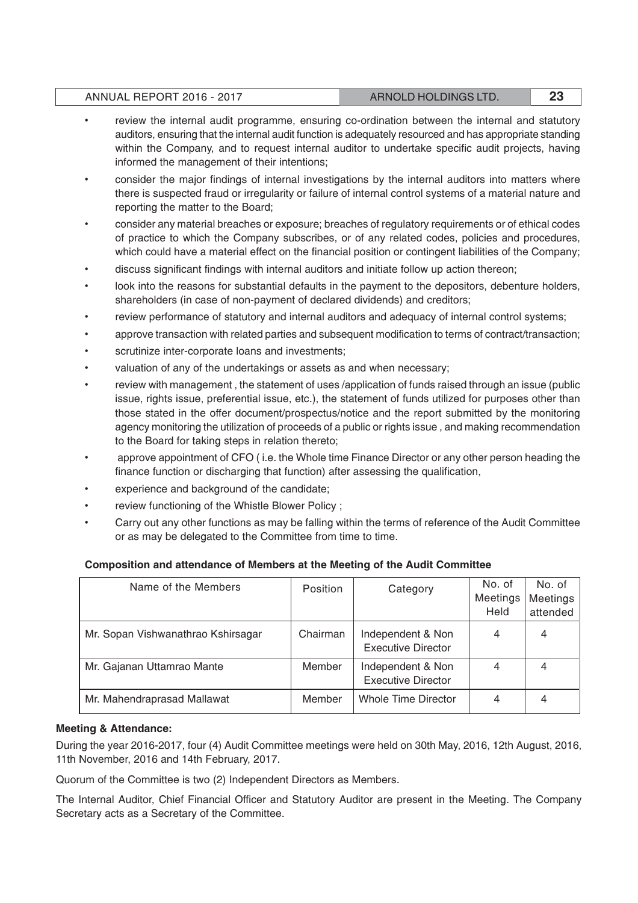- review the internal audit programme, ensuring co-ordination between the internal and statutory auditors, ensuring that the internal audit function is adequately resourced and has appropriate standing within the Company, and to request internal auditor to undertake specific audit projects, having informed the management of their intentions;
- consider the major findings of internal investigations by the internal auditors into matters where there is suspected fraud or irregularity or failure of internal control systems of a material nature and reporting the matter to the Board;
- consider any material breaches or exposure; breaches of regulatory requirements or of ethical codes of practice to which the Company subscribes, or of any related codes, policies and procedures, which could have a material effect on the financial position or contingent liabilities of the Company;
- discuss significant findings with internal auditors and initiate follow up action thereon;
- look into the reasons for substantial defaults in the payment to the depositors, debenture holders, shareholders (in case of non-payment of declared dividends) and creditors;
- review performance of statutory and internal auditors and adequacy of internal control systems;
- approve transaction with related parties and subsequent modification to terms of contract/transaction;
- scrutinize inter-corporate loans and investments;
- valuation of any of the undertakings or assets as and when necessary;
- review with management , the statement of uses /application of funds raised through an issue (public issue, rights issue, preferential issue, etc.), the statement of funds utilized for purposes other than those stated in the offer document/prospectus/notice and the report submitted by the monitoring agency monitoring the utilization of proceeds of a public or rights issue , and making recommendation to the Board for taking steps in relation thereto;
- approve appointment of CFO ( i.e. the Whole time Finance Director or any other person heading the finance function or discharging that function) after assessing the qualification,
- experience and background of the candidate;
- review functioning of the Whistle Blower Policy ;
- Carry out any other functions as may be falling within the terms of reference of the Audit Committee or as may be delegated to the Committee from time to time.

**Composition and attendance of Members at the Meeting of the Audit Committee**

| Name of the Members | Position | Category | No. of Meetings Held | No. of Meetings attended |
|---|---|---|---|---|
| Mr. Sopan Vishwanathrao Kshirsagar | Chairman | Independent & Non Executive Director | 4 | 4 |
| Mr. Gajanan Uttamrao Mante | Member | Independent & Non Executive Director | 4 | 4 |
| Mr. Mahendraprasad Mallawat | Member | Whole Time Director | 4 | 4 |

**Meeting & Attendance:**

During the year 2016-2017, four (4) Audit Committee meetings were held on 30th May, 2016, 12th August, 2016, 11th November, 2016 and 14th February, 2017.

Quorum of the Committee is two (2) Independent Directors as Members.

The Internal Auditor, Chief Financial Officer and Statutory Auditor are present in the Meeting. The Company Secretary acts as a Secretary of the Committee.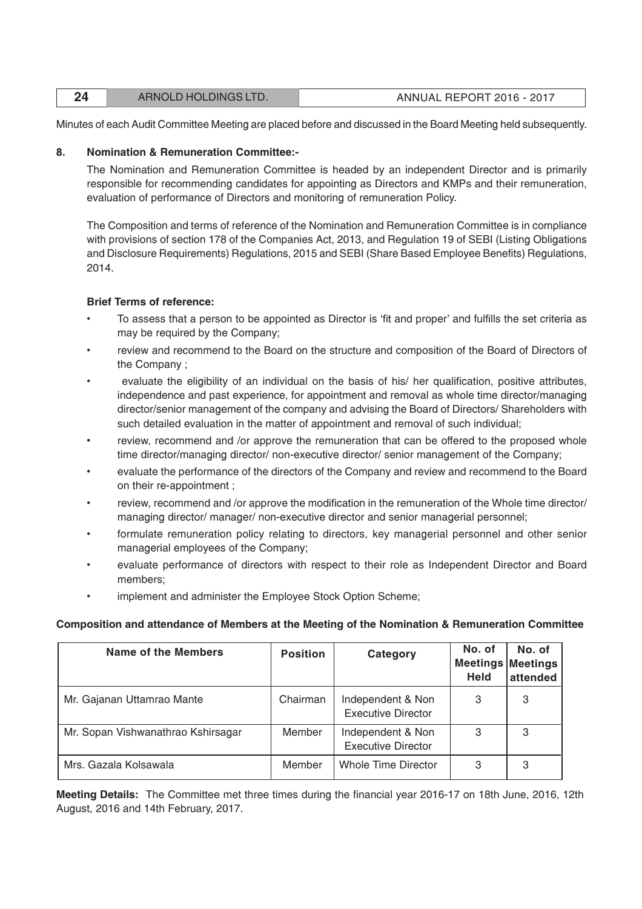Minutes of each Audit Committee Meeting are placed before and discussed in the Board Meeting held subsequently.

## 8. Nomination & Remuneration Committee:-

The Nomination and Remuneration Committee is headed by an independent Director and is primarily responsible for recommending candidates for appointing as Directors and KMPs and their remuneration, evaluation of performance of Directors and monitoring of remuneration Policy.

The Composition and terms of reference of the Nomination and Remuneration Committee is in compliance with provisions of section 178 of the Companies Act, 2013, and Regulation 19 of SEBI (Listing Obligations and Disclosure Requirements) Regulations, 2015 and SEBI (Share Based Employee Benefits) Regulations, 2014.

**Brief Terms of reference:**

- To assess that a person to be appointed as Director is 'fit and proper' and fulfills the set criteria as may be required by the Company;
- review and recommend to the Board on the structure and composition of the Board of Directors of the Company ;
- evaluate the eligibility of an individual on the basis of his/ her qualification, positive attributes, independence and past experience, for appointment and removal as whole time director/managing director/senior management of the company and advising the Board of Directors/ Shareholders with such detailed evaluation in the matter of appointment and removal of such individual;
- review, recommend and /or approve the remuneration that can be offered to the proposed whole time director/managing director/ non-executive director/ senior management of the Company;
- evaluate the performance of the directors of the Company and review and recommend to the Board on their re-appointment ;
- review, recommend and /or approve the modification in the remuneration of the Whole time director/ managing director/ manager/ non-executive director and senior managerial personnel;
- formulate remuneration policy relating to directors, key managerial personnel and other senior managerial employees of the Company;
- evaluate performance of directors with respect to their role as Independent Director and Board members;
- implement and administer the Employee Stock Option Scheme;

**Composition and attendance of Members at the Meeting of the Nomination & Remuneration Committee**

| Name of the Members | Position | Category | No. of Meetings Held | No. of Meetings attended |
|---|---|---|---|---|
| Mr. Gajanan Uttamrao Mante | Chairman | Independent & Non Executive Director | 3 | 3 |
| Mr. Sopan Vishwanathrao Kshirsagar | Member | Independent & Non Executive Director | 3 | 3 |
| Mrs. Gazala Kolsawala | Member | Whole Time Director | 3 | 3 |

**Meeting Details:** The Committee met three times during the financial year 2016-17 on 18th June, 2016, 12th August, 2016 and 14th February, 2017.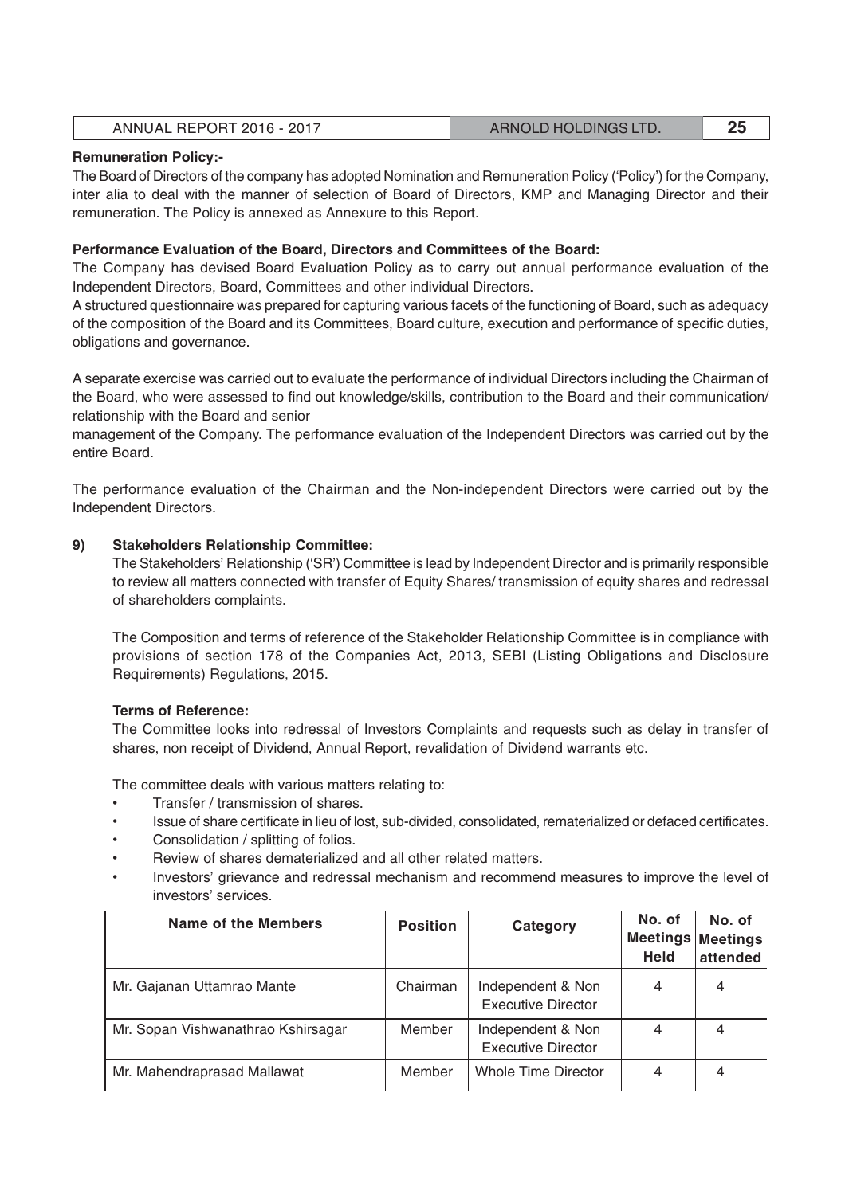**Remuneration Policy:-**

The Board of Directors of the company has adopted Nomination and Remuneration Policy ('Policy') for the Company, inter alia to deal with the manner of selection of Board of Directors, KMP and Managing Director and their remuneration. The Policy is annexed as Annexure to this Report.

**Performance Evaluation of the Board, Directors and Committees of the Board:**

The Company has devised Board Evaluation Policy as to carry out annual performance evaluation of the Independent Directors, Board, Committees and other individual Directors.

A structured questionnaire was prepared for capturing various facets of the functioning of Board, such as adequacy of the composition of the Board and its Committees, Board culture, execution and performance of specific duties, obligations and governance.

A separate exercise was carried out to evaluate the performance of individual Directors including the Chairman of the Board, who were assessed to find out knowledge/skills, contribution to the Board and their communication/ relationship with the Board and senior management of the Company. The performance evaluation of the Independent Directors was carried out by the entire Board.

The performance evaluation of the Chairman and the Non-independent Directors were carried out by the Independent Directors.

**9) Stakeholders Relationship Committee:**

The Stakeholders' Relationship ('SR') Committee is lead by Independent Director and is primarily responsible to review all matters connected with transfer of Equity Shares/ transmission of equity shares and redressal of shareholders complaints.

The Composition and terms of reference of the Stakeholder Relationship Committee is in compliance with provisions of section 178 of the Companies Act, 2013, SEBI (Listing Obligations and Disclosure Requirements) Regulations, 2015.

**Terms of Reference:**

The Committee looks into redressal of Investors Complaints and requests such as delay in transfer of shares, non receipt of Dividend, Annual Report, revalidation of Dividend warrants etc.

The committee deals with various matters relating to:

- Transfer / transmission of shares.
- Issue of share certificate in lieu of lost, sub-divided, consolidated, rematerialized or defaced certificates.
- Consolidation / splitting of folios.
- Review of shares dematerialized and all other related matters.
- Investors' grievance and redressal mechanism and recommend measures to improve the level of investors' services.

| Name of the Members | Position | Category | No. of Meetings Held | No. of Meetings attended |
|---|---|---|---|---|
| Mr. Gajanan Uttamrao Mante | Chairman | Independent & Non Executive Director | 4 | 4 |
| Mr. Sopan Vishwanathrao Kshirsagar | Member | Independent & Non Executive Director | 4 | 4 |
| Mr. Mahendraprasad Mallawat | Member | Whole Time Director | 4 | 4 |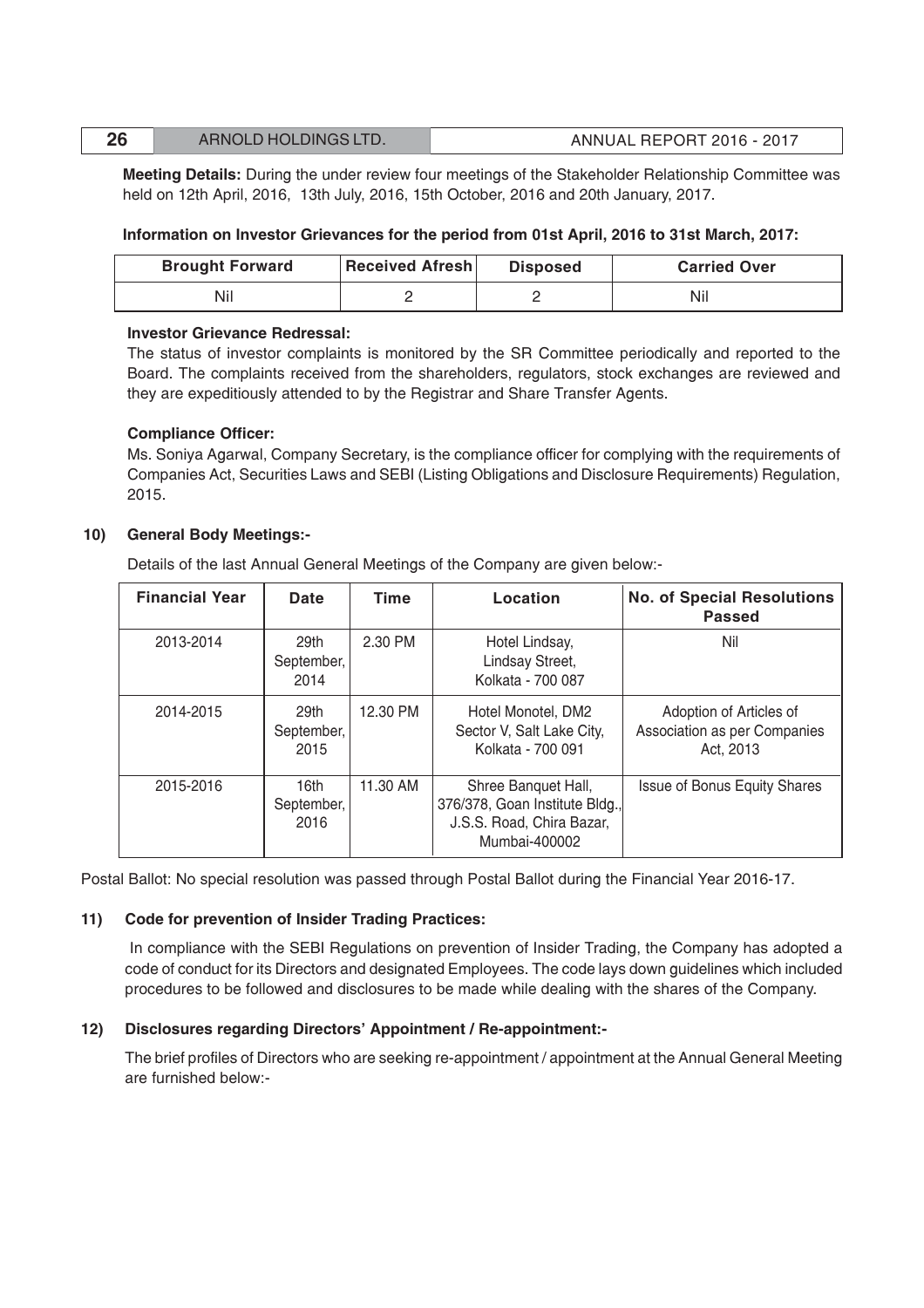**Meeting Details:** During the under review four meetings of the Stakeholder Relationship Committee was held on 12th April, 2016, 13th July, 2016, 15th October, 2016 and 20th January, 2017.

**Information on Investor Grievances for the period from 01st April, 2016 to 31st March, 2017:**

| Brought Forward | Received Afresh | Disposed | Carried Over |
|---|---|---|---|
| Nil | 2 | 2 | Nil |

**Investor Grievance Redressal:**

The status of investor complaints is monitored by the SR Committee periodically and reported to the Board. The complaints received from the shareholders, regulators, stock exchanges are reviewed and they are expeditiously attended to by the Registrar and Share Transfer Agents.

**Compliance Officer:**

Ms. Soniya Agarwal, Company Secretary, is the compliance officer for complying with the requirements of Companies Act, Securities Laws and SEBI (Listing Obligations and Disclosure Requirements) Regulation, 2015.

**10) General Body Meetings:-**

Details of the last Annual General Meetings of the Company are given below:-

| Financial Year | Date | Time | Location | No. of Special Resolutions Passed |
|---|---|---|---|---|
| 2013-2014 | 29th September, 2014 | 2.30 PM | Hotel Lindsay, Lindsay Street, Kolkata - 700 087 | Nil |
| 2014-2015 | 29th September, 2015 | 12.30 PM | Hotel Monotel, DM2 Sector V, Salt Lake City, Kolkata - 700 091 | Adoption of Articles of Association as per Companies Act, 2013 |
| 2015-2016 | 16th September, 2016 | 11.30 AM | Shree Banquet Hall, 376/378, Goan Institute Bldg., J.S.S. Road, Chira Bazar, Mumbai-400002 | Issue of Bonus Equity Shares |

Postal Ballot: No special resolution was passed through Postal Ballot during the Financial Year 2016-17.

**11) Code for prevention of Insider Trading Practices:**

In compliance with the SEBI Regulations on prevention of Insider Trading, the Company has adopted a code of conduct for its Directors and designated Employees. The code lays down guidelines which included procedures to be followed and disclosures to be made while dealing with the shares of the Company.

**12) Disclosures regarding Directors' Appointment / Re-appointment:-**

The brief profiles of Directors who are seeking re-appointment / appointment at the Annual General Meeting are furnished below:-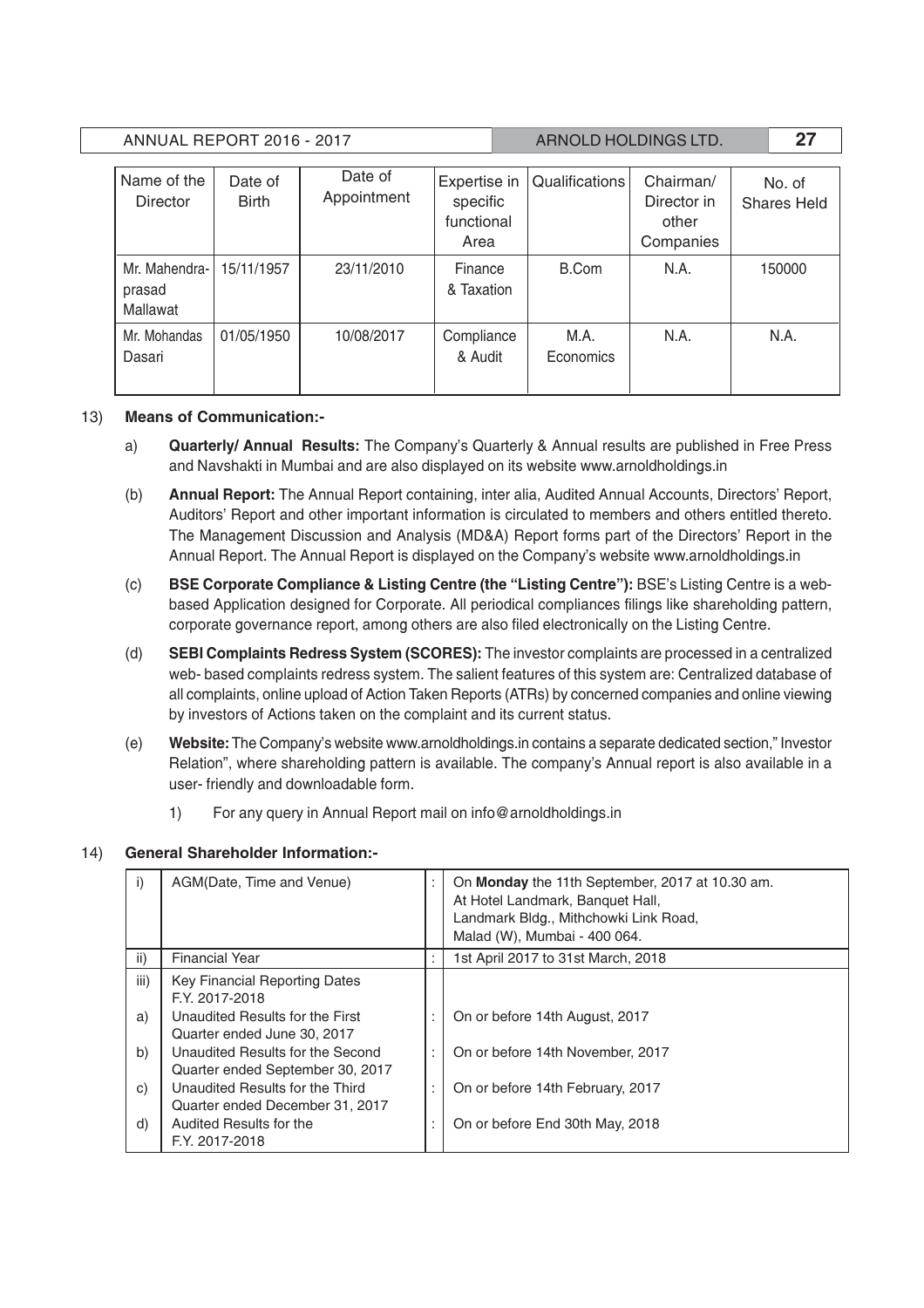| Name of the Director | Date of Birth | Date of Appointment | Expertise in specific functional Area | Qualifications | Chairman/ Director in other Companies | No. of Shares Held |
|---|---|---|---|---|---|---|
| Mr. Mahendra-prasad Mallawat | 15/11/1957 | 23/11/2010 | Finance & Taxation | B.Com | N.A. | 150000 |
| Mr. Mohandas Dasari | 01/05/1950 | 10/08/2017 | Compliance & Audit | M.A. Economics | N.A. | N.A. |

13) **Means of Communication:-**

a) **Quarterly/ Annual Results:** The Company's Quarterly & Annual results are published in Free Press and Navshakti in Mumbai and are also displayed on its website www.arnoldholdings.in

(b) **Annual Report:** The Annual Report containing, inter alia, Audited Annual Accounts, Directors' Report, Auditors' Report and other important information is circulated to members and others entitled thereto. The Management Discussion and Analysis (MD&A) Report forms part of the Directors' Report in the Annual Report. The Annual Report is displayed on the Company's website www.arnoldholdings.in

(c) **BSE Corporate Compliance & Listing Centre (the "Listing Centre"):** BSE's Listing Centre is a web-based Application designed for Corporate. All periodical compliances filings like shareholding pattern, corporate governance report, among others are also filed electronically on the Listing Centre.

(d) **SEBI Complaints Redress System (SCORES):** The investor complaints are processed in a centralized web- based complaints redress system. The salient features of this system are: Centralized database of all complaints, online upload of Action Taken Reports (ATRs) by concerned companies and online viewing by investors of Actions taken on the complaint and its current status.

(e) **Website:** The Company's website www.arnoldholdings.in contains a separate dedicated section," Investor Relation", where shareholding pattern is available. The company's Annual report is also available in a user- friendly and downloadable form.

1) For any query in Annual Report mail on info@arnoldholdings.in

14) **General Shareholder Information:-**

| | | | |
|---|---|---|---|
| i) | AGM(Date, Time and Venue) | : | On **Monday** the 11th September, 2017 at 10.30 am. At Hotel Landmark, Banquet Hall, Landmark Bldg., Mithchowki Link Road, Malad (W), Mumbai - 400 064. |
| ii) | Financial Year | : | 1st April 2017 to 31st March, 2018 |
| iii) | Key Financial Reporting Dates F.Y. 2017-2018 | | |
| a) | Unaudited Results for the First Quarter ended June 30, 2017 | : | On or before 14th August, 2017 |
| b) | Unaudited Results for the Second Quarter ended September 30, 2017 | : | On or before 14th November, 2017 |
| c) | Unaudited Results for the Third Quarter ended December 31, 2017 | : | On or before 14th February, 2017 |
| d) | Audited Results for the F.Y. 2017-2018 | : | On or before End 30th May, 2018 |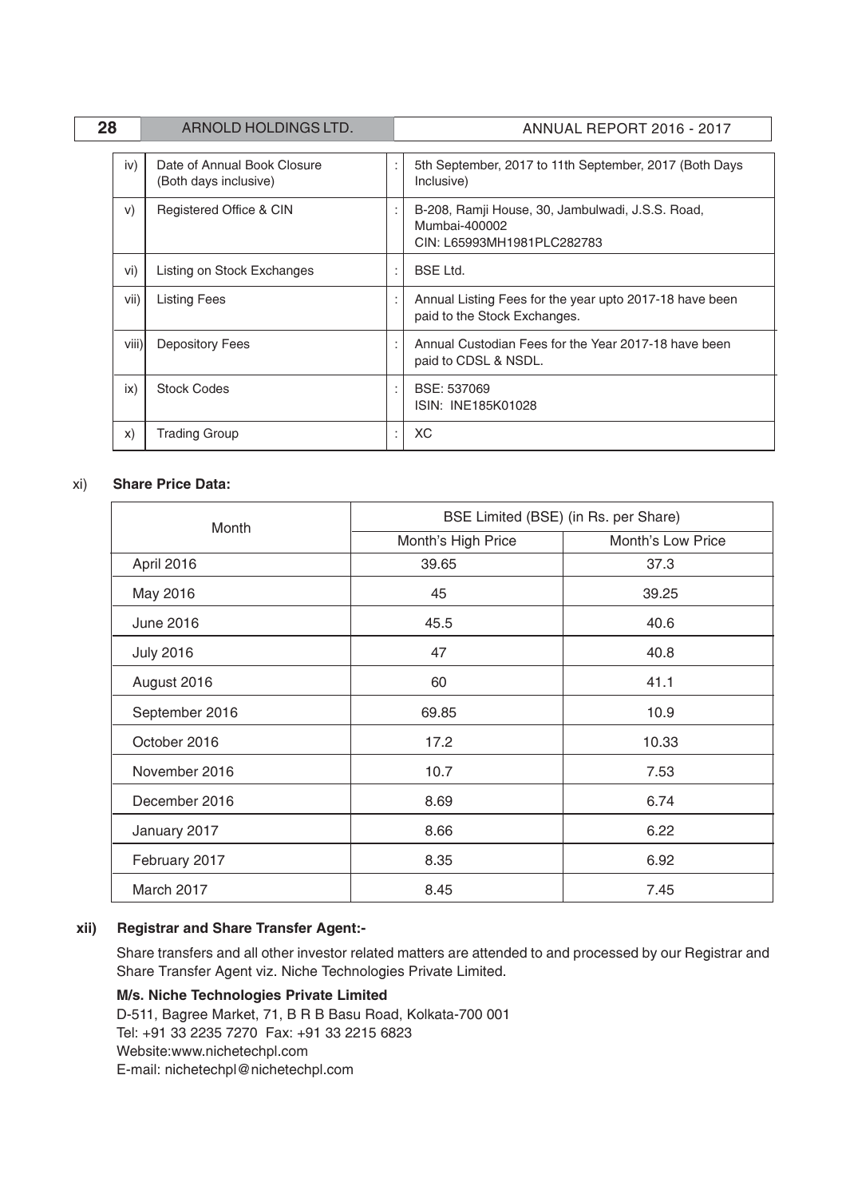| | | | |
|---|---|---|---|
| iv) | Date of Annual Book Closure (Both days inclusive) | : | 5th September, 2017 to 11th September, 2017 (Both Days Inclusive) |
| v) | Registered Office & CIN | : | B-208, Ramji House, 30, Jambulwadi, J.S.S. Road, Mumbai-400002<br>CIN: L65993MH1981PLC282783 |
| vi) | Listing on Stock Exchanges | : | BSE Ltd. |
| vii) | Listing Fees | : | Annual Listing Fees for the year upto 2017-18 have been paid to the Stock Exchanges. |
| viii) | Depository Fees | : | Annual Custodian Fees for the Year 2017-18 have been paid to CDSL & NSDL. |
| ix) | Stock Codes | : | BSE: 537069<br>ISIN: INE185K01028 |
| x) | Trading Group | : | XC |

xi) **Share Price Data:**

| Month | BSE Limited (BSE) (in Rs. per Share) | |
|---|---|---|
| | Month's High Price | Month's Low Price |
| April 2016 | 39.65 | 37.3 |
| May 2016 | 45 | 39.25 |
| June 2016 | 45.5 | 40.6 |
| July 2016 | 47 | 40.8 |
| August 2016 | 60 | 41.1 |
| September 2016 | 69.85 | 10.9 |
| October 2016 | 17.2 | 10.33 |
| November 2016 | 10.7 | 7.53 |
| December 2016 | 8.69 | 6.74 |
| January 2017 | 8.66 | 6.22 |
| February 2017 | 8.35 | 6.92 |
| March 2017 | 8.45 | 7.45 |

**xii) Registrar and Share Transfer Agent:-**

Share transfers and all other investor related matters are attended to and processed by our Registrar and Share Transfer Agent viz. Niche Technologies Private Limited.

**M/s. Niche Technologies Private Limited**
D-511, Bagree Market, 71, B R B Basu Road, Kolkata-700 001
Tel: +91 33 2235 7270 Fax: +91 33 2215 6823
Website:www.nichetechpl.com
E-mail: nichetechpl@nichetechpl.com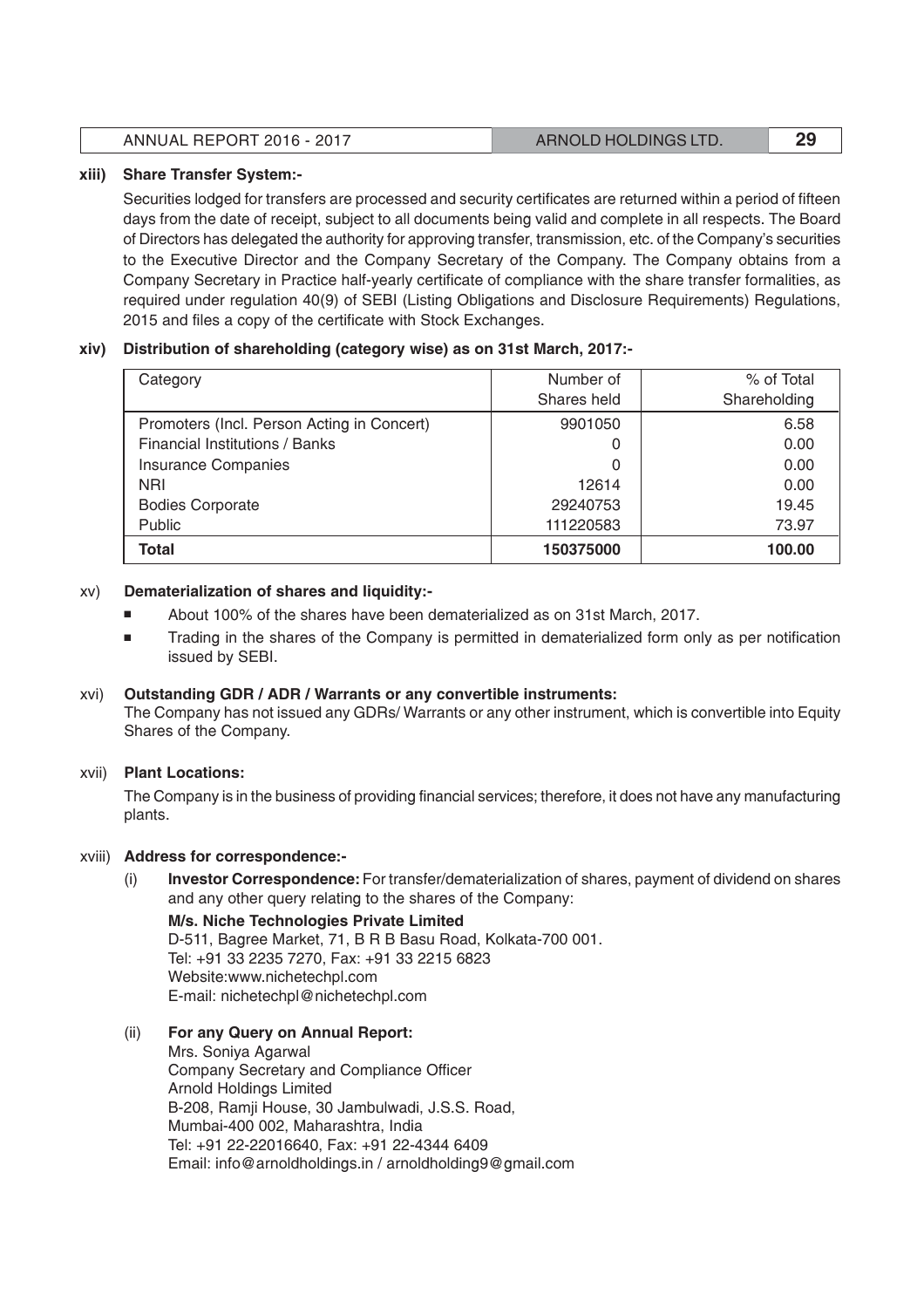### xiii) Share Transfer System:-

Securities lodged for transfers are processed and security certificates are returned within a period of fifteen days from the date of receipt, subject to all documents being valid and complete in all respects. The Board of Directors has delegated the authority for approving transfer, transmission, etc. of the Company's securities to the Executive Director and the Company Secretary of the Company. The Company obtains from a Company Secretary in Practice half-yearly certificate of compliance with the share transfer formalities, as required under regulation 40(9) of SEBI (Listing Obligations and Disclosure Requirements) Regulations, 2015 and files a copy of the certificate with Stock Exchanges.

### xiv) Distribution of shareholding (category wise) as on 31st March, 2017:-

| Category | Number of Shares held | % of Total Shareholding |
|---|---|---|
| Promoters (Incl. Person Acting in Concert) | 9901050 | 6.58 |
| Financial Institutions / Banks | 0 | 0.00 |
| Insurance Companies | 0 | 0.00 |
| NRI | 12614 | 0.00 |
| Bodies Corporate | 29240753 | 19.45 |
| Public | 111220583 | 73.97 |
| **Total** | **150375000** | **100.00** |

### xv) Dematerialization of shares and liquidity:-

- About 100% of the shares have been dematerialized as on 31st March, 2017.
- Trading in the shares of the Company is permitted in dematerialized form only as per notification issued by SEBI.

### xvi) Outstanding GDR / ADR / Warrants or any convertible instruments:

The Company has not issued any GDRs/ Warrants or any other instrument, which is convertible into Equity Shares of the Company.

### xvii) Plant Locations:

The Company is in the business of providing financial services; therefore, it does not have any manufacturing plants.

### xviii) Address for correspondence:-

(i) **Investor Correspondence:** For transfer/dematerialization of shares, payment of dividend on shares and any other query relating to the shares of the Company:

**M/s. Niche Technologies Private Limited**
D-511, Bagree Market, 71, B R B Basu Road, Kolkata-700 001.
Tel: +91 33 2235 7270, Fax: +91 33 2215 6823
Website:www.nichetechpl.com
E-mail: nichetechpl@nichetechpl.com

(ii) **For any Query on Annual Report:**

Mrs. Soniya Agarwal
Company Secretary and Compliance Officer
Arnold Holdings Limited
B-208, Ramji House, 30 Jambulwadi, J.S.S. Road,
Mumbai-400 002, Maharashtra, India
Tel: +91 22-22016640, Fax: +91 22-4344 6409
Email: info@arnoldholdings.in / arnoldholding9@gmail.com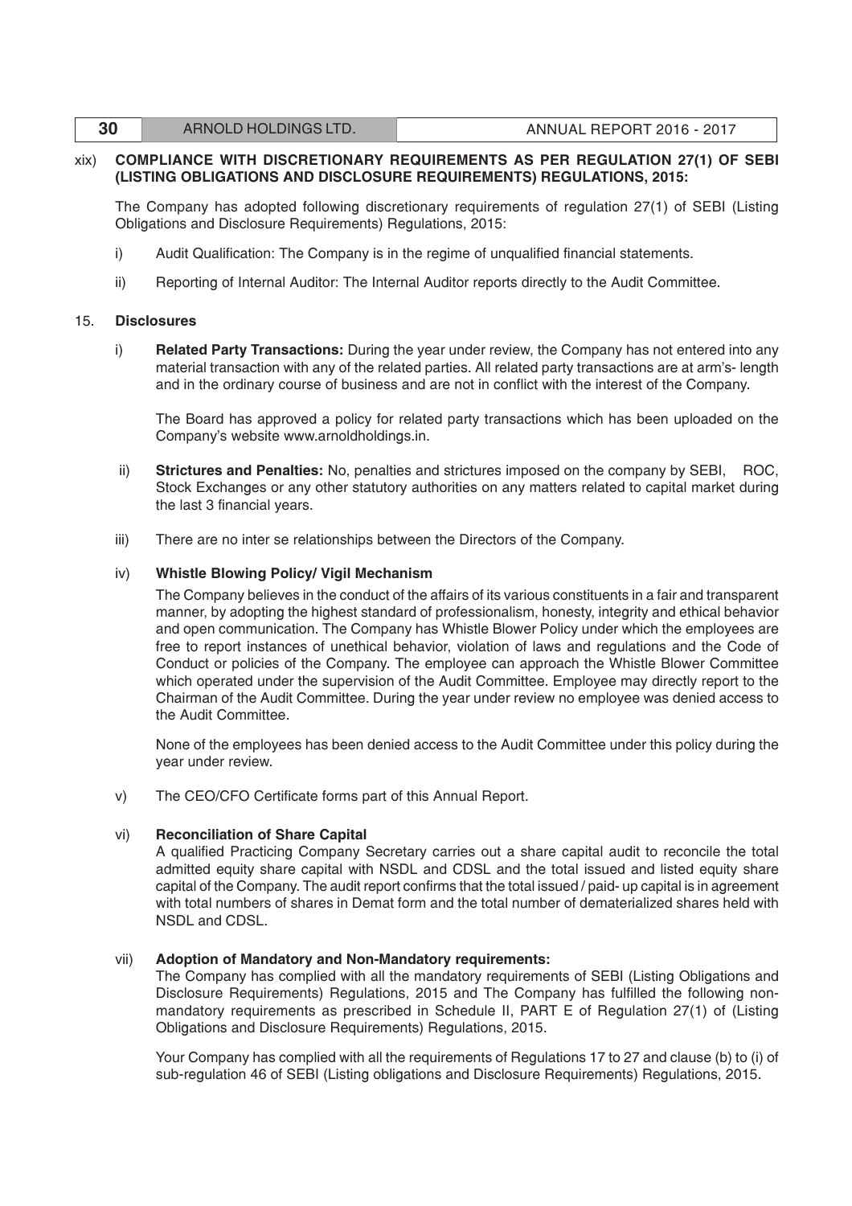xix) **COMPLIANCE WITH DISCRETIONARY REQUIREMENTS AS PER REGULATION 27(1) OF SEBI (LISTING OBLIGATIONS AND DISCLOSURE REQUIREMENTS) REGULATIONS, 2015:**

The Company has adopted following discretionary requirements of regulation 27(1) of SEBI (Listing Obligations and Disclosure Requirements) Regulations, 2015:

i) Audit Qualification: The Company is in the regime of unqualified financial statements.

ii) Reporting of Internal Auditor: The Internal Auditor reports directly to the Audit Committee.

15. **Disclosures**

i) **Related Party Transactions:** During the year under review, the Company has not entered into any material transaction with any of the related parties. All related party transactions are at arm's- length and in the ordinary course of business and are not in conflict with the interest of the Company.

The Board has approved a policy for related party transactions which has been uploaded on the Company's website www.arnoldholdings.in.

ii) **Strictures and Penalties:** No, penalties and strictures imposed on the company by SEBI, ROC, Stock Exchanges or any other statutory authorities on any matters related to capital market during the last 3 financial years.

iii) There are no inter se relationships between the Directors of the Company.

iv) **Whistle Blowing Policy/ Vigil Mechanism**

The Company believes in the conduct of the affairs of its various constituents in a fair and transparent manner, by adopting the highest standard of professionalism, honesty, integrity and ethical behavior and open communication. The Company has Whistle Blower Policy under which the employees are free to report instances of unethical behavior, violation of laws and regulations and the Code of Conduct or policies of the Company. The employee can approach the Whistle Blower Committee which operated under the supervision of the Audit Committee. Employee may directly report to the Chairman of the Audit Committee. During the year under review no employee was denied access to the Audit Committee.

None of the employees has been denied access to the Audit Committee under this policy during the year under review.

v) The CEO/CFO Certificate forms part of this Annual Report.

vi) **Reconciliation of Share Capital**

A qualified Practicing Company Secretary carries out a share capital audit to reconcile the total admitted equity share capital with NSDL and CDSL and the total issued and listed equity share capital of the Company. The audit report confirms that the total issued / paid- up capital is in agreement with total numbers of shares in Demat form and the total number of dematerialized shares held with NSDL and CDSL.

vii) **Adoption of Mandatory and Non-Mandatory requirements:**

The Company has complied with all the mandatory requirements of SEBI (Listing Obligations and Disclosure Requirements) Regulations, 2015 and The Company has fulfilled the following non-mandatory requirements as prescribed in Schedule II, PART E of Regulation 27(1) of (Listing Obligations and Disclosure Requirements) Regulations, 2015.

Your Company has complied with all the requirements of Regulations 17 to 27 and clause (b) to (i) of sub-regulation 46 of SEBI (Listing obligations and Disclosure Requirements) Regulations, 2015.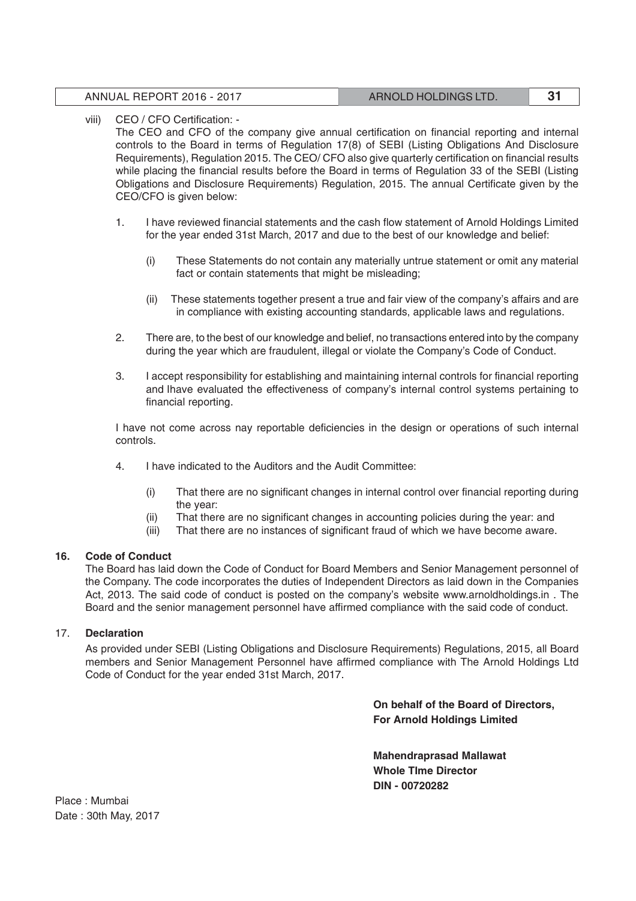viii) CEO / CFO Certification: -

The CEO and CFO of the company give annual certification on financial reporting and internal controls to the Board in terms of Regulation 17(8) of SEBI (Listing Obligations And Disclosure Requirements), Regulation 2015. The CEO/ CFO also give quarterly certification on financial results while placing the financial results before the Board in terms of Regulation 33 of the SEBI (Listing Obligations and Disclosure Requirements) Regulation, 2015. The annual Certificate given by the CEO/CFO is given below:

1. I have reviewed financial statements and the cash flow statement of Arnold Holdings Limited for the year ended 31st March, 2017 and due to the best of our knowledge and belief:

   (i) These Statements do not contain any materially untrue statement or omit any material fact or contain statements that might be misleading;

   (ii) These statements together present a true and fair view of the company's affairs and are in compliance with existing accounting standards, applicable laws and regulations.

2. There are, to the best of our knowledge and belief, no transactions entered into by the company during the year which are fraudulent, illegal or violate the Company's Code of Conduct.

3. I accept responsibility for establishing and maintaining internal controls for financial reporting and Ihave evaluated the effectiveness of company's internal control systems pertaining to financial reporting.

I have not come across nay reportable deficiencies in the design or operations of such internal controls.

4. I have indicated to the Auditors and the Audit Committee:

   (i) That there are no significant changes in internal control over financial reporting during the year:
   
   (ii) That there are no significant changes in accounting policies during the year: and
   
   (iii) That there are no instances of significant fraud of which we have become aware.

**16. Code of Conduct**

The Board has laid down the Code of Conduct for Board Members and Senior Management personnel of the Company. The code incorporates the duties of Independent Directors as laid down in the Companies Act, 2013. The said code of conduct is posted on the company's website www.arnoldholdings.in . The Board and the senior management personnel have affirmed compliance with the said code of conduct.

17. **Declaration**

As provided under SEBI (Listing Obligations and Disclosure Requirements) Regulations, 2015, all Board members and Senior Management Personnel have affirmed compliance with The Arnold Holdings Ltd Code of Conduct for the year ended 31st March, 2017.

**On behalf of the Board of Directors,**
**For Arnold Holdings Limited**

**Mahendraprasad Mallawat**
**Whole TIme Director**
**DIN - 00720282**

Place : Mumbai
Date : 30th May, 2017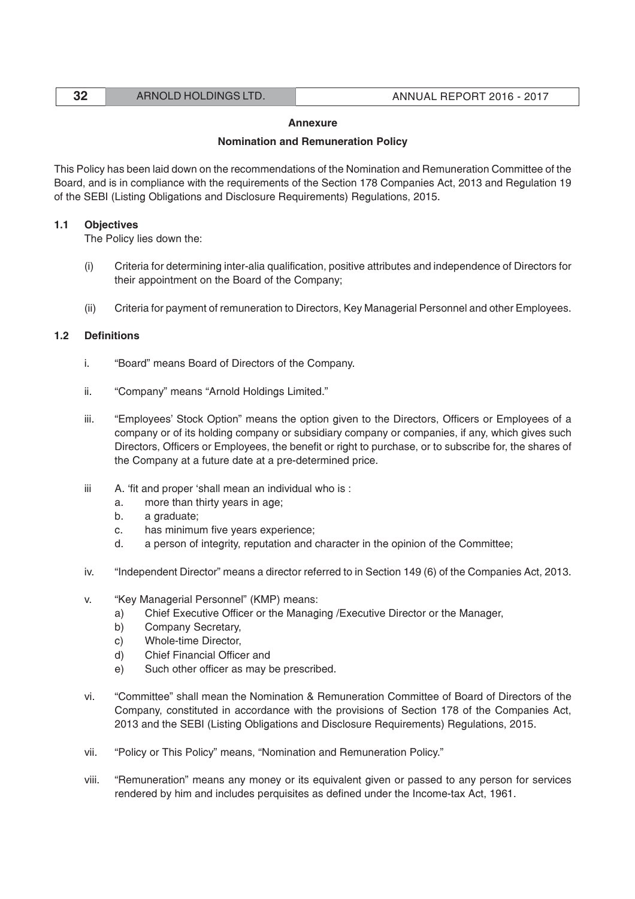## Annexure

### Nomination and Remuneration Policy

This Policy has been laid down on the recommendations of the Nomination and Remuneration Committee of the Board, and is in compliance with the requirements of the Section 178 Companies Act, 2013 and Regulation 19 of the SEBI (Listing Obligations and Disclosure Requirements) Regulations, 2015.

**1.1 Objectives**

The Policy lies down the:

(i) Criteria for determining inter-alia qualification, positive attributes and independence of Directors for their appointment on the Board of the Company;

(ii) Criteria for payment of remuneration to Directors, Key Managerial Personnel and other Employees.

**1.2 Definitions**

i. "Board" means Board of Directors of the Company.

ii. "Company" means "Arnold Holdings Limited."

iii. "Employees' Stock Option" means the option given to the Directors, Officers or Employees of a company or of its holding company or subsidiary company or companies, if any, which gives such Directors, Officers or Employees, the benefit or right to purchase, or to subscribe for, the shares of the Company at a future date at a pre-determined price.

iii A. 'fit and proper 'shall mean an individual who is :

a. more than thirty years in age;
b. a graduate;
c. has minimum five years experience;
d. a person of integrity, reputation and character in the opinion of the Committee;

iv. "Independent Director" means a director referred to in Section 149 (6) of the Companies Act, 2013.

v. "Key Managerial Personnel" (KMP) means:

a) Chief Executive Officer or the Managing /Executive Director or the Manager,
b) Company Secretary,
c) Whole-time Director,
d) Chief Financial Officer and
e) Such other officer as may be prescribed.

vi. "Committee" shall mean the Nomination & Remuneration Committee of Board of Directors of the Company, constituted in accordance with the provisions of Section 178 of the Companies Act, 2013 and the SEBI (Listing Obligations and Disclosure Requirements) Regulations, 2015.

vii. "Policy or This Policy" means, "Nomination and Remuneration Policy."

viii. "Remuneration" means any money or its equivalent given or passed to any person for services rendered by him and includes perquisites as defined under the Income-tax Act, 1961.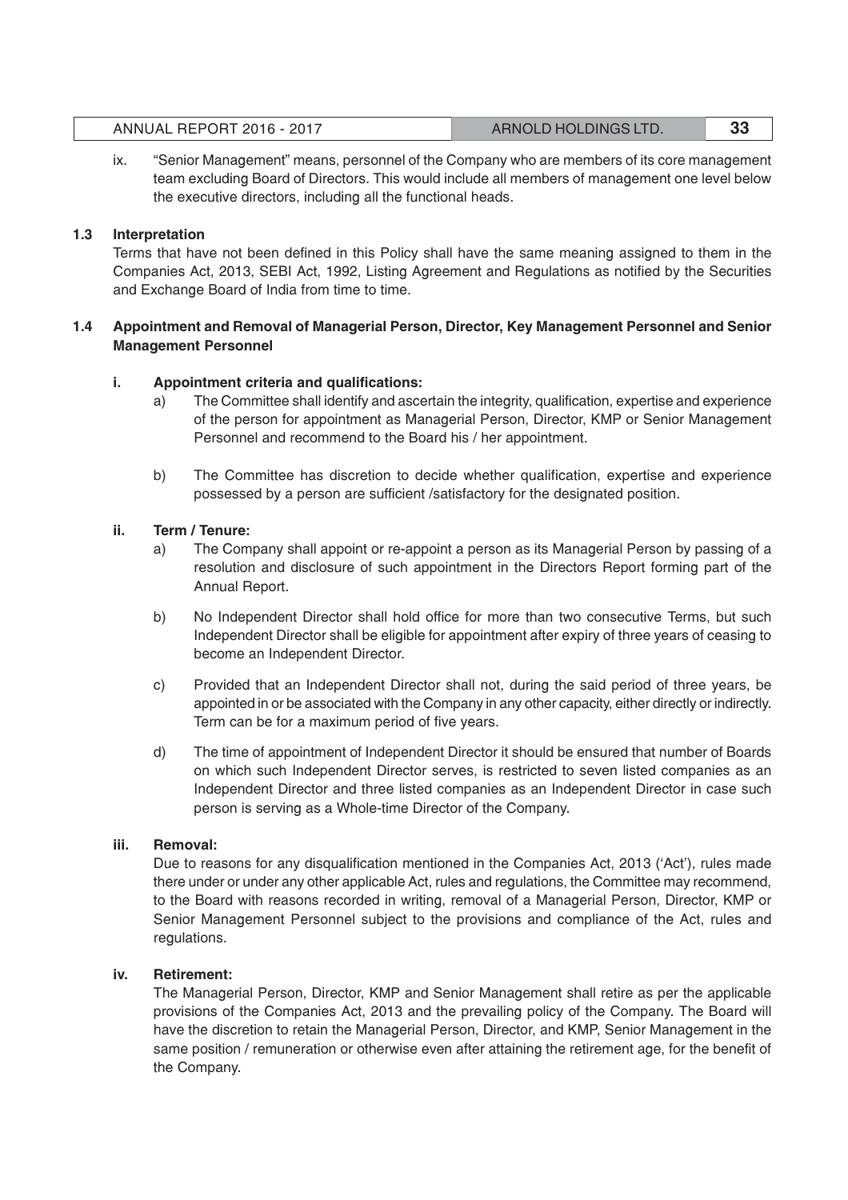ix. "Senior Management" means, personnel of the Company who are members of its core management team excluding Board of Directors. This would include all members of management one level below the executive directors, including all the functional heads.

### 1.3 Interpretation

Terms that have not been defined in this Policy shall have the same meaning assigned to them in the Companies Act, 2013, SEBI Act, 1992, Listing Agreement and Regulations as notified by the Securities and Exchange Board of India from time to time.

### 1.4 Appointment and Removal of Managerial Person, Director, Key Management Personnel and Senior Management Personnel

**i. Appointment criteria and qualifications:**

a) The Committee shall identify and ascertain the integrity, qualification, expertise and experience of the person for appointment as Managerial Person, Director, KMP or Senior Management Personnel and recommend to the Board his / her appointment.

b) The Committee has discretion to decide whether qualification, expertise and experience possessed by a person are sufficient /satisfactory for the designated position.

**ii. Term / Tenure:**

a) The Company shall appoint or re-appoint a person as its Managerial Person by passing of a resolution and disclosure of such appointment in the Directors Report forming part of the Annual Report.

b) No Independent Director shall hold office for more than two consecutive Terms, but such Independent Director shall be eligible for appointment after expiry of three years of ceasing to become an Independent Director.

c) Provided that an Independent Director shall not, during the said period of three years, be appointed in or be associated with the Company in any other capacity, either directly or indirectly. Term can be for a maximum period of five years.

d) The time of appointment of Independent Director it should be ensured that number of Boards on which such Independent Director serves, is restricted to seven listed companies as an Independent Director and three listed companies as an Independent Director in case such person is serving as a Whole-time Director of the Company.

**iii. Removal:**

Due to reasons for any disqualification mentioned in the Companies Act, 2013 ('Act'), rules made there under or under any other applicable Act, rules and regulations, the Committee may recommend, to the Board with reasons recorded in writing, removal of a Managerial Person, Director, KMP or Senior Management Personnel subject to the provisions and compliance of the Act, rules and regulations.

**iv. Retirement:**

The Managerial Person, Director, KMP and Senior Management shall retire as per the applicable provisions of the Companies Act, 2013 and the prevailing policy of the Company. The Board will have the discretion to retain the Managerial Person, Director, and KMP, Senior Management in the same position / remuneration or otherwise even after attaining the retirement age, for the benefit of the Company.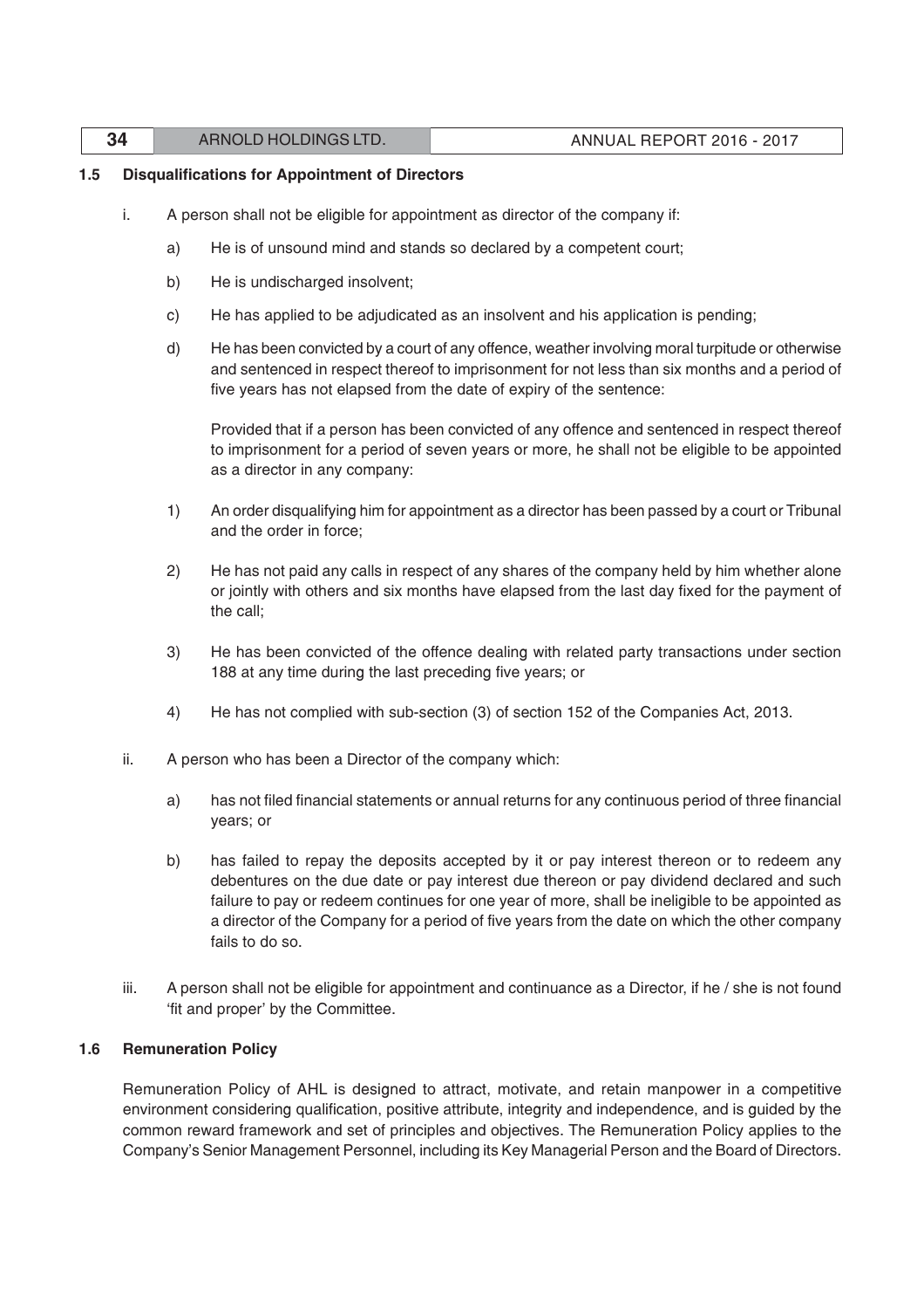### 1.5 Disqualifications for Appointment of Directors

i. A person shall not be eligible for appointment as director of the company if:

   a) He is of unsound mind and stands so declared by a competent court;

   b) He is undischarged insolvent;

   c) He has applied to be adjudicated as an insolvent and his application is pending;

   d) He has been convicted by a court of any offence, weather involving moral turpitude or otherwise and sentenced in respect thereof to imprisonment for not less than six months and a period of five years has not elapsed from the date of expiry of the sentence:

   Provided that if a person has been convicted of any offence and sentenced in respect thereof to imprisonment for a period of seven years or more, he shall not be eligible to be appointed as a director in any company:

   1) An order disqualifying him for appointment as a director has been passed by a court or Tribunal and the order in force;

   2) He has not paid any calls in respect of any shares of the company held by him whether alone or jointly with others and six months have elapsed from the last day fixed for the payment of the call;

   3) He has been convicted of the offence dealing with related party transactions under section 188 at any time during the last preceding five years; or

   4) He has not complied with sub-section (3) of section 152 of the Companies Act, 2013.

ii. A person who has been a Director of the company which:

   a) has not filed financial statements or annual returns for any continuous period of three financial years; or

   b) has failed to repay the deposits accepted by it or pay interest thereon or to redeem any debentures on the due date or pay interest due thereon or pay dividend declared and such failure to pay or redeem continues for one year of more, shall be ineligible to be appointed as a director of the Company for a period of five years from the date on which the other company fails to do so.

iii. A person shall not be eligible for appointment and continuance as a Director, if he / she is not found 'fit and proper' by the Committee.

### 1.6 Remuneration Policy

Remuneration Policy of AHL is designed to attract, motivate, and retain manpower in a competitive environment considering qualification, positive attribute, integrity and independence, and is guided by the common reward framework and set of principles and objectives. The Remuneration Policy applies to the Company's Senior Management Personnel, including its Key Managerial Person and the Board of Directors.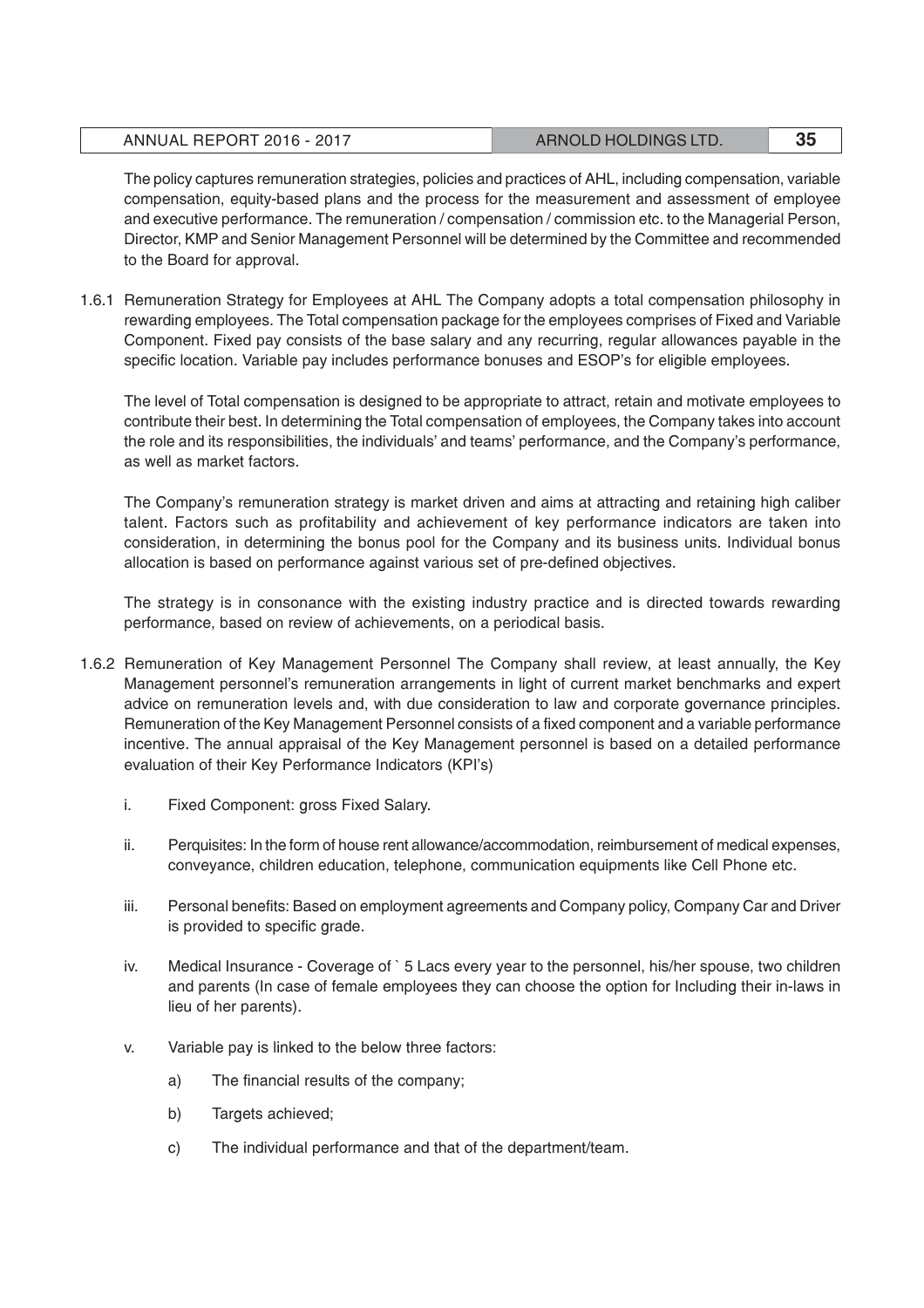The policy captures remuneration strategies, policies and practices of AHL, including compensation, variable compensation, equity-based plans and the process for the measurement and assessment of employee and executive performance. The remuneration / compensation / commission etc. to the Managerial Person, Director, KMP and Senior Management Personnel will be determined by the Committee and recommended to the Board for approval.

1.6.1 Remuneration Strategy for Employees at AHL The Company adopts a total compensation philosophy in rewarding employees. The Total compensation package for the employees comprises of Fixed and Variable Component. Fixed pay consists of the base salary and any recurring, regular allowances payable in the specific location. Variable pay includes performance bonuses and ESOP's for eligible employees.

The level of Total compensation is designed to be appropriate to attract, retain and motivate employees to contribute their best. In determining the Total compensation of employees, the Company takes into account the role and its responsibilities, the individuals' and teams' performance, and the Company's performance, as well as market factors.

The Company's remuneration strategy is market driven and aims at attracting and retaining high caliber talent. Factors such as profitability and achievement of key performance indicators are taken into consideration, in determining the bonus pool for the Company and its business units. Individual bonus allocation is based on performance against various set of pre-defined objectives.

The strategy is in consonance with the existing industry practice and is directed towards rewarding performance, based on review of achievements, on a periodical basis.

1.6.2 Remuneration of Key Management Personnel The Company shall review, at least annually, the Key Management personnel's remuneration arrangements in light of current market benchmarks and expert advice on remuneration levels and, with due consideration to law and corporate governance principles. Remuneration of the Key Management Personnel consists of a fixed component and a variable performance incentive. The annual appraisal of the Key Management personnel is based on a detailed performance evaluation of their Key Performance Indicators (KPI's)

i. Fixed Component: gross Fixed Salary.

ii. Perquisites: In the form of house rent allowance/accommodation, reimbursement of medical expenses, conveyance, children education, telephone, communication equipments like Cell Phone etc.

iii. Personal benefits: Based on employment agreements and Company policy, Company Car and Driver is provided to specific grade.

iv. Medical Insurance - Coverage of ` 5 Lacs every year to the personnel, his/her spouse, two children and parents (In case of female employees they can choose the option for Including their in-laws in lieu of her parents).

v. Variable pay is linked to the below three factors:

a) The financial results of the company;

b) Targets achieved;

c) The individual performance and that of the department/team.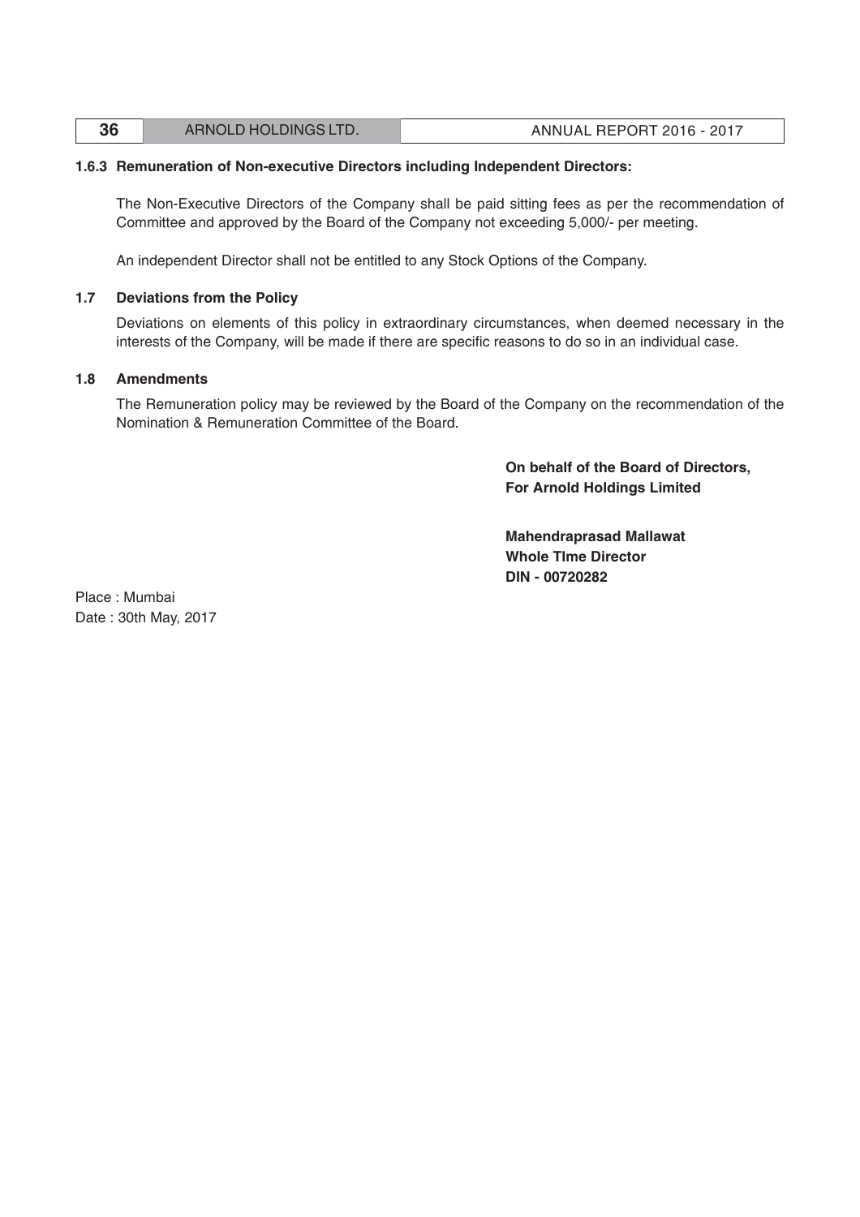### 1.6.3 Remuneration of Non-executive Directors including Independent Directors:

The Non-Executive Directors of the Company shall be paid sitting fees as per the recommendation of Committee and approved by the Board of the Company not exceeding 5,000/- per meeting.

An independent Director shall not be entitled to any Stock Options of the Company.

### 1.7 Deviations from the Policy

Deviations on elements of this policy in extraordinary circumstances, when deemed necessary in the interests of the Company, will be made if there are specific reasons to do so in an individual case.

### 1.8 Amendments

The Remuneration policy may be reviewed by the Board of the Company on the recommendation of the Nomination & Remuneration Committee of the Board.

**On behalf of the Board of Directors,**
**For Arnold Holdings Limited**

**Mahendraprasad Mallawat**
**Whole TIme Director**
**DIN - 00720282**

Place : Mumbai
Date : 30th May, 2017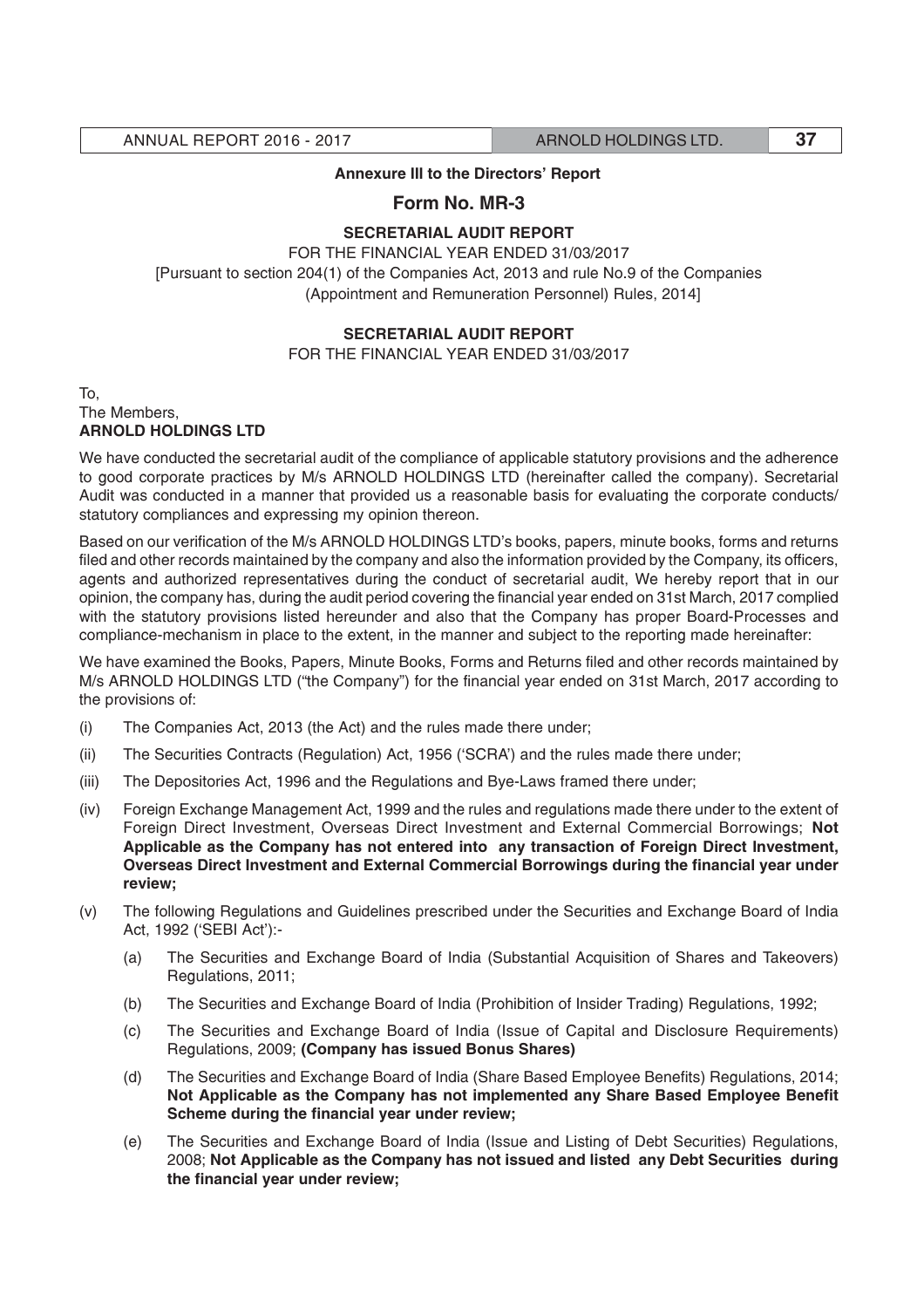### Annexure III to the Directors' Report

## Form No. MR-3

### SECRETARIAL AUDIT REPORT

FOR THE FINANCIAL YEAR ENDED 31/03/2017

[Pursuant to section 204(1) of the Companies Act, 2013 and rule No.9 of the Companies (Appointment and Remuneration Personnel) Rules, 2014]

### SECRETARIAL AUDIT REPORT

FOR THE FINANCIAL YEAR ENDED 31/03/2017

To,
The Members,
**ARNOLD HOLDINGS LTD**

We have conducted the secretarial audit of the compliance of applicable statutory provisions and the adherence to good corporate practices by M/s ARNOLD HOLDINGS LTD (hereinafter called the company). Secretarial Audit was conducted in a manner that provided us a reasonable basis for evaluating the corporate conducts/ statutory compliances and expressing my opinion thereon.

Based on our verification of the M/s ARNOLD HOLDINGS LTD's books, papers, minute books, forms and returns filed and other records maintained by the company and also the information provided by the Company, its officers, agents and authorized representatives during the conduct of secretarial audit, We hereby report that in our opinion, the company has, during the audit period covering the financial year ended on 31st March, 2017 complied with the statutory provisions listed hereunder and also that the Company has proper Board-Processes and compliance-mechanism in place to the extent, in the manner and subject to the reporting made hereinafter:

We have examined the Books, Papers, Minute Books, Forms and Returns filed and other records maintained by M/s ARNOLD HOLDINGS LTD ("the Company") for the financial year ended on 31st March, 2017 according to the provisions of:

(i) The Companies Act, 2013 (the Act) and the rules made there under;

(ii) The Securities Contracts (Regulation) Act, 1956 ('SCRA') and the rules made there under;

(iii) The Depositories Act, 1996 and the Regulations and Bye-Laws framed there under;

(iv) Foreign Exchange Management Act, 1999 and the rules and regulations made there under to the extent of Foreign Direct Investment, Overseas Direct Investment and External Commercial Borrowings; **Not Applicable as the Company has not entered into any transaction of Foreign Direct Investment, Overseas Direct Investment and External Commercial Borrowings during the financial year under review;**

(v) The following Regulations and Guidelines prescribed under the Securities and Exchange Board of India Act, 1992 ('SEBI Act'):-

   (a) The Securities and Exchange Board of India (Substantial Acquisition of Shares and Takeovers) Regulations, 2011;

   (b) The Securities and Exchange Board of India (Prohibition of Insider Trading) Regulations, 1992;

   (c) The Securities and Exchange Board of India (Issue of Capital and Disclosure Requirements) Regulations, 2009; **(Company has issued Bonus Shares)**

   (d) The Securities and Exchange Board of India (Share Based Employee Benefits) Regulations, 2014; **Not Applicable as the Company has not implemented any Share Based Employee Benefit Scheme during the financial year under review;**

   (e) The Securities and Exchange Board of India (Issue and Listing of Debt Securities) Regulations, 2008; **Not Applicable as the Company has not issued and listed any Debt Securities during the financial year under review;**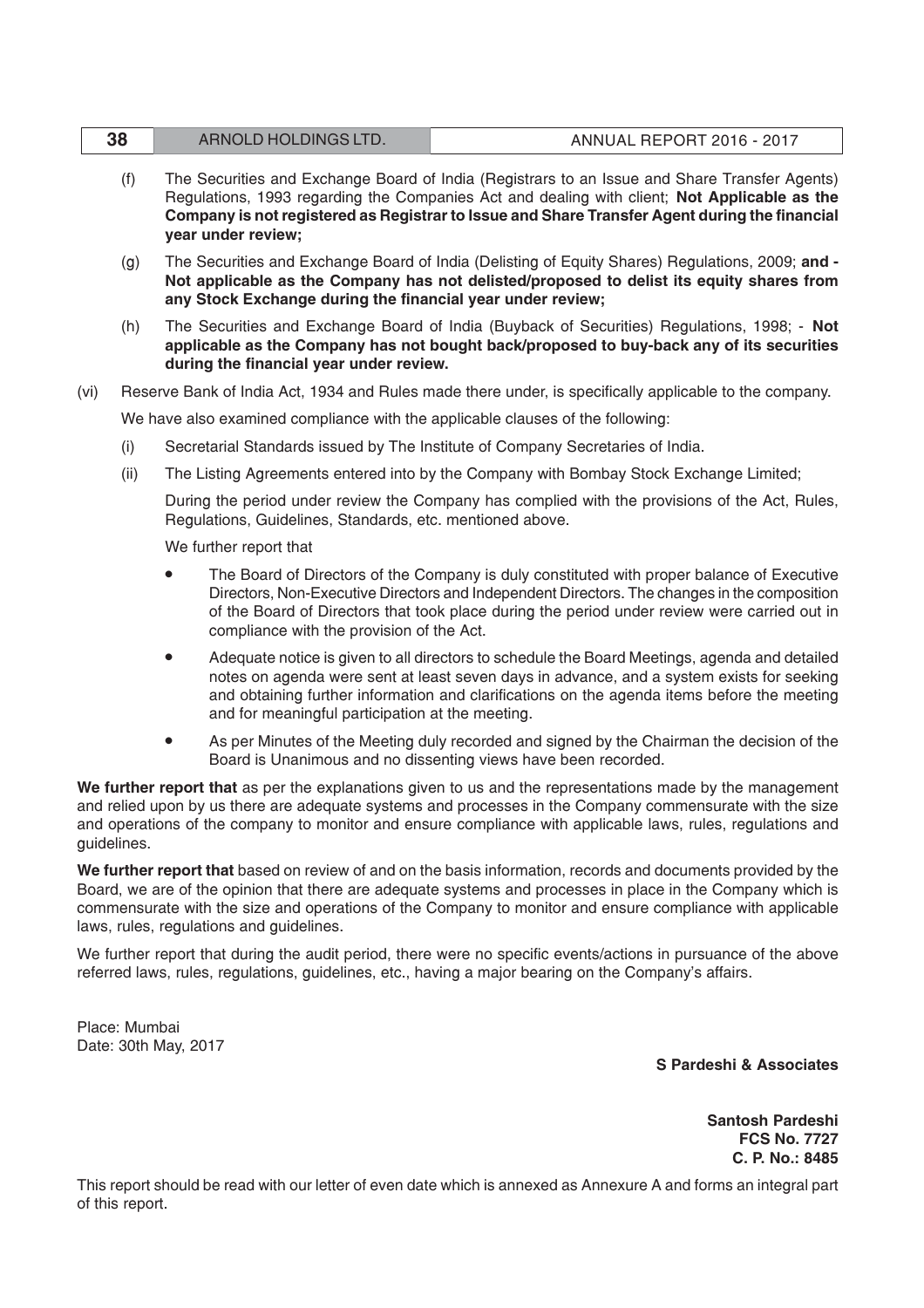(f) The Securities and Exchange Board of India (Registrars to an Issue and Share Transfer Agents) Regulations, 1993 regarding the Companies Act and dealing with client; **Not Applicable as the Company is not registered as Registrar to Issue and Share Transfer Agent during the financial year under review;**

(g) The Securities and Exchange Board of India (Delisting of Equity Shares) Regulations, 2009; **and - Not applicable as the Company has not delisted/proposed to delist its equity shares from any Stock Exchange during the financial year under review;**

(h) The Securities and Exchange Board of India (Buyback of Securities) Regulations, 1998; - **Not applicable as the Company has not bought back/proposed to buy-back any of its securities during the financial year under review.**

(vi) Reserve Bank of India Act, 1934 and Rules made there under, is specifically applicable to the company.

We have also examined compliance with the applicable clauses of the following:

(i) Secretarial Standards issued by The Institute of Company Secretaries of India.

(ii) The Listing Agreements entered into by the Company with Bombay Stock Exchange Limited;

During the period under review the Company has complied with the provisions of the Act, Rules, Regulations, Guidelines, Standards, etc. mentioned above.

We further report that

- The Board of Directors of the Company is duly constituted with proper balance of Executive Directors, Non-Executive Directors and Independent Directors. The changes in the composition of the Board of Directors that took place during the period under review were carried out in compliance with the provision of the Act.
- Adequate notice is given to all directors to schedule the Board Meetings, agenda and detailed notes on agenda were sent at least seven days in advance, and a system exists for seeking and obtaining further information and clarifications on the agenda items before the meeting and for meaningful participation at the meeting.
- As per Minutes of the Meeting duly recorded and signed by the Chairman the decision of the Board is Unanimous and no dissenting views have been recorded.

**We further report that** as per the explanations given to us and the representations made by the management and relied upon by us there are adequate systems and processes in the Company commensurate with the size and operations of the company to monitor and ensure compliance with applicable laws, rules, regulations and guidelines.

**We further report that** based on review of and on the basis information, records and documents provided by the Board, we are of the opinion that there are adequate systems and processes in place in the Company which is commensurate with the size and operations of the Company to monitor and ensure compliance with applicable laws, rules, regulations and guidelines.

We further report that during the audit period, there were no specific events/actions in pursuance of the above referred laws, rules, regulations, guidelines, etc., having a major bearing on the Company's affairs.

Place: Mumbai
Date: 30th May, 2017

**S Pardeshi & Associates**

**Santosh Pardeshi**
**FCS No. 7727**
**C. P. No.: 8485**

This report should be read with our letter of even date which is annexed as Annexure A and forms an integral part of this report.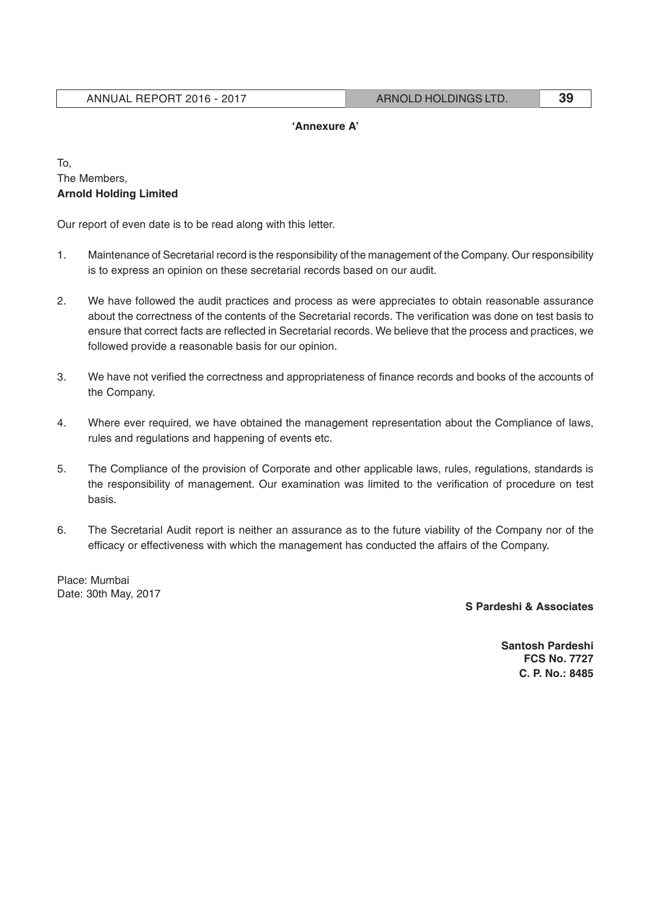**'Annexure A'**

To,
The Members,
**Arnold Holding Limited**

Our report of even date is to be read along with this letter.

1. Maintenance of Secretarial record is the responsibility of the management of the Company. Our responsibility is to express an opinion on these secretarial records based on our audit.

2. We have followed the audit practices and process as were appreciates to obtain reasonable assurance about the correctness of the contents of the Secretarial records. The verification was done on test basis to ensure that correct facts are reflected in Secretarial records. We believe that the process and practices, we followed provide a reasonable basis for our opinion.

3. We have not verified the correctness and appropriateness of finance records and books of the accounts of the Company.

4. Where ever required, we have obtained the management representation about the Compliance of laws, rules and regulations and happening of events etc.

5. The Compliance of the provision of Corporate and other applicable laws, rules, regulations, standards is the responsibility of management. Our examination was limited to the verification of procedure on test basis.

6. The Secretarial Audit report is neither an assurance as to the future viability of the Company nor of the efficacy or effectiveness with which the management has conducted the affairs of the Company.

Place: Mumbai
Date: 30th May, 2017

**S Pardeshi & Associates**

**Santosh Pardeshi**
**FCS No. 7727**
**C. P. No.: 8485**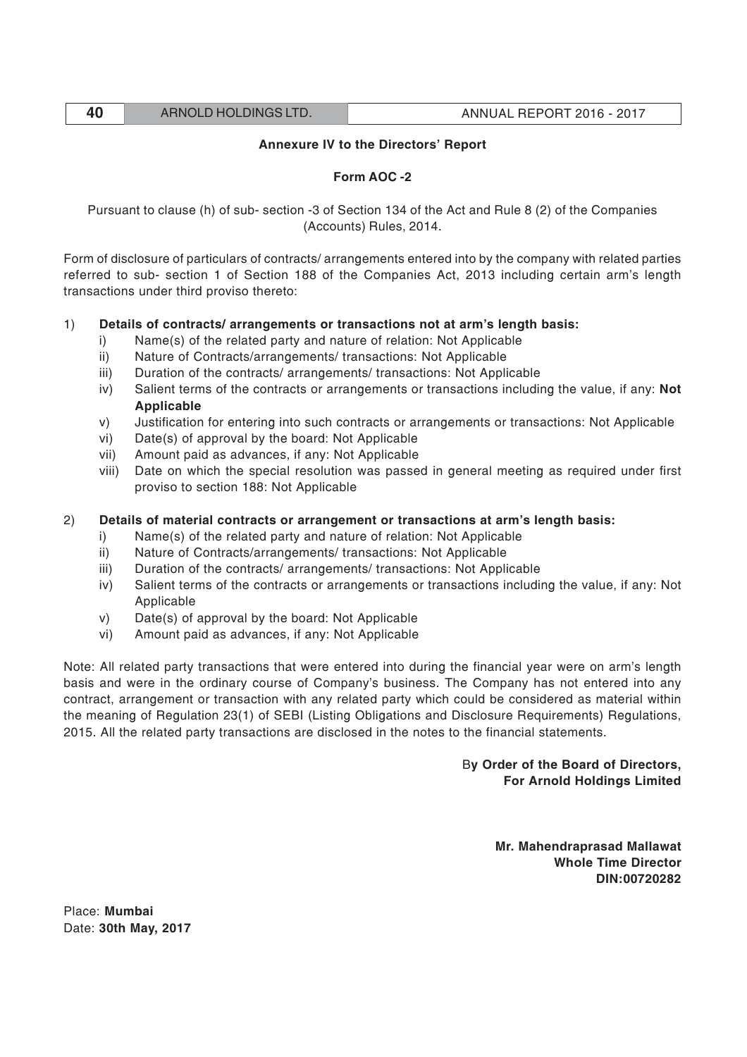## Annexure IV to the Directors' Report

### Form AOC -2

Pursuant to clause (h) of sub- section -3 of Section 134 of the Act and Rule 8 (2) of the Companies (Accounts) Rules, 2014.

Form of disclosure of particulars of contracts/ arrangements entered into by the company with related parties referred to sub- section 1 of Section 188 of the Companies Act, 2013 including certain arm's length transactions under third proviso thereto:

1) **Details of contracts/ arrangements or transactions not at arm's length basis:**
   - i) Name(s) of the related party and nature of relation: Not Applicable
   - ii) Nature of Contracts/arrangements/ transactions: Not Applicable
   - iii) Duration of the contracts/ arrangements/ transactions: Not Applicable
   - iv) Salient terms of the contracts or arrangements or transactions including the value, if any: **Not Applicable**
   - v) Justification for entering into such contracts or arrangements or transactions: Not Applicable
   - vi) Date(s) of approval by the board: Not Applicable
   - vii) Amount paid as advances, if any: Not Applicable
   - viii) Date on which the special resolution was passed in general meeting as required under first proviso to section 188: Not Applicable

2) **Details of material contracts or arrangement or transactions at arm's length basis:**
   - i) Name(s) of the related party and nature of relation: Not Applicable
   - ii) Nature of Contracts/arrangements/ transactions: Not Applicable
   - iii) Duration of the contracts/ arrangements/ transactions: Not Applicable
   - iv) Salient terms of the contracts or arrangements or transactions including the value, if any: Not Applicable
   - v) Date(s) of approval by the board: Not Applicable
   - vi) Amount paid as advances, if any: Not Applicable

Note: All related party transactions that were entered into during the financial year were on arm's length basis and were in the ordinary course of Company's business. The Company has not entered into any contract, arrangement or transaction with any related party which could be considered as material within the meaning of Regulation 23(1) of SEBI (Listing Obligations and Disclosure Requirements) Regulations, 2015. All the related party transactions are disclosed in the notes to the financial statements.

**By Order of the Board of Directors,**
**For Arnold Holdings Limited**

**Mr. Mahendraprasad Mallawat**
**Whole Time Director**
**DIN:00720282**

Place: **Mumbai**
Date: **30th May, 2017**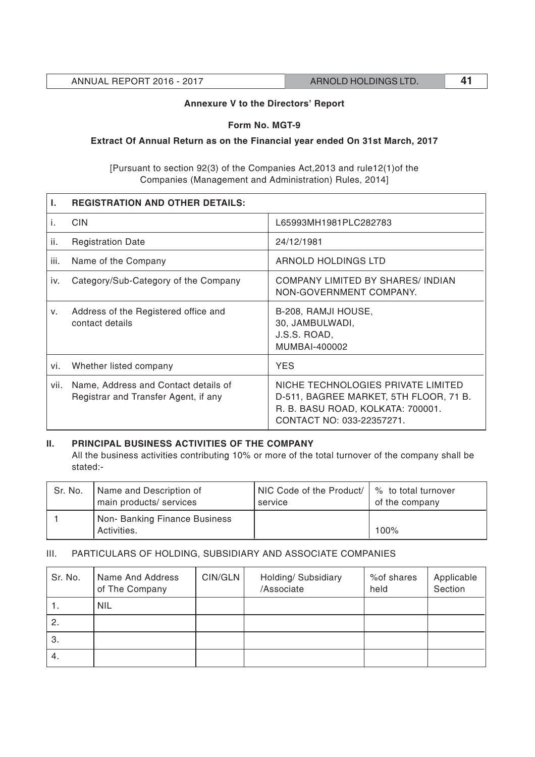**Annexure V to the Directors' Report**

**Form No. MGT-9**

**Extract Of Annual Return as on the Financial year ended On 31st March, 2017**

[Pursuant to section 92(3) of the Companies Act,2013 and rule12(1)of the Companies (Management and Administration) Rules, 2014]

| I. | REGISTRATION AND OTHER DETAILS: | |
|---|---|---|
| i. | CIN | L65993MH1981PLC282783 |
| ii. | Registration Date | 24/12/1981 |
| iii. | Name of the Company | ARNOLD HOLDINGS LTD |
| iv. | Category/Sub-Category of the Company | COMPANY LIMITED BY SHARES/ INDIAN NON-GOVERNMENT COMPANY. |
| v. | Address of the Registered office and contact details | B-208, RAMJI HOUSE, 30, JAMBULWADI, J.S.S. ROAD, MUMBAI-400002 |
| vi. | Whether listed company | YES |
| vii. | Name, Address and Contact details of Registrar and Transfer Agent, if any | NICHE TECHNOLOGIES PRIVATE LIMITED D-511, BAGREE MARKET, 5TH FLOOR, 71 B. R. B. BASU ROAD, KOLKATA: 700001. CONTACT NO: 033-22357271. |

**II. PRINCIPAL BUSINESS ACTIVITIES OF THE COMPANY**

All the business activities contributing 10% or more of the total turnover of the company shall be stated:-

| Sr. No. | Name and Description of main products/ services | NIC Code of the Product/ service | % to total turnover of the company |
|---|---|---|---|
| 1 | Non- Banking Finance Business Activities. | | 100% |

III. PARTICULARS OF HOLDING, SUBSIDIARY AND ASSOCIATE COMPANIES

| Sr. No. | Name And Address of The Company | CIN/GLN | Holding/ Subsidiary /Associate | %of shares held | Applicable Section |
|---|---|---|---|---|---|
| 1. | NIL | | | | |
| 2. | | | | | |
| 3. | | | | | |
| 4. | | | | | |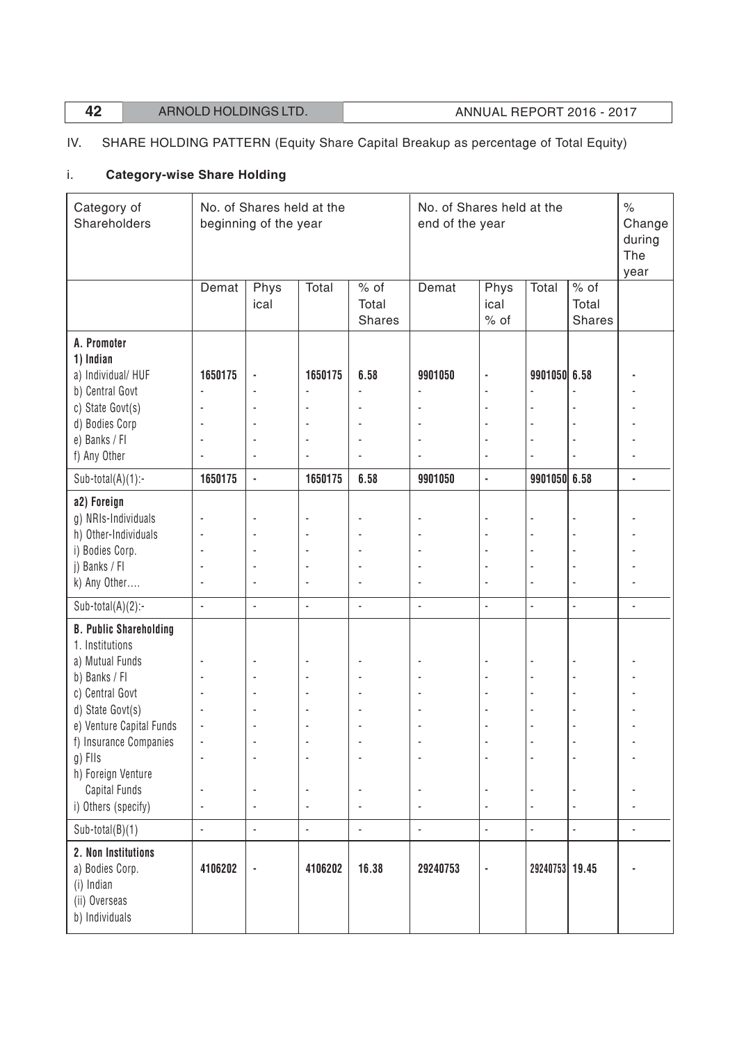IV. SHARE HOLDING PATTERN (Equity Share Capital Breakup as percentage of Total Equity)

i. **Category-wise Share Holding**

| Category of Shareholders | No. of Shares held at the beginning of the year | | | | No. of Shares held at the end of the year | | | | % Change during The year |
|---|---|---|---|---|---|---|---|---|---|
| | Demat | Physical | Total | % of Total Shares | Demat | Physical % of | Total | % of Total Shares | |
| **A. Promoter** | | | | | | | | | |
| **1) Indian** | | | | | | | | | |
| a) Individual/ HUF | **1650175** | - | **1650175** | **6.58** | **9901050** | - | **9901050** | **6.58** | - |
| b) Central Govt | - | - | - | - | - | - | - | - | - |
| c) State Govt(s) | - | - | - | - | - | - | - | - | - |
| d) Bodies Corp | - | - | - | - | - | - | - | - | - |
| e) Banks / FI | - | - | - | - | - | - | - | - | - |
| f) Any Other | - | - | - | - | - | - | - | - | - |
| Sub-total(A)(1):- | **1650175** | - | **1650175** | **6.58** | **9901050** | - | **9901050** | **6.58** | - |
| **a2) Foreign** | | | | | | | | | |
| g) NRIs-Individuals | - | - | - | - | - | - | - | - | - |
| h) Other-Individuals | - | - | - | - | - | - | - | - | - |
| i) Bodies Corp. | - | - | - | - | - | - | - | - | - |
| j) Banks / FI | - | - | - | - | - | - | - | - | - |
| k) Any Other…. | - | - | - | - | - | - | - | - | - |
| Sub-total(A)(2):- | - | - | - | - | - | - | - | - | - |
| **B. Public Shareholding** | | | | | | | | | |
| 1. Institutions | | | | | | | | | |
| a) Mutual Funds | - | - | - | - | - | - | - | - | - |
| b) Banks / FI | - | - | - | - | - | - | - | - | - |
| c) Central Govt | - | - | - | - | - | - | - | - | - |
| d) State Govt(s) | - | - | - | - | - | - | - | - | - |
| e) Venture Capital Funds | - | - | - | - | - | - | - | - | - |
| f) Insurance Companies | - | - | - | - | - | - | - | - | - |
| g) FIIs | - | - | - | - | - | - | - | - | - |
| h) Foreign Venture Capital Funds | - | - | - | - | - | - | - | - | - |
| i) Others (specify) | - | - | - | - | - | - | - | - | - |
| Sub-total(B)(1) | - | - | - | - | - | - | - | - | - |
| **2. Non Institutions** | | | | | | | | | |
| a) Bodies Corp. | **4106202** | - | **4106202** | **16.38** | **29240753** | - | **29240753** | **19.45** | - |
| (i) Indian | | | | | | | | | |
| (ii) Overseas | | | | | | | | | |
| b) Individuals | | | | | | | | | |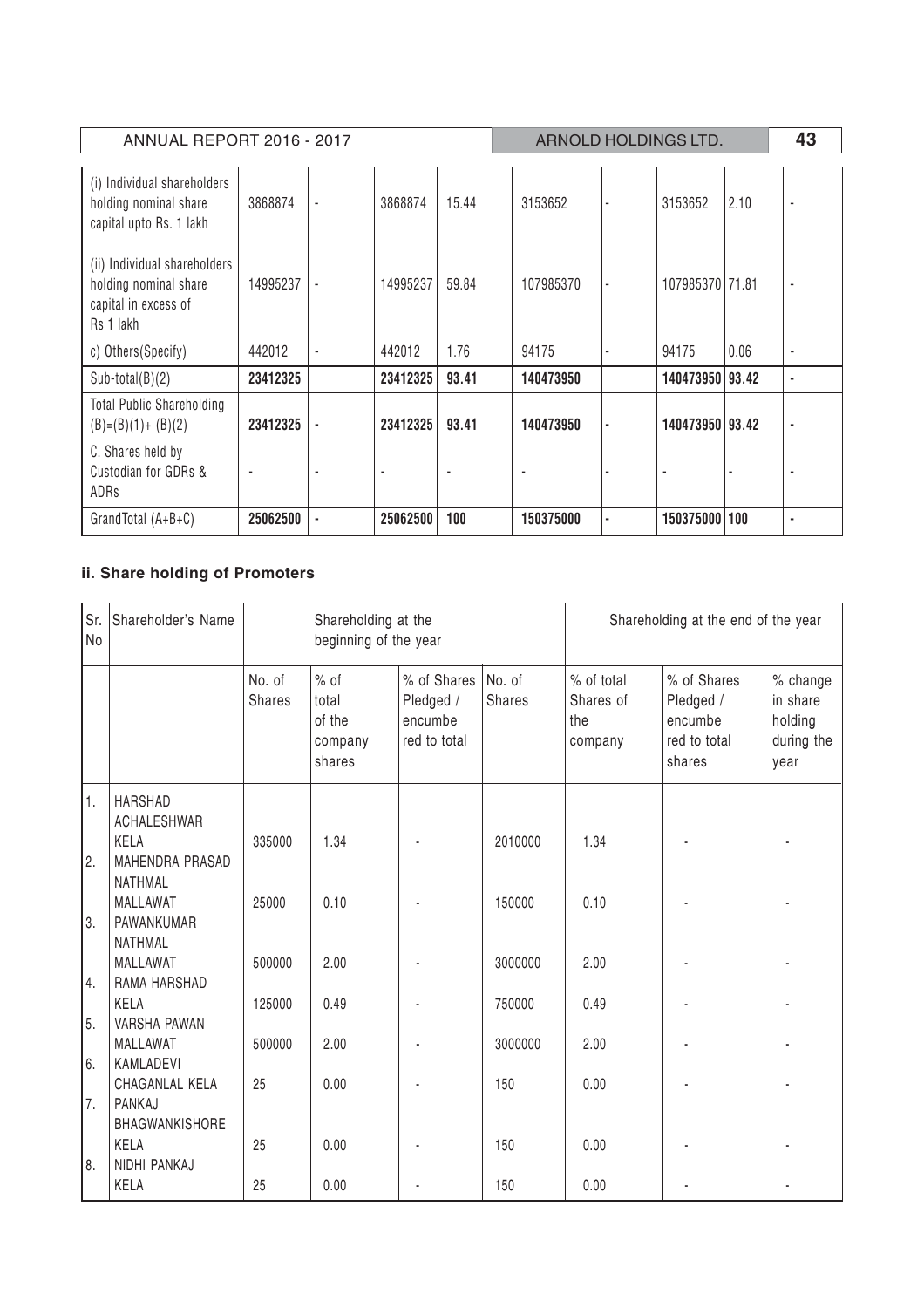| Category | | | | | | | | | |
|---|---|---|---|---|---|---|---|---|---|
| (i) Individual shareholders holding nominal share capital upto Rs. 1 lakh | 3868874 | - | 3868874 | 15.44 | 3153652 | - | 3153652 | 2.10 | - |
| (ii) Individual shareholders holding nominal share capital in excess of Rs 1 lakh | 14995237 | - | 14995237 | 59.84 | 107985370 | - | 107985370 | 71.81 | - |
| c) Others(Specify) | 442012 | - | 442012 | 1.76 | 94175 | - | 94175 | 0.06 | - |
| **Sub-total(B)(2)** | **23412325** | | **23412325** | **93.41** | **140473950** | | **140473950** | **93.42** | **-** |
| **Total Public Shareholding (B)=(B)(1)+ (B)(2)** | **23412325** | **-** | **23412325** | **93.41** | **140473950** | **-** | **140473950** | **93.42** | **-** |
| C. Shares held by Custodian for GDRs & ADRs | - | - | - | - | - | - | - | - | - |
| GrandTotal (A+B+C) | **25062500** | **-** | **25062500** | **100** | **150375000** | **-** | **150375000** | **100** | **-** |

## ii. Share holding of Promoters

| Sr. No | Shareholder's Name | Shareholding at the beginning of the year | | | Shareholding at the end of the year | | | |
|---|---|---|---|---|---|---|---|---|
| | | No. of Shares | % of total of the company shares | % of Shares Pledged / encumbe red to total | No. of Shares | % of total Shares of the company | % of Shares Pledged / encumbe red to total shares | % change in share holding during the year |
| 1. | HARSHAD ACHALESHWAR KELA | 335000 | 1.34 | - | 2010000 | 1.34 | - | - |
| 2. | MAHENDRA PRASAD NATHMAL MALLAWAT | 25000 | 0.10 | - | 150000 | 0.10 | - | - |
| 3. | PAWANKUMAR NATHMAL MALLAWAT | 500000 | 2.00 | - | 3000000 | 2.00 | - | - |
| 4. | RAMA HARSHAD KELA | 125000 | 0.49 | - | 750000 | 0.49 | - | - |
| 5. | VARSHA PAWAN MALLAWAT | 500000 | 2.00 | - | 3000000 | 2.00 | - | - |
| 6. | KAMLADEVI CHAGANLAL KELA | 25 | 0.00 | - | 150 | 0.00 | - | - |
| 7. | PANKAJ BHAGWANKISHORE KELA | 25 | 0.00 | - | 150 | 0.00 | - | - |
| 8. | NIDHI PANKAJ KELA | 25 | 0.00 | - | 150 | 0.00 | - | - |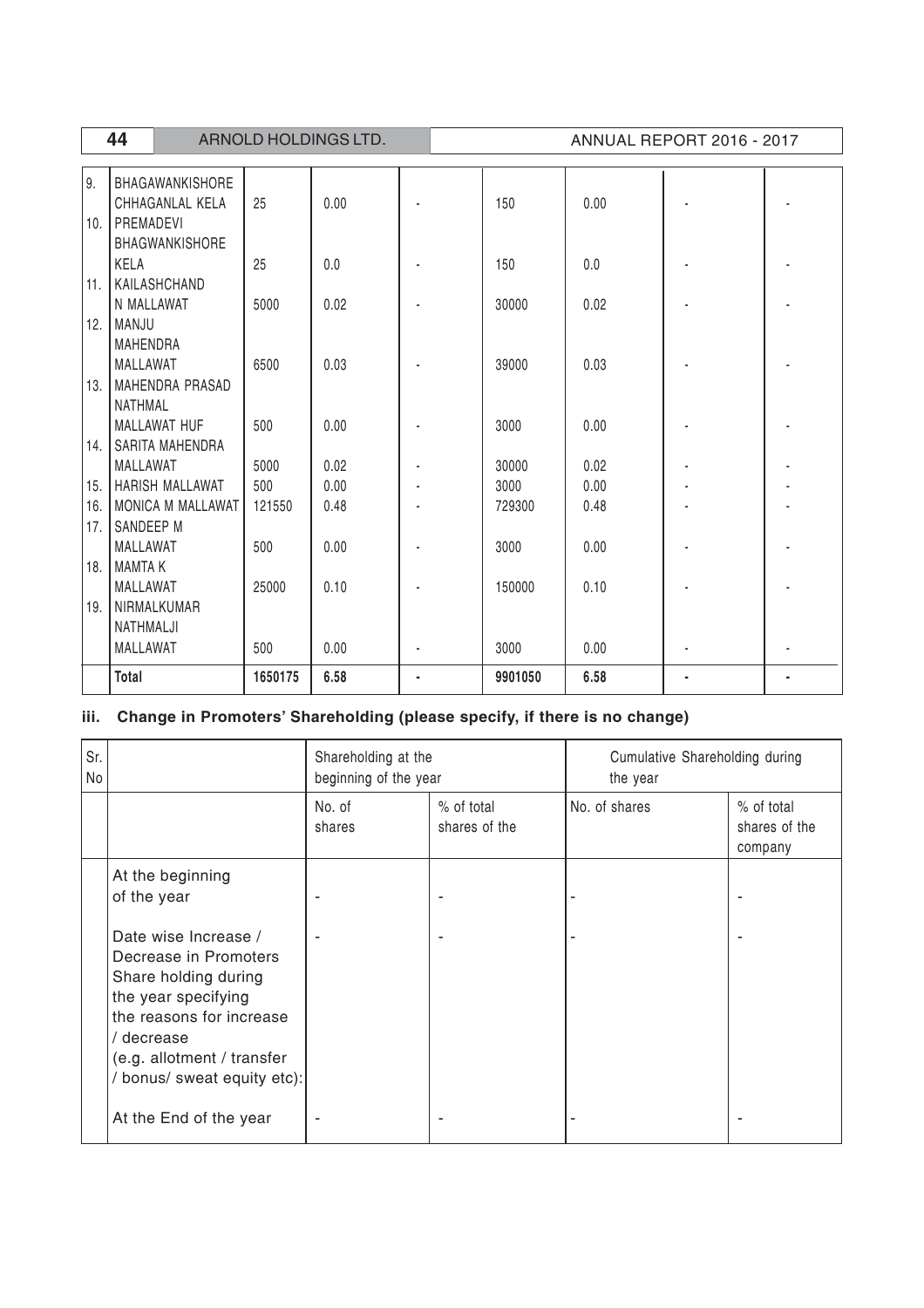| | | | | | | | | |
|---|---|---|---|---|---|---|---|---|
| 9. | BHAGAWANKISHORE CHHAGANLAL KELA | 25 | 0.00 | - | 150 | 0.00 | - | - |
| 10. | PREMADEVI BHAGWANKISHORE KELA | 25 | 0.0 | - | 150 | 0.0 | - | - |
| 11. | KAILASHCHAND N MALLAWAT | 5000 | 0.02 | - | 30000 | 0.02 | - | - |
| 12. | MANJU MAHENDRA MALLAWAT | 6500 | 0.03 | - | 39000 | 0.03 | - | - |
| 13. | MAHENDRA PRASAD NATHMAL MALLAWAT HUF | 500 | 0.00 | - | 3000 | 0.00 | - | - |
| 14. | SARITA MAHENDRA MALLAWAT | 5000 | 0.02 | - | 30000 | 0.02 | - | - |
| 15. | HARISH MALLAWAT | 500 | 0.00 | - | 3000 | 0.00 | - | - |
| 16. | MONICA M MALLAWAT | 121550 | 0.48 | - | 729300 | 0.48 | - | - |
| 17. | SANDEEP M MALLAWAT | 500 | 0.00 | - | 3000 | 0.00 | - | - |
| 18. | MAMTA K MALLAWAT | 25000 | 0.10 | - | 150000 | 0.10 | - | - |
| 19. | NIRMALKUMAR NATHMALJI MALLAWAT | 500 | 0.00 | - | 3000 | 0.00 | - | - |
| | **Total** | **1650175** | **6.58** | **-** | **9901050** | **6.58** | **-** | **-** |

### iii. Change in Promoters' Shareholding (please specify, if there is no change)

| Sr. No | | Shareholding at the beginning of the year | | Cumulative Shareholding during the year | |
|---|---|---|---|---|---|
| | | No. of shares | % of total shares of the | No. of shares | % of total shares of the company |
| | At the beginning of the year | - | - | - | - |
| | Date wise Increase / Decrease in Promoters Share holding during the year specifying the reasons for increase / decrease (e.g. allotment / transfer / bonus/ sweat equity etc): | - | - | - | - |
| | At the End of the year | - | - | - | - |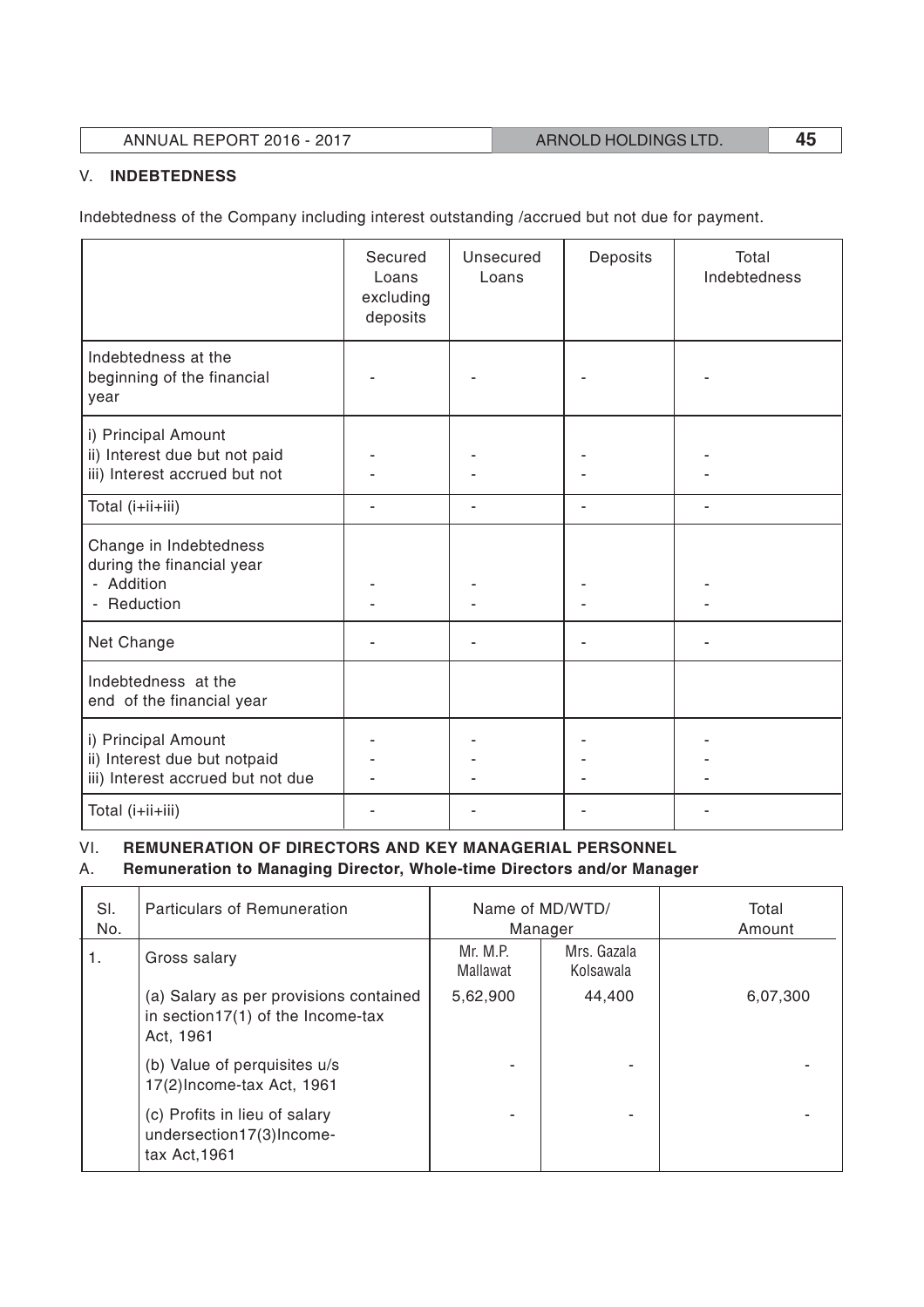## V. INDEBTEDNESS

Indebtedness of the Company including interest outstanding /accrued but not due for payment.

| | Secured Loans excluding deposits | Unsecured Loans | Deposits | Total Indebtedness |
|---|---|---|---|---|
| Indebtedness at the beginning of the financial year | - | - | - | - |
| i) Principal Amount<br>ii) Interest due but not paid<br>iii) Interest accrued but not | -<br>- | -<br>- | -<br>- | -<br>- |
| Total (i+ii+iii) | - | - | - | - |
| Change in Indebtedness during the financial year<br>- Addition<br>- Reduction | -<br>- | -<br>- | -<br>- | -<br>- |
| Net Change | - | - | - | - |
| Indebtedness at the end of the financial year | | | | |
| i) Principal Amount<br>ii) Interest due but notpaid<br>iii) Interest accrued but not due | -<br>-<br>- | -<br>-<br>- | -<br>-<br>- | -<br>-<br>- |
| Total (i+ii+iii) | - | - | - | - |

## VI. REMUNERATION OF DIRECTORS AND KEY MANAGERIAL PERSONNEL

### A. Remuneration to Managing Director, Whole-time Directors and/or Manager

| Sl. No. | Particulars of Remuneration | Name of MD/WTD/ Manager | | Total Amount |
|---|---|---|---|---|
| 1. | Gross salary | Mr. M.P. Mallawat | Mrs. Gazala Kolsawala | |
| | (a) Salary as per provisions contained in section17(1) of the Income-tax Act, 1961 | 5,62,900 | 44,400 | 6,07,300 |
| | (b) Value of perquisites u/s 17(2)Income-tax Act, 1961 | - | - | - |
| | (c) Profits in lieu of salary undersection17(3)Income-tax Act,1961 | - | - | - |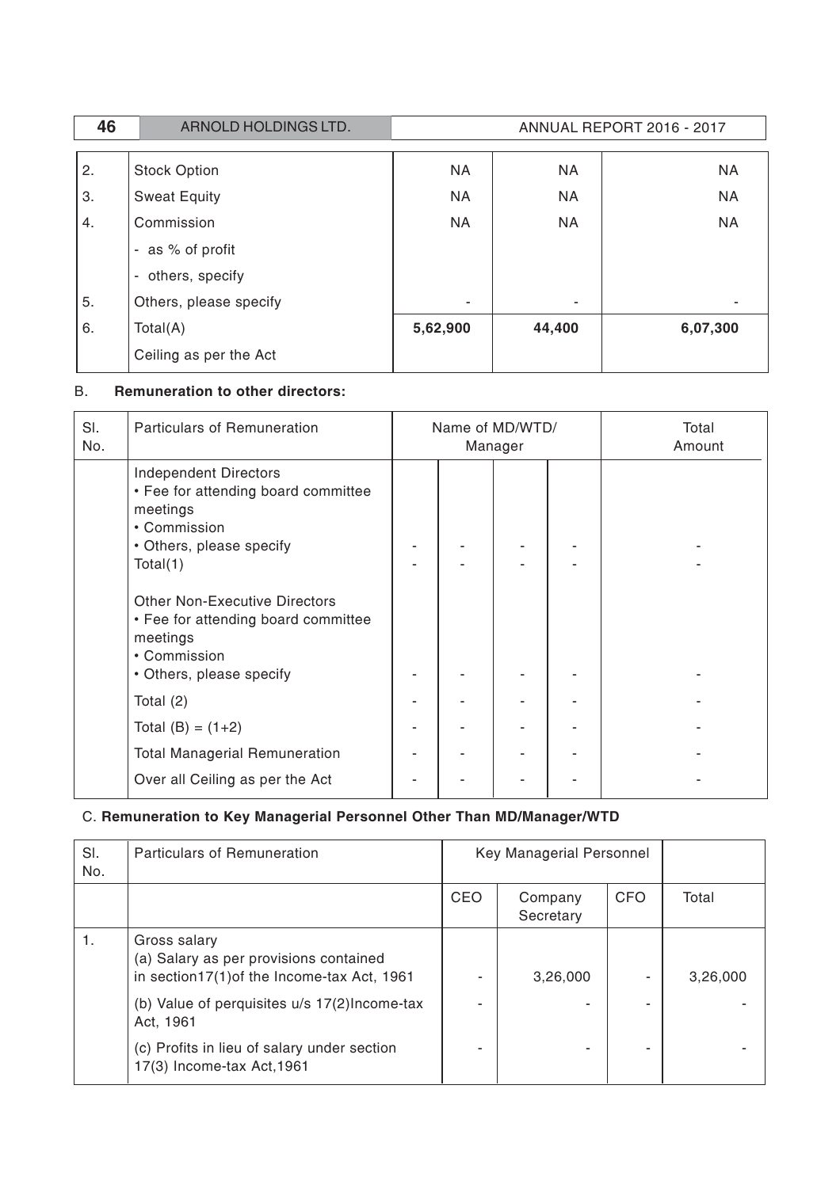| | | | | |
|---|---|---|---|---|
| 2. | Stock Option | NA | NA | NA |
| 3. | Sweat Equity | NA | NA | NA |
| 4. | Commission | NA | NA | NA |
| | - as % of profit | | | |
| | - others, specify | | | |
| 5. | Others, please specify | - | - | - |
| 6. | Total(A) | **5,62,900** | **44,400** | **6,07,300** |
| | Ceiling as per the Act | | | |

B. **Remuneration to other directors:**

| Sl. No. | Particulars of Remuneration | Name of MD/WTD/ Manager | | | | Total Amount |
|---|---|---|---|---|---|---|
| | Independent Directors<br>• Fee for attending board committee meetings<br>• Commission<br>• Others, please specify | - | - | - | - | - |
| | Total(1) | - | - | - | - | - |
| | Other Non-Executive Directors<br>• Fee for attending board committee meetings<br>• Commission<br>• Others, please specify | - | - | - | - | - |
| | Total (2) | - | - | - | - | - |
| | Total (B) = (1+2) | - | - | - | - | - |
| | Total Managerial Remuneration | - | - | - | - | - |
| | Over all Ceiling as per the Act | - | - | - | - | - |

C. **Remuneration to Key Managerial Personnel Other Than MD/Manager/WTD**

| Sl. No. | Particulars of Remuneration | Key Managerial Personnel | | | |
|---|---|---|---|---|---|
| | | CEO | Company Secretary | CFO | Total |
| 1. | Gross salary<br>(a) Salary as per provisions contained in section17(1)of the Income-tax Act, 1961 | - | 3,26,000 | - | 3,26,000 |
| | (b) Value of perquisites u/s 17(2)Income-tax Act, 1961 | - | - | - | - |
| | (c) Profits in lieu of salary under section 17(3) Income-tax Act,1961 | - | - | - | - |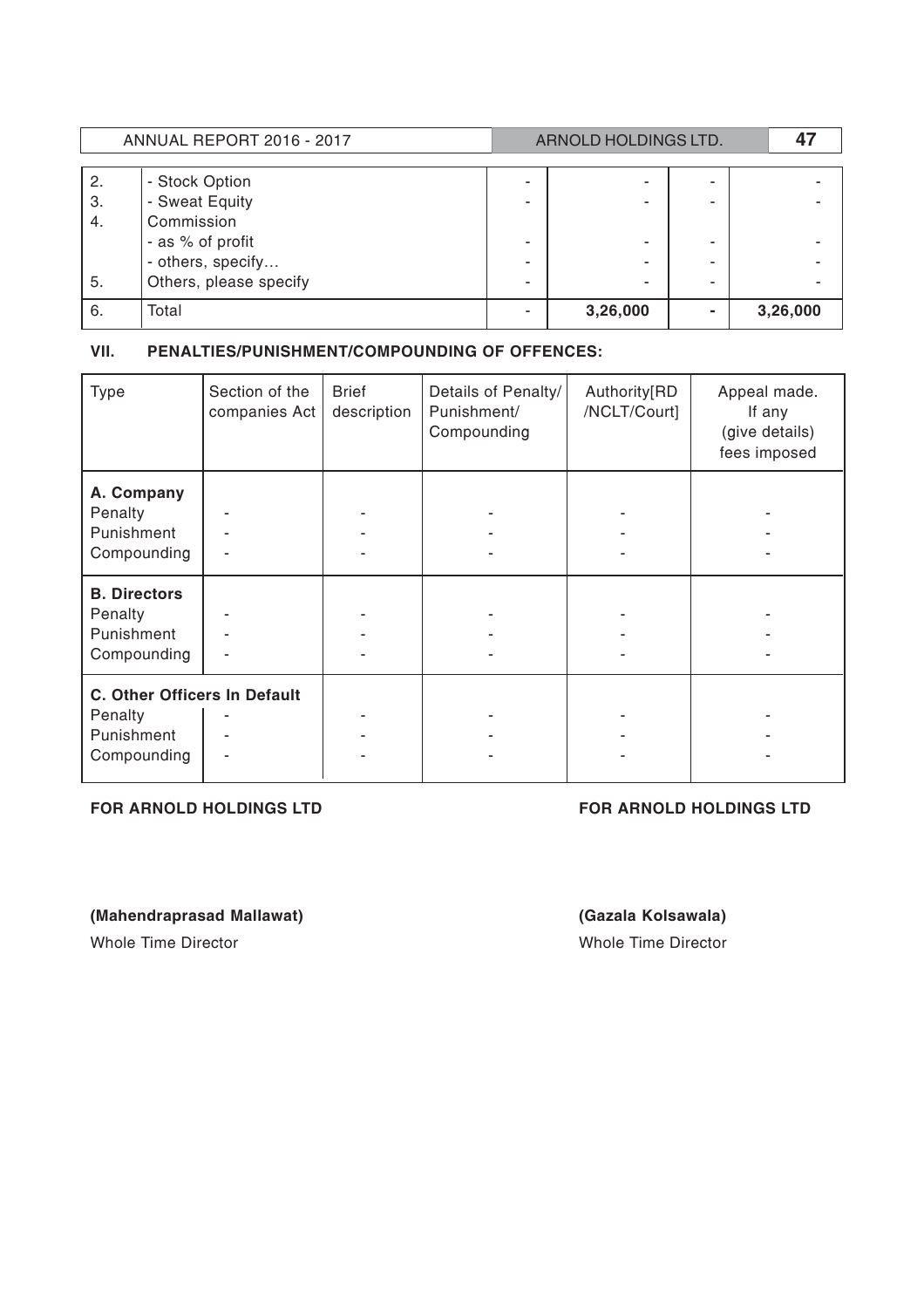| | | | | | |
|---|---|---|---|---|---|
| 2. | - Stock Option | - | - | - | - |
| 3. | - Sweat Equity | - | - | - | - |
| 4. | Commission | | | | |
| | - as % of profit | - | - | - | - |
| | - others, specify… | - | - | - | - |
| 5. | Others, please specify | - | - | - | - |
| 6. | Total | - | **3,26,000** | - | **3,26,000** |

## VII. PENALTIES/PUNISHMENT/COMPOUNDING OF OFFENCES:

| Type | Section of the companies Act | Brief description | Details of Penalty/ Punishment/ Compounding | Authority[RD /NCLT/Court] | Appeal made. If any (give details) fees imposed |
|---|---|---|---|---|---|
| **A. Company** | | | | | |
| Penalty | - | - | - | - | - |
| Punishment | - | - | - | - | - |
| Compounding | - | - | - | - | - |
| **B. Directors** | | | | | |
| Penalty | - | - | - | - | - |
| Punishment | - | - | - | - | - |
| Compounding | - | - | - | - | - |
| **C. Other Officers In Default** | | | | | |
| Penalty | - | - | - | - | - |
| Punishment | - | - | - | - | - |
| Compounding | - | - | - | - | - |

**FOR ARNOLD HOLDINGS LTD**

**(Mahendraprasad Mallawat)**
Whole Time Director

**FOR ARNOLD HOLDINGS LTD**

**(Gazala Kolsawala)**
Whole Time Director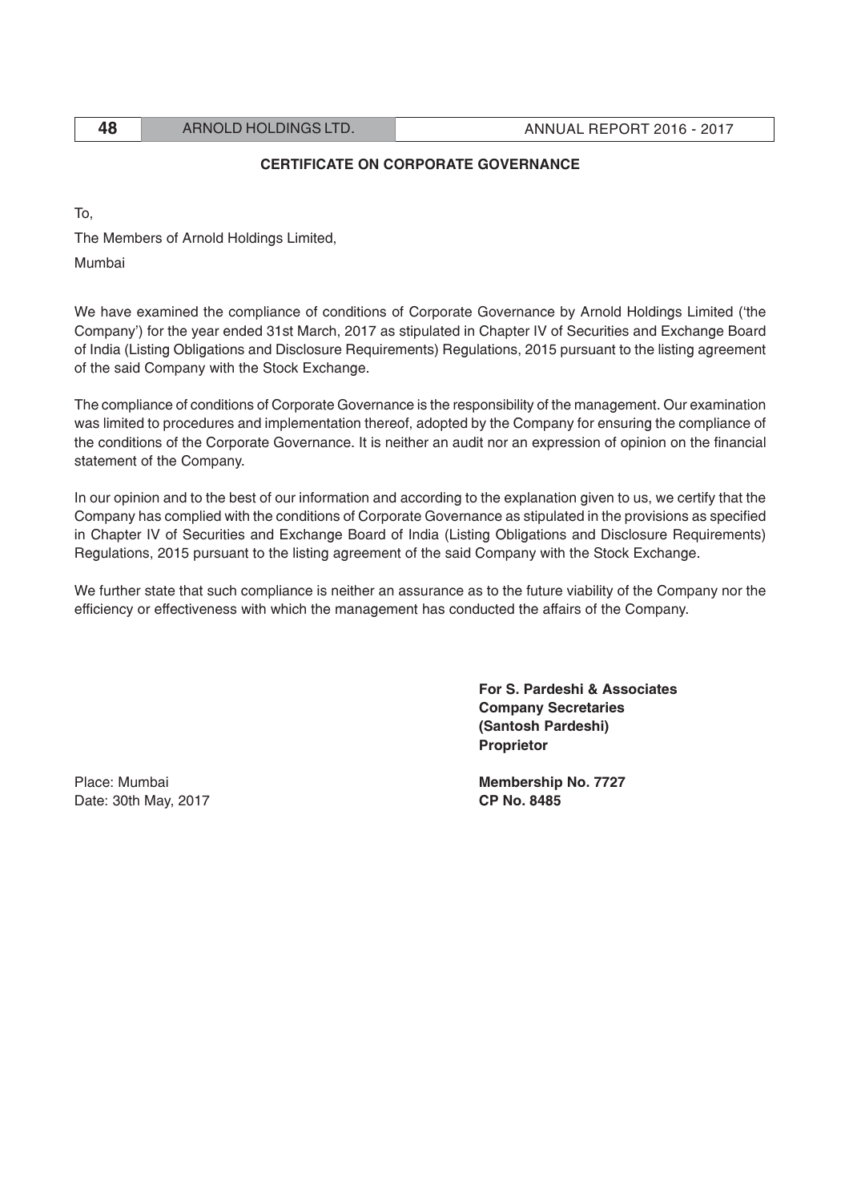## CERTIFICATE ON CORPORATE GOVERNANCE

To,

The Members of Arnold Holdings Limited,

Mumbai

We have examined the compliance of conditions of Corporate Governance by Arnold Holdings Limited ('the Company') for the year ended 31st March, 2017 as stipulated in Chapter IV of Securities and Exchange Board of India (Listing Obligations and Disclosure Requirements) Regulations, 2015 pursuant to the listing agreement of the said Company with the Stock Exchange.

The compliance of conditions of Corporate Governance is the responsibility of the management. Our examination was limited to procedures and implementation thereof, adopted by the Company for ensuring the compliance of the conditions of the Corporate Governance. It is neither an audit nor an expression of opinion on the financial statement of the Company.

In our opinion and to the best of our information and according to the explanation given to us, we certify that the Company has complied with the conditions of Corporate Governance as stipulated in the provisions as specified in Chapter IV of Securities and Exchange Board of India (Listing Obligations and Disclosure Requirements) Regulations, 2015 pursuant to the listing agreement of the said Company with the Stock Exchange.

We further state that such compliance is neither an assurance as to the future viability of the Company nor the efficiency or effectiveness with which the management has conducted the affairs of the Company.

**For S. Pardeshi & Associates**
**Company Secretaries**
**(Santosh Pardeshi)**
**Proprietor**

Place: Mumbai

Date: 30th May, 2017

**Membership No. 7727**
**CP No. 8485**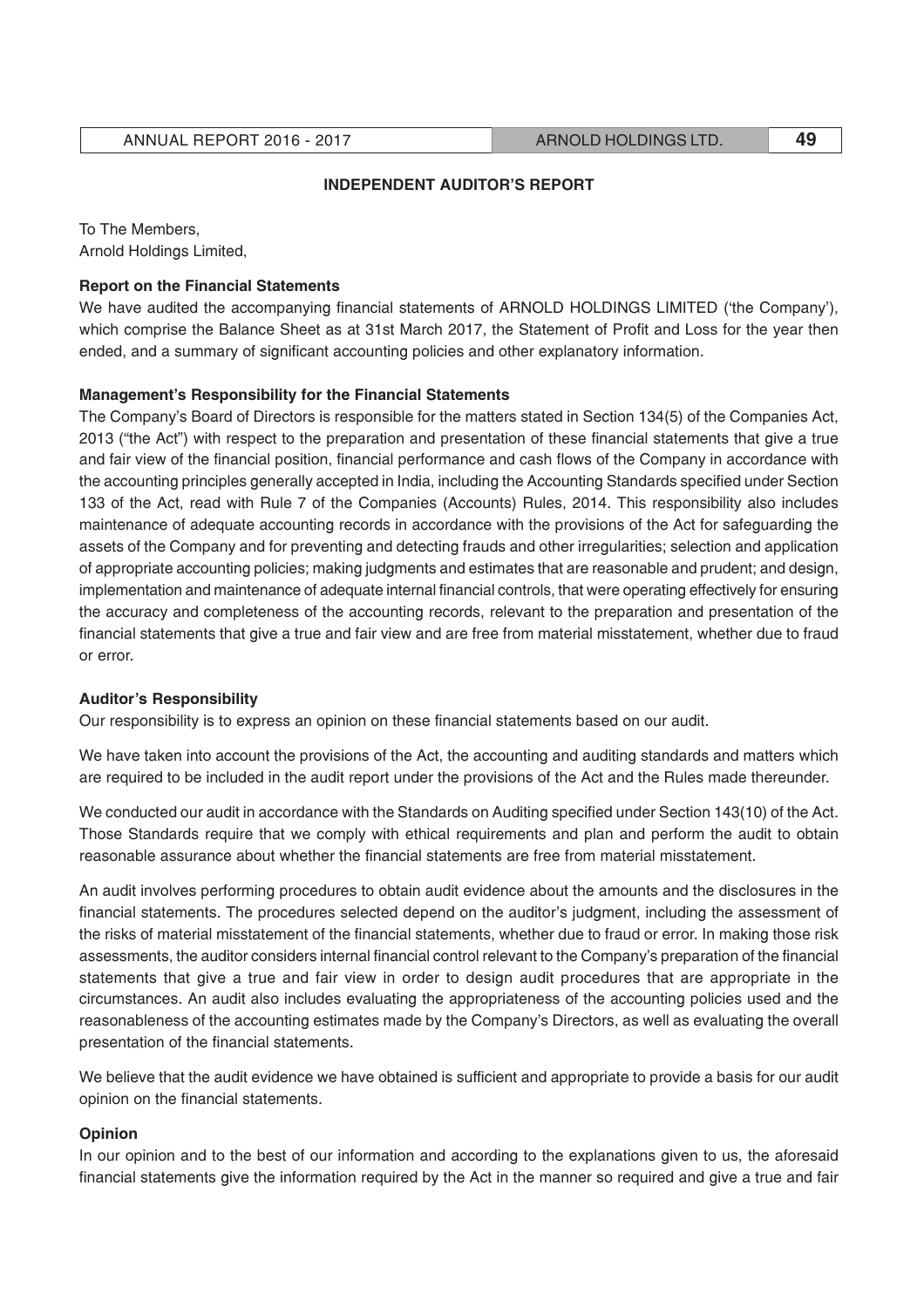## INDEPENDENT AUDITOR'S REPORT

To The Members,
Arnold Holdings Limited,

**Report on the Financial Statements**

We have audited the accompanying financial statements of ARNOLD HOLDINGS LIMITED ('the Company'), which comprise the Balance Sheet as at 31st March 2017, the Statement of Profit and Loss for the year then ended, and a summary of significant accounting policies and other explanatory information.

**Management's Responsibility for the Financial Statements**

The Company's Board of Directors is responsible for the matters stated in Section 134(5) of the Companies Act, 2013 ("the Act") with respect to the preparation and presentation of these financial statements that give a true and fair view of the financial position, financial performance and cash flows of the Company in accordance with the accounting principles generally accepted in India, including the Accounting Standards specified under Section 133 of the Act, read with Rule 7 of the Companies (Accounts) Rules, 2014. This responsibility also includes maintenance of adequate accounting records in accordance with the provisions of the Act for safeguarding the assets of the Company and for preventing and detecting frauds and other irregularities; selection and application of appropriate accounting policies; making judgments and estimates that are reasonable and prudent; and design, implementation and maintenance of adequate internal financial controls, that were operating effectively for ensuring the accuracy and completeness of the accounting records, relevant to the preparation and presentation of the financial statements that give a true and fair view and are free from material misstatement, whether due to fraud or error.

**Auditor's Responsibility**

Our responsibility is to express an opinion on these financial statements based on our audit.

We have taken into account the provisions of the Act, the accounting and auditing standards and matters which are required to be included in the audit report under the provisions of the Act and the Rules made thereunder.

We conducted our audit in accordance with the Standards on Auditing specified under Section 143(10) of the Act. Those Standards require that we comply with ethical requirements and plan and perform the audit to obtain reasonable assurance about whether the financial statements are free from material misstatement.

An audit involves performing procedures to obtain audit evidence about the amounts and the disclosures in the financial statements. The procedures selected depend on the auditor's judgment, including the assessment of the risks of material misstatement of the financial statements, whether due to fraud or error. In making those risk assessments, the auditor considers internal financial control relevant to the Company's preparation of the financial statements that give a true and fair view in order to design audit procedures that are appropriate in the circumstances. An audit also includes evaluating the appropriateness of the accounting policies used and the reasonableness of the accounting estimates made by the Company's Directors, as well as evaluating the overall presentation of the financial statements.

We believe that the audit evidence we have obtained is sufficient and appropriate to provide a basis for our audit opinion on the financial statements.

**Opinion**

In our opinion and to the best of our information and according to the explanations given to us, the aforesaid financial statements give the information required by the Act in the manner so required and give a true and fair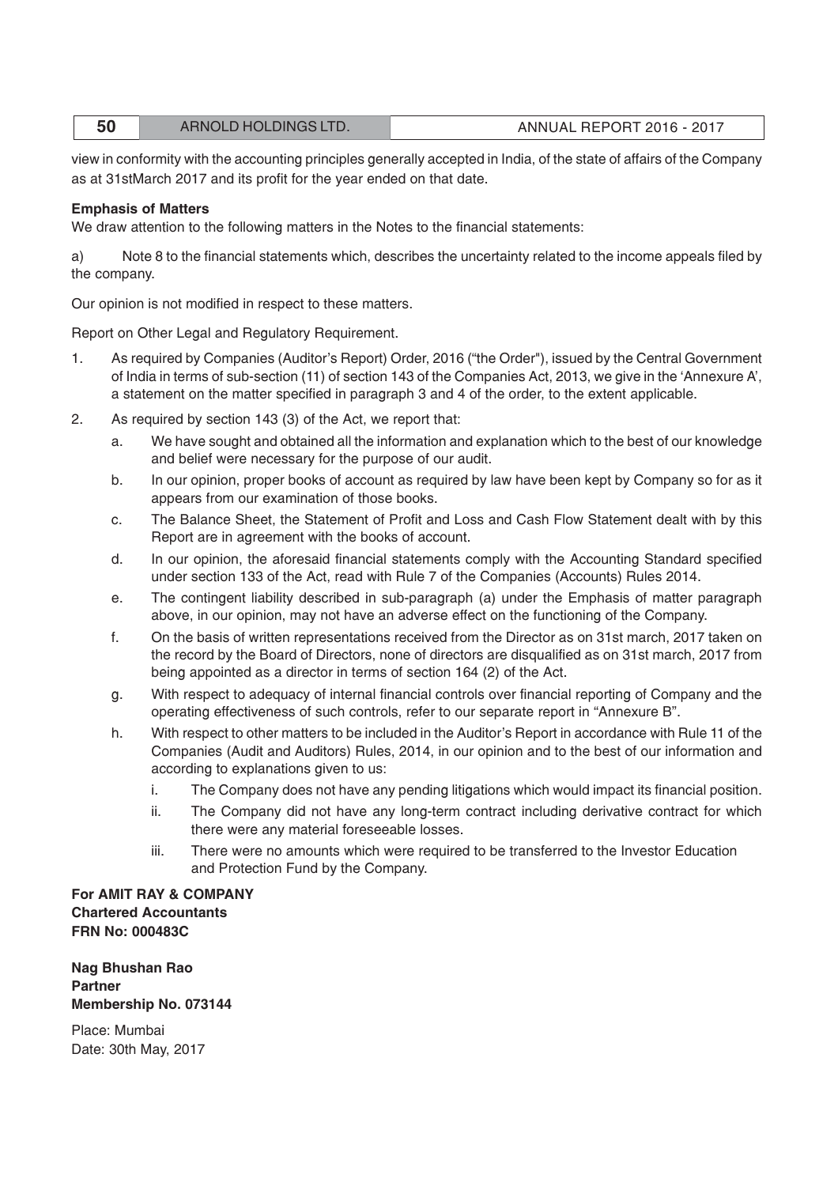view in conformity with the accounting principles generally accepted in India, of the state of affairs of the Company as at 31stMarch 2017 and its profit for the year ended on that date.

**Emphasis of Matters**

We draw attention to the following matters in the Notes to the financial statements:

a) Note 8 to the financial statements which, describes the uncertainty related to the income appeals filed by the company.

Our opinion is not modified in respect to these matters.

Report on Other Legal and Regulatory Requirement.

1. As required by Companies (Auditor's Report) Order, 2016 ("the Order"), issued by the Central Government of India in terms of sub-section (11) of section 143 of the Companies Act, 2013, we give in the 'Annexure A', a statement on the matter specified in paragraph 3 and 4 of the order, to the extent applicable.

2. As required by section 143 (3) of the Act, we report that:

   a. We have sought and obtained all the information and explanation which to the best of our knowledge and belief were necessary for the purpose of our audit.

   b. In our opinion, proper books of account as required by law have been kept by Company so for as it appears from our examination of those books.

   c. The Balance Sheet, the Statement of Profit and Loss and Cash Flow Statement dealt with by this Report are in agreement with the books of account.

   d. In our opinion, the aforesaid financial statements comply with the Accounting Standard specified under section 133 of the Act, read with Rule 7 of the Companies (Accounts) Rules 2014.

   e. The contingent liability described in sub-paragraph (a) under the Emphasis of matter paragraph above, in our opinion, may not have an adverse effect on the functioning of the Company.

   f. On the basis of written representations received from the Director as on 31st march, 2017 taken on the record by the Board of Directors, none of directors are disqualified as on 31st march, 2017 from being appointed as a director in terms of section 164 (2) of the Act.

   g. With respect to adequacy of internal financial controls over financial reporting of Company and the operating effectiveness of such controls, refer to our separate report in "Annexure B".

   h. With respect to other matters to be included in the Auditor's Report in accordance with Rule 11 of the Companies (Audit and Auditors) Rules, 2014, in our opinion and to the best of our information and according to explanations given to us:

      i. The Company does not have any pending litigations which would impact its financial position.

      ii. The Company did not have any long-term contract including derivative contract for which there were any material foreseeable losses.

      iii. There were no amounts which were required to be transferred to the Investor Education and Protection Fund by the Company.

**For AMIT RAY & COMPANY**
**Chartered Accountants**
**FRN No: 000483C**

**Nag Bhushan Rao**
**Partner**
**Membership No. 073144**

Place: Mumbai
Date: 30th May, 2017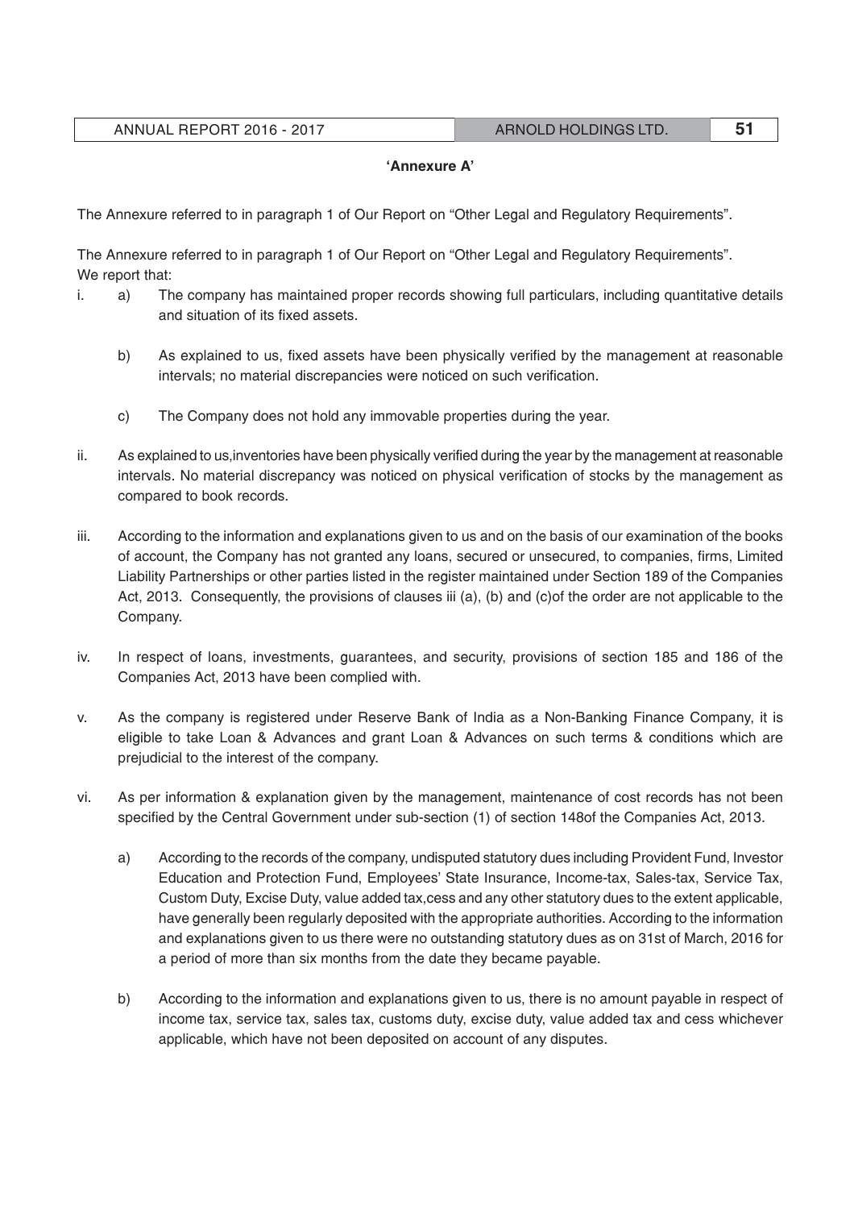**'Annexure A'**

The Annexure referred to in paragraph 1 of Our Report on "Other Legal and Regulatory Requirements".

The Annexure referred to in paragraph 1 of Our Report on "Other Legal and Regulatory Requirements".
We report that:

i. a) The company has maintained proper records showing full particulars, including quantitative details and situation of its fixed assets.

   b) As explained to us, fixed assets have been physically verified by the management at reasonable intervals; no material discrepancies were noticed on such verification.

   c) The Company does not hold any immovable properties during the year.

ii. As explained to us,inventories have been physically verified during the year by the management at reasonable intervals. No material discrepancy was noticed on physical verification of stocks by the management as compared to book records.

iii. According to the information and explanations given to us and on the basis of our examination of the books of account, the Company has not granted any loans, secured or unsecured, to companies, firms, Limited Liability Partnerships or other parties listed in the register maintained under Section 189 of the Companies Act, 2013. Consequently, the provisions of clauses iii (a), (b) and (c)of the order are not applicable to the Company.

iv. In respect of loans, investments, guarantees, and security, provisions of section 185 and 186 of the Companies Act, 2013 have been complied with.

v. As the company is registered under Reserve Bank of India as a Non-Banking Finance Company, it is eligible to take Loan & Advances and grant Loan & Advances on such terms & conditions which are prejudicial to the interest of the company.

vi. As per information & explanation given by the management, maintenance of cost records has not been specified by the Central Government under sub-section (1) of section 148of the Companies Act, 2013.

   a) According to the records of the company, undisputed statutory dues including Provident Fund, Investor Education and Protection Fund, Employees' State Insurance, Income-tax, Sales-tax, Service Tax, Custom Duty, Excise Duty, value added tax,cess and any other statutory dues to the extent applicable, have generally been regularly deposited with the appropriate authorities. According to the information and explanations given to us there were no outstanding statutory dues as on 31st of March, 2016 for a period of more than six months from the date they became payable.

   b) According to the information and explanations given to us, there is no amount payable in respect of income tax, service tax, sales tax, customs duty, excise duty, value added tax and cess whichever applicable, which have not been deposited on account of any disputes.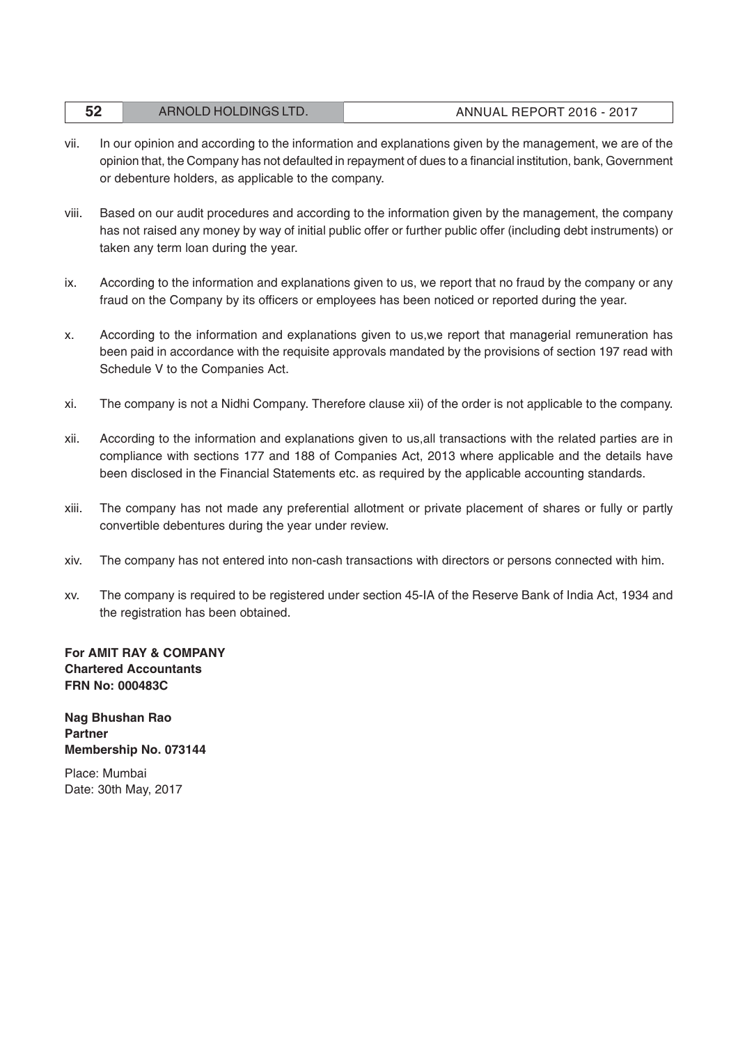vii. In our opinion and according to the information and explanations given by the management, we are of the opinion that, the Company has not defaulted in repayment of dues to a financial institution, bank, Government or debenture holders, as applicable to the company.

viii. Based on our audit procedures and according to the information given by the management, the company has not raised any money by way of initial public offer or further public offer (including debt instruments) or taken any term loan during the year.

ix. According to the information and explanations given to us, we report that no fraud by the company or any fraud on the Company by its officers or employees has been noticed or reported during the year.

x. According to the information and explanations given to us,we report that managerial remuneration has been paid in accordance with the requisite approvals mandated by the provisions of section 197 read with Schedule V to the Companies Act.

xi. The company is not a Nidhi Company. Therefore clause xii) of the order is not applicable to the company.

xii. According to the information and explanations given to us,all transactions with the related parties are in compliance with sections 177 and 188 of Companies Act, 2013 where applicable and the details have been disclosed in the Financial Statements etc. as required by the applicable accounting standards.

xiii. The company has not made any preferential allotment or private placement of shares or fully or partly convertible debentures during the year under review.

xiv. The company has not entered into non-cash transactions with directors or persons connected with him.

xv. The company is required to be registered under section 45-IA of the Reserve Bank of India Act, 1934 and the registration has been obtained.

**For AMIT RAY & COMPANY**
**Chartered Accountants**
**FRN No: 000483C**

**Nag Bhushan Rao**
**Partner**
**Membership No. 073144**

Place: Mumbai
Date: 30th May, 2017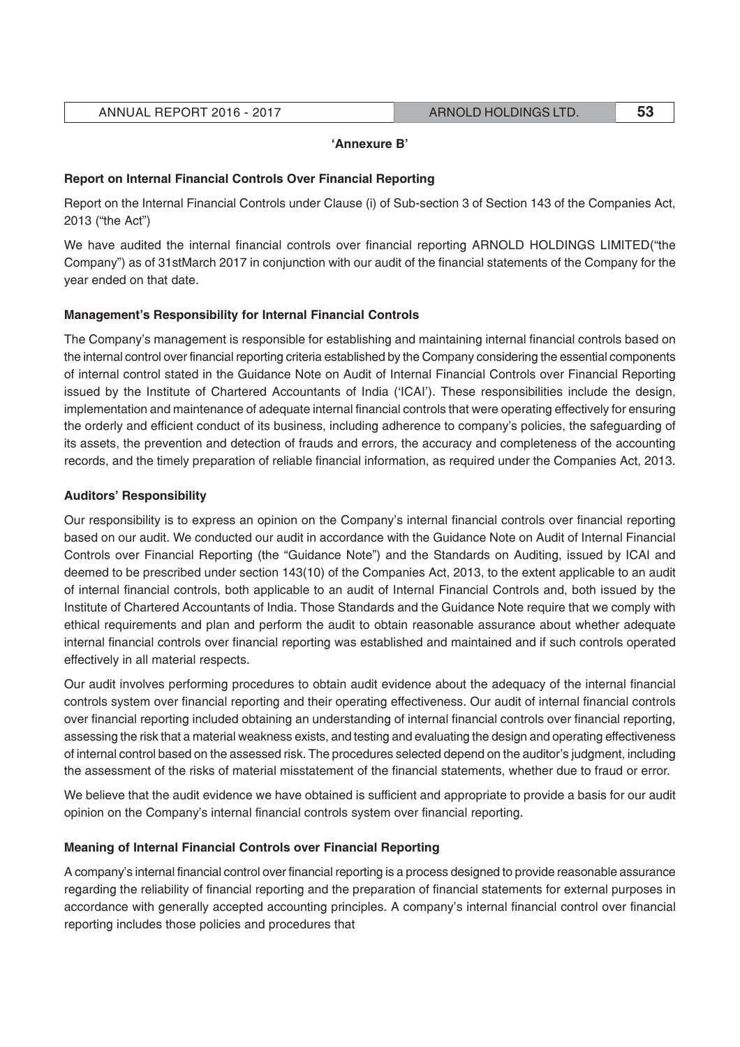**'Annexure B'**

**Report on Internal Financial Controls Over Financial Reporting**

Report on the Internal Financial Controls under Clause (i) of Sub-section 3 of Section 143 of the Companies Act, 2013 ("the Act")

We have audited the internal financial controls over financial reporting ARNOLD HOLDINGS LIMITED("the Company") as of 31stMarch 2017 in conjunction with our audit of the financial statements of the Company for the year ended on that date.

**Management's Responsibility for Internal Financial Controls**

The Company's management is responsible for establishing and maintaining internal financial controls based on the internal control over financial reporting criteria established by the Company considering the essential components of internal control stated in the Guidance Note on Audit of Internal Financial Controls over Financial Reporting issued by the Institute of Chartered Accountants of India ('ICAI'). These responsibilities include the design, implementation and maintenance of adequate internal financial controls that were operating effectively for ensuring the orderly and efficient conduct of its business, including adherence to company's policies, the safeguarding of its assets, the prevention and detection of frauds and errors, the accuracy and completeness of the accounting records, and the timely preparation of reliable financial information, as required under the Companies Act, 2013.

**Auditors' Responsibility**

Our responsibility is to express an opinion on the Company's internal financial controls over financial reporting based on our audit. We conducted our audit in accordance with the Guidance Note on Audit of Internal Financial Controls over Financial Reporting (the "Guidance Note") and the Standards on Auditing, issued by ICAI and deemed to be prescribed under section 143(10) of the Companies Act, 2013, to the extent applicable to an audit of internal financial controls, both applicable to an audit of Internal Financial Controls and, both issued by the Institute of Chartered Accountants of India. Those Standards and the Guidance Note require that we comply with ethical requirements and plan and perform the audit to obtain reasonable assurance about whether adequate internal financial controls over financial reporting was established and maintained and if such controls operated effectively in all material respects.

Our audit involves performing procedures to obtain audit evidence about the adequacy of the internal financial controls system over financial reporting and their operating effectiveness. Our audit of internal financial controls over financial reporting included obtaining an understanding of internal financial controls over financial reporting, assessing the risk that a material weakness exists, and testing and evaluating the design and operating effectiveness of internal control based on the assessed risk. The procedures selected depend on the auditor's judgment, including the assessment of the risks of material misstatement of the financial statements, whether due to fraud or error.

We believe that the audit evidence we have obtained is sufficient and appropriate to provide a basis for our audit opinion on the Company's internal financial controls system over financial reporting.

**Meaning of Internal Financial Controls over Financial Reporting**

A company's internal financial control over financial reporting is a process designed to provide reasonable assurance regarding the reliability of financial reporting and the preparation of financial statements for external purposes in accordance with generally accepted accounting principles. A company's internal financial control over financial reporting includes those policies and procedures that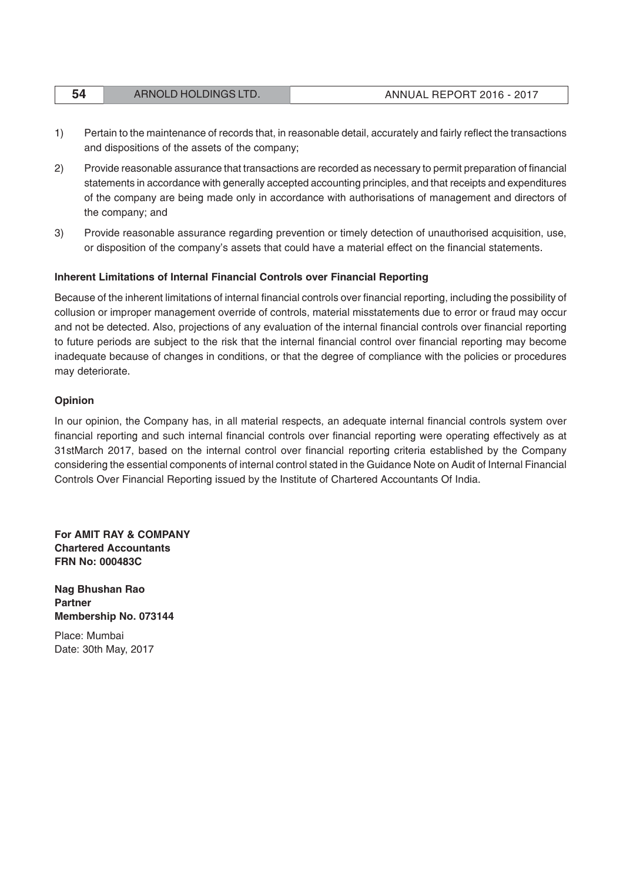1) Pertain to the maintenance of records that, in reasonable detail, accurately and fairly reflect the transactions and dispositions of the assets of the company;

2) Provide reasonable assurance that transactions are recorded as necessary to permit preparation of financial statements in accordance with generally accepted accounting principles, and that receipts and expenditures of the company are being made only in accordance with authorisations of management and directors of the company; and

3) Provide reasonable assurance regarding prevention or timely detection of unauthorised acquisition, use, or disposition of the company's assets that could have a material effect on the financial statements.

**Inherent Limitations of Internal Financial Controls over Financial Reporting**

Because of the inherent limitations of internal financial controls over financial reporting, including the possibility of collusion or improper management override of controls, material misstatements due to error or fraud may occur and not be detected. Also, projections of any evaluation of the internal financial controls over financial reporting to future periods are subject to the risk that the internal financial control over financial reporting may become inadequate because of changes in conditions, or that the degree of compliance with the policies or procedures may deteriorate.

**Opinion**

In our opinion, the Company has, in all material respects, an adequate internal financial controls system over financial reporting and such internal financial controls over financial reporting were operating effectively as at 31stMarch 2017, based on the internal control over financial reporting criteria established by the Company considering the essential components of internal control stated in the Guidance Note on Audit of Internal Financial Controls Over Financial Reporting issued by the Institute of Chartered Accountants Of India.

**For AMIT RAY & COMPANY**
**Chartered Accountants**
**FRN No: 000483C**

**Nag Bhushan Rao**
**Partner**
**Membership No. 073144**

Place: Mumbai
Date: 30th May, 2017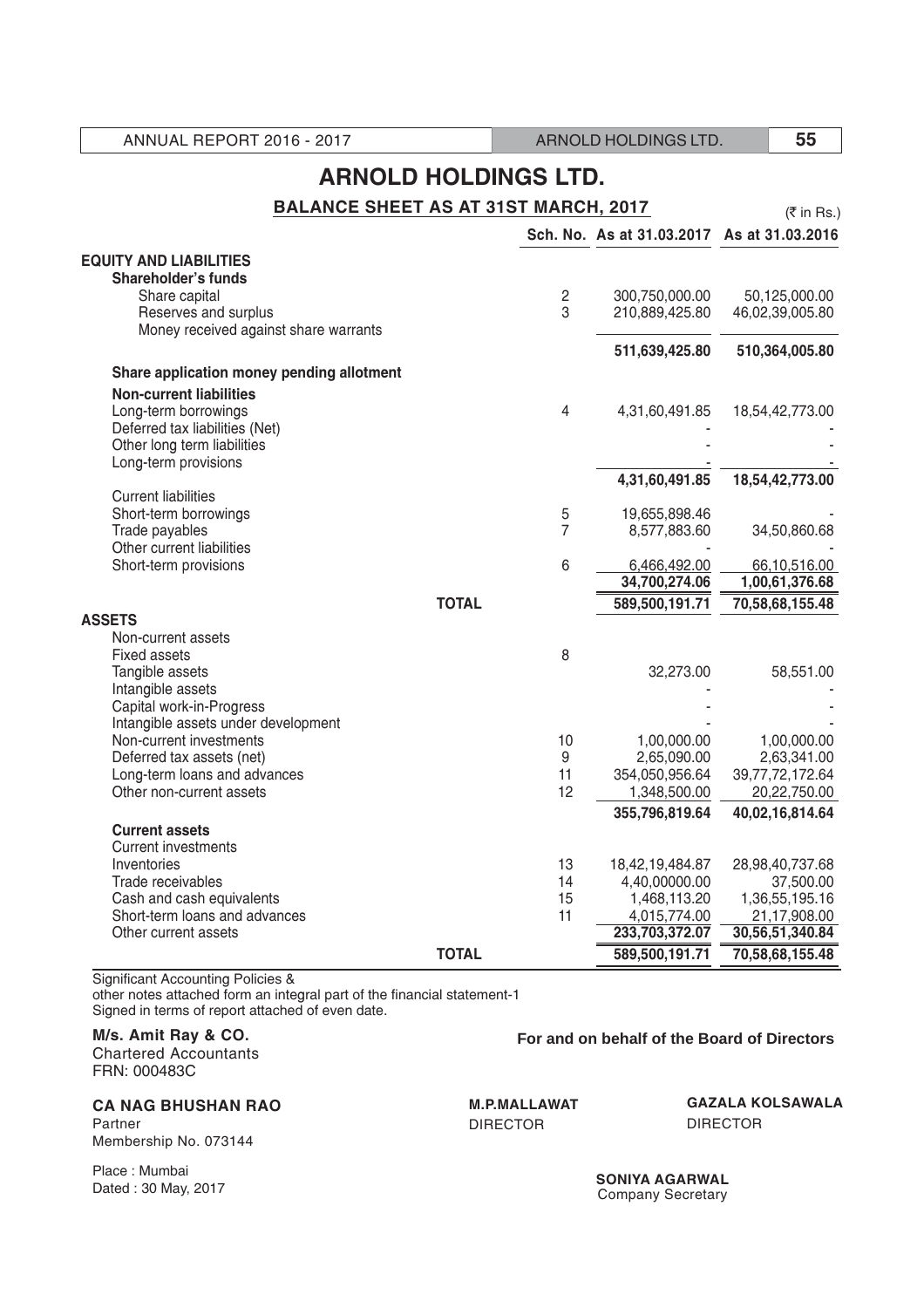# ARNOLD HOLDINGS LTD.

## BALANCE SHEET AS AT 31ST MARCH, 2017

(₹ in Rs.)

| | Sch. No. | As at 31.03.2017 | As at 31.03.2016 |
|---|---|---|---|
| **EQUITY AND LIABILITIES** | | | |
| **Shareholder's funds** | | | |
| Share capital | 2 | 300,750,000.00 | 50,125,000.00 |
| Reserves and surplus | 3 | 210,889,425.80 | 46,02,39,005.80 |
| Money received against share warrants | | | |
| | | **511,639,425.80** | **510,364,005.80** |
| **Share application money pending allotment** | | | |
| **Non-current liabilities** | | | |
| Long-term borrowings | 4 | 4,31,60,491.85 | 18,54,42,773.00 |
| Deferred tax liabilities (Net) | | - | - |
| Other long term liabilities | | - | - |
| Long-term provisions | | - | - |
| | | **4,31,60,491.85** | **18,54,42,773.00** |
| Current liabilities | | | |
| Short-term borrowings | 5 | 19,655,898.46 | - |
| Trade payables | 7 | 8,577,883.60 | 34,50,860.68 |
| Other current liabilities | | - | - |
| Short-term provisions | 6 | 6,466,492.00 | 66,10,516.00 |
| | | **34,700,274.06** | **1,00,61,376.68** |
| **TOTAL** | | **589,500,191.71** | **70,58,68,155.48** |
| **ASSETS** | | | |
| Non-current assets | | | |
| Fixed assets | 8 | | |
| Tangible assets | | 32,273.00 | 58,551.00 |
| Intangible assets | | - | - |
| Capital work-in-Progress | | - | - |
| Intangible assets under development | | - | - |
| Non-current investments | 10 | 1,00,000.00 | 1,00,000.00 |
| Deferred tax assets (net) | 9 | 2,65,090.00 | 2,63,341.00 |
| Long-term loans and advances | 11 | 354,050,956.64 | 39,77,72,172.64 |
| Other non-current assets | 12 | 1,348,500.00 | 20,22,750.00 |
| | | **355,796,819.64** | **40,02,16,814.64** |
| **Current assets** | | | |
| Current investments | | | |
| Inventories | 13 | 18,42,19,484.87 | 28,98,40,737.68 |
| Trade receivables | 14 | 4,40,00000.00 | 37,500.00 |
| Cash and cash equivalents | 15 | 1,468,113.20 | 1,36,55,195.16 |
| Short-term loans and advances | 11 | 4,015,774.00 | 21,17,908.00 |
| Other current assets | | **233,703,372.07** | **30,56,51,340.84** |
| **TOTAL** | | **589,500,191.71** | **70,58,68,155.48** |

Significant Accounting Policies &
other notes attached form an integral part of the financial statement-1
Signed in terms of report attached of even date.

**M/s. Amit Ray & CO.**
Chartered Accountants
FRN: 000483C

**For and on behalf of the Board of Directors**

**CA NAG BHUSHAN RAO**
Partner
Membership No. 073144

**M.P.MALLAWAT**
DIRECTOR

**GAZALA KOLSAWALA**
DIRECTOR

Place : Mumbai
Dated : 30 May, 2017

**SONIYA AGARWAL**
Company Secretary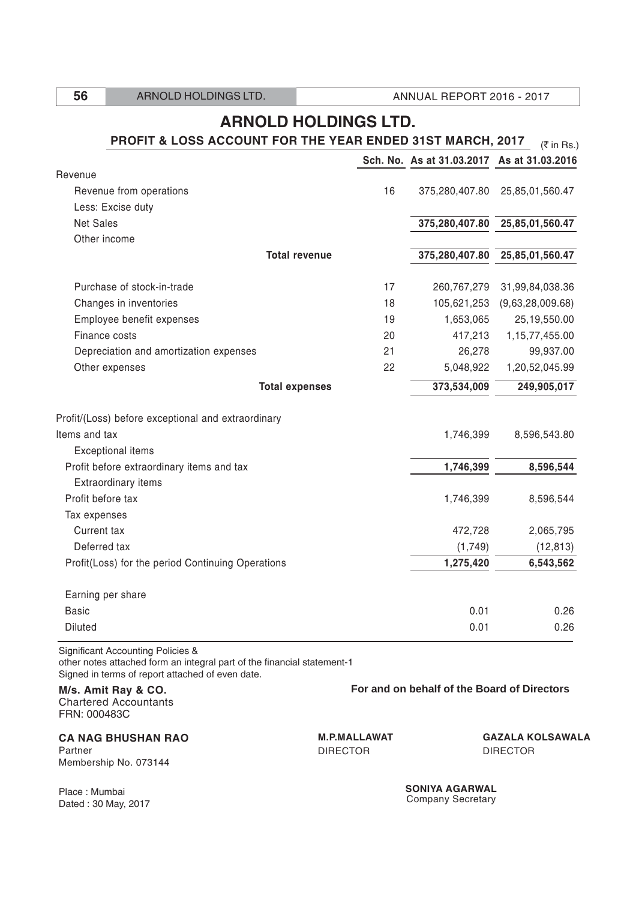# ARNOLD HOLDINGS LTD.

## PROFIT & LOSS ACCOUNT FOR THE YEAR ENDED 31ST MARCH, 2017

(₹ in Rs.)

| | Sch. No. | As at 31.03.2017 | As at 31.03.2016 |
|---|---|---|---|
| Revenue | | | |
| Revenue from operations | 16 | 375,280,407.80 | 25,85,01,560.47 |
| Less: Excise duty | | | |
| Net Sales | | 375,280,407.80 | 25,85,01,560.47 |
| Other income | | | |
| **Total revenue** | | 375,280,407.80 | 25,85,01,560.47 |
| Purchase of stock-in-trade | 17 | 260,767,279 | 31,99,84,038.36 |
| Changes in inventories | 18 | 105,621,253 | (9,63,28,009.68) |
| Employee benefit expenses | 19 | 1,653,065 | 25,19,550.00 |
| Finance costs | 20 | 417,213 | 1,15,77,455.00 |
| Depreciation and amortization expenses | 21 | 26,278 | 99,937.00 |
| Other expenses | 22 | 5,048,922 | 1,20,52,045.99 |
| **Total expenses** | | 373,534,009 | 249,905,017 |
| Profit/(Loss) before exceptional and extraordinary Items and tax | | 1,746,399 | 8,596,543.80 |
| Exceptional items | | | |
| Profit before extraordinary items and tax | | 1,746,399 | 8,596,544 |
| Extraordinary items | | | |
| Profit before tax | | 1,746,399 | 8,596,544 |
| Tax expenses | | | |
| Current tax | | 472,728 | 2,065,795 |
| Deferred tax | | (1,749) | (12,813) |
| Profit(Loss) for the period Continuing Operations | | 1,275,420 | 6,543,562 |
| Earning per share | | | |
| Basic | | 0.01 | 0.26 |
| Diluted | | 0.01 | 0.26 |

Significant Accounting Policies & other notes attached form an integral part of the financial statement-1

Signed in terms of report attached of even date.

**M/s. Amit Ray & CO.**
Chartered Accountants
FRN: 000483C

**For and on behalf of the Board of Directors**

**CA NAG BHUSHAN RAO**
Partner
Membership No. 073144

**M.P.MALLAWAT**
DIRECTOR

**GAZALA KOLSAWALA**
DIRECTOR

**SONIYA AGARWAL**
Company Secretary

Place : Mumbai
Dated : 30 May, 2017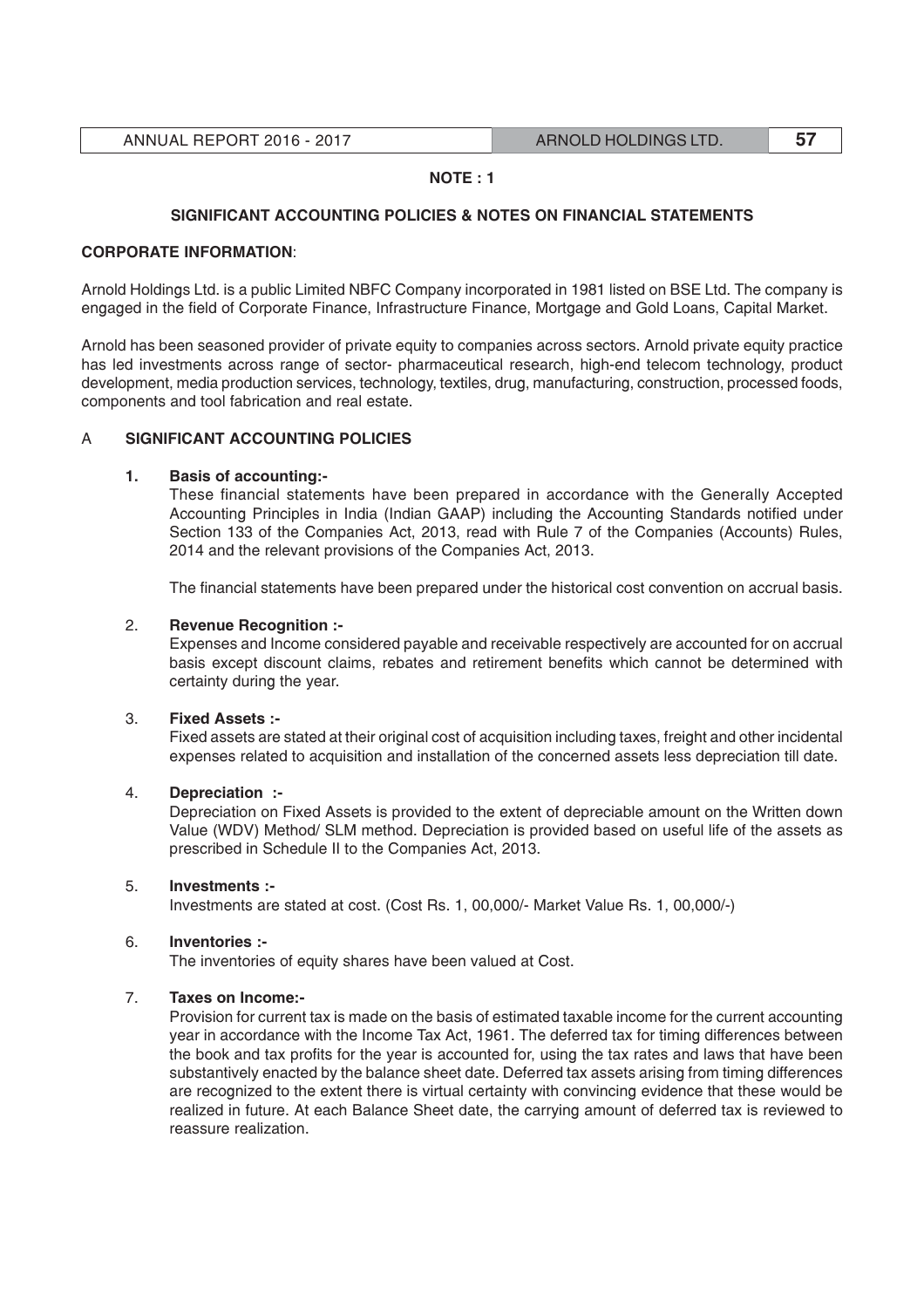**NOTE : 1**

## SIGNIFICANT ACCOUNTING POLICIES & NOTES ON FINANCIAL STATEMENTS

**CORPORATE INFORMATION**:

Arnold Holdings Ltd. is a public Limited NBFC Company incorporated in 1981 listed on BSE Ltd. The company is engaged in the field of Corporate Finance, Infrastructure Finance, Mortgage and Gold Loans, Capital Market.

Arnold has been seasoned provider of private equity to companies across sectors. Arnold private equity practice has led investments across range of sector- pharmaceutical research, high-end telecom technology, product development, media production services, technology, textiles, drug, manufacturing, construction, processed foods, components and tool fabrication and real estate.

### A SIGNIFICANT ACCOUNTING POLICIES

**1. Basis of accounting:-**

These financial statements have been prepared in accordance with the Generally Accepted Accounting Principles in India (Indian GAAP) including the Accounting Standards notified under Section 133 of the Companies Act, 2013, read with Rule 7 of the Companies (Accounts) Rules, 2014 and the relevant provisions of the Companies Act, 2013.

The financial statements have been prepared under the historical cost convention on accrual basis.

2. **Revenue Recognition :-**

Expenses and Income considered payable and receivable respectively are accounted for on accrual basis except discount claims, rebates and retirement benefits which cannot be determined with certainty during the year.

3. **Fixed Assets :-**

Fixed assets are stated at their original cost of acquisition including taxes, freight and other incidental expenses related to acquisition and installation of the concerned assets less depreciation till date.

4. **Depreciation :-**

Depreciation on Fixed Assets is provided to the extent of depreciable amount on the Written down Value (WDV) Method/ SLM method. Depreciation is provided based on useful life of the assets as prescribed in Schedule II to the Companies Act, 2013.

5. **Investments :-**

Investments are stated at cost. (Cost Rs. 1, 00,000/- Market Value Rs. 1, 00,000/-)

6. **Inventories :-**

The inventories of equity shares have been valued at Cost.

7. **Taxes on Income:-**

Provision for current tax is made on the basis of estimated taxable income for the current accounting year in accordance with the Income Tax Act, 1961. The deferred tax for timing differences between the book and tax profits for the year is accounted for, using the tax rates and laws that have been substantively enacted by the balance sheet date. Deferred tax assets arising from timing differences are recognized to the extent there is virtual certainty with convincing evidence that these would be realized in future. At each Balance Sheet date, the carrying amount of deferred tax is reviewed to reassure realization.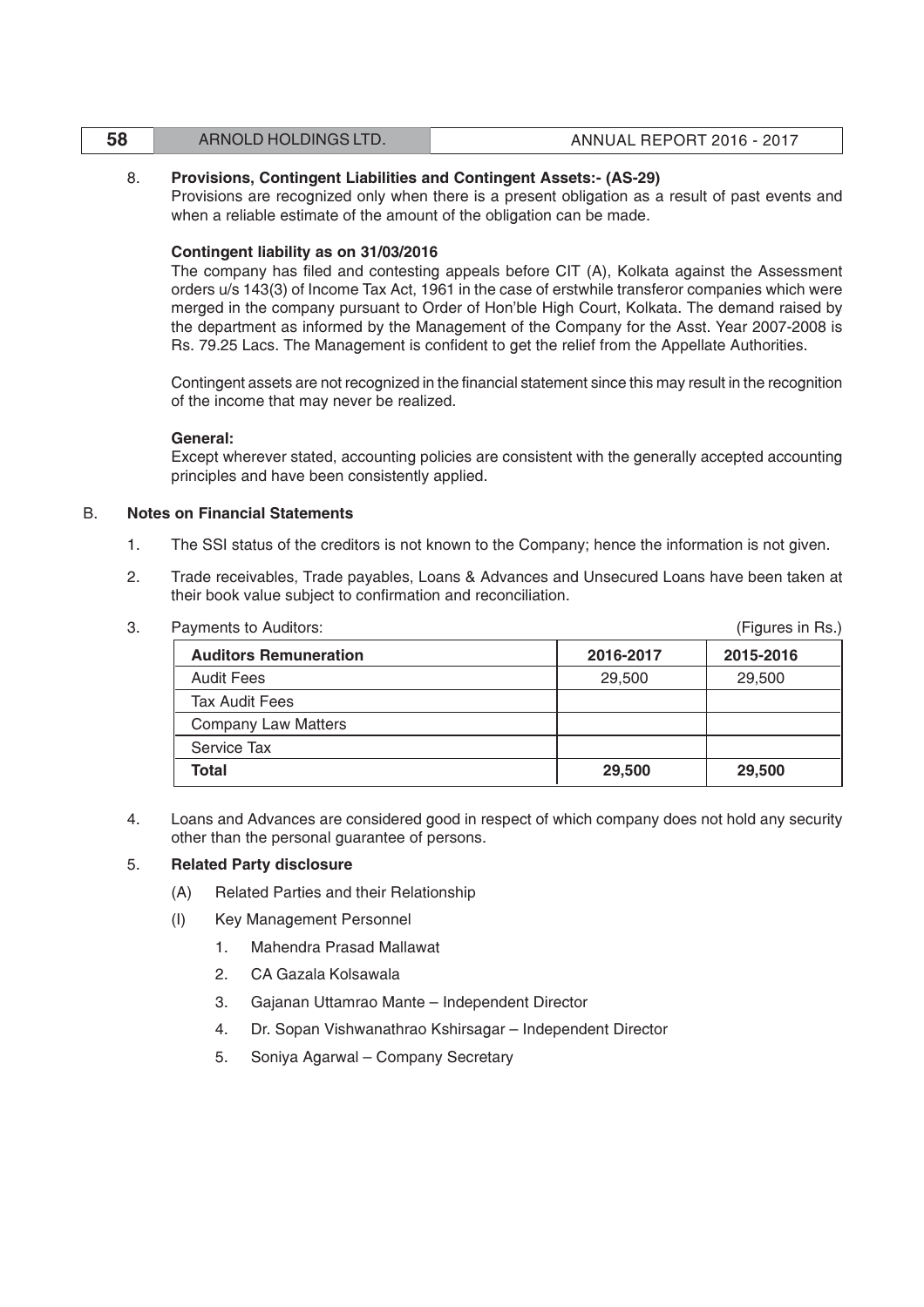8. **Provisions, Contingent Liabilities and Contingent Assets:- (AS-29)**
   Provisions are recognized only when there is a present obligation as a result of past events and when a reliable estimate of the amount of the obligation can be made.

   **Contingent liability as on 31/03/2016**
   The company has filed and contesting appeals before CIT (A), Kolkata against the Assessment orders u/s 143(3) of Income Tax Act, 1961 in the case of erstwhile transferor companies which were merged in the company pursuant to Order of Hon'ble High Court, Kolkata. The demand raised by the department as informed by the Management of the Company for the Asst. Year 2007-2008 is Rs. 79.25 Lacs. The Management is confident to get the relief from the Appellate Authorities.

   Contingent assets are not recognized in the financial statement since this may result in the recognition of the income that may never be realized.

   **General:**
   Except wherever stated, accounting policies are consistent with the generally accepted accounting principles and have been consistently applied.

B. **Notes on Financial Statements**

1. The SSI status of the creditors is not known to the Company; hence the information is not given.

2. Trade receivables, Trade payables, Loans & Advances and Unsecured Loans have been taken at their book value subject to confirmation and reconciliation.

3. Payments to Auditors: (Figures in Rs.)

| **Auditors Remuneration** | **2016-2017** | **2015-2016** |
|---|---|---|
| Audit Fees | 29,500 | 29,500 |
| Tax Audit Fees | | |
| Company Law Matters | | |
| Service Tax | | |
| **Total** | **29,500** | **29,500** |

4. Loans and Advances are considered good in respect of which company does not hold any security other than the personal guarantee of persons.

5. **Related Party disclosure**

   (A) Related Parties and their Relationship

   (I) Key Management Personnel

   1. Mahendra Prasad Mallawat
   2. CA Gazala Kolsawala
   3. Gajanan Uttamrao Mante – Independent Director
   4. Dr. Sopan Vishwanathrao Kshirsagar – Independent Director
   5. Soniya Agarwal – Company Secretary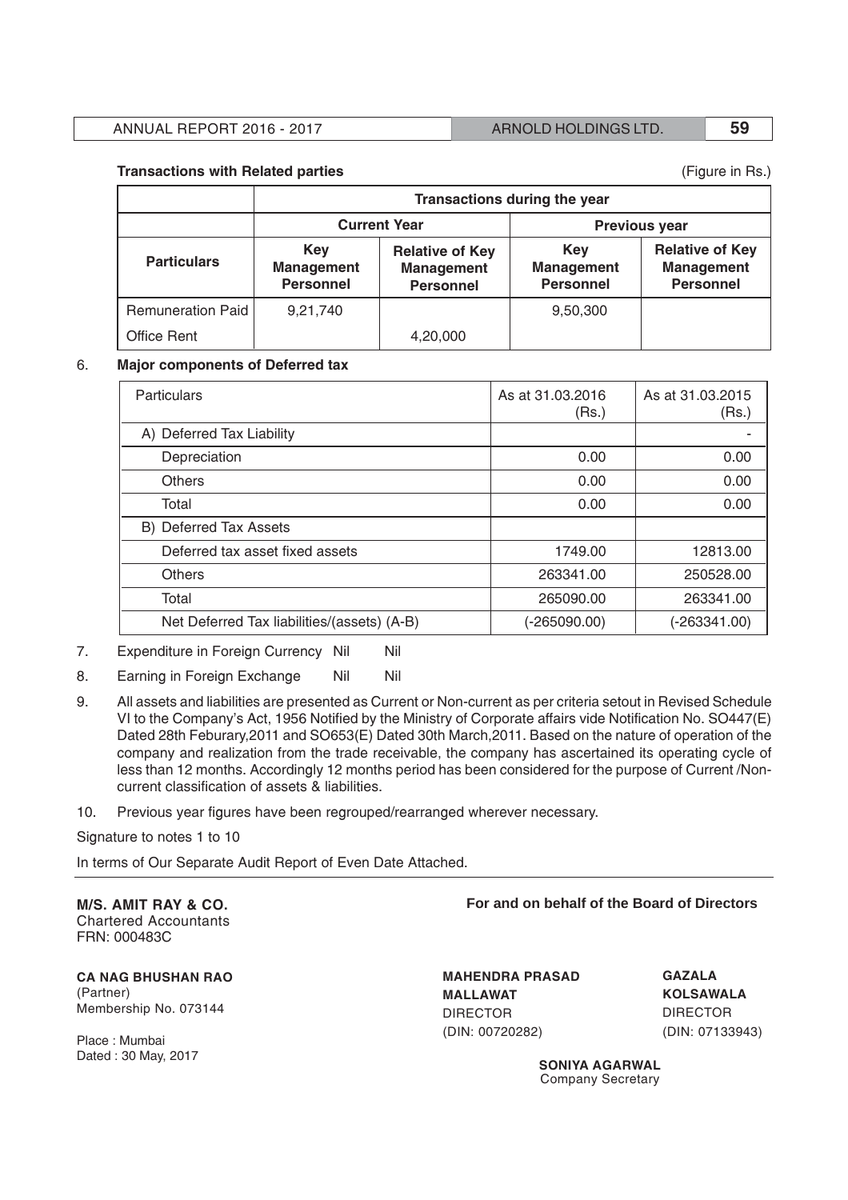**Transactions with Related parties** (Figure in Rs.)

| | Transactions during the year | | | |
|---|---|---|---|---|
| | Current Year | | Previous year | |
| **Particulars** | **Key Management Personnel** | **Relative of Key Management Personnel** | **Key Management Personnel** | **Relative of Key Management Personnel** |
| Remuneration Paid | 9,21,740 | | 9,50,300 | |
| Office Rent | | 4,20,000 | | |

6. **Major components of Deferred tax**

| Particulars | As at 31.03.2016 (Rs.) | As at 31.03.2015 (Rs.) |
|---|---|---|
| A) Deferred Tax Liability | | - |
| Depreciation | 0.00 | 0.00 |
| Others | 0.00 | 0.00 |
| Total | 0.00 | 0.00 |
| B) Deferred Tax Assets | | |
| Deferred tax asset fixed assets | 1749.00 | 12813.00 |
| Others | 263341.00 | 250528.00 |
| Total | 265090.00 | 263341.00 |
| Net Deferred Tax liabilities/(assets) (A-B) | (-265090.00) | (-263341.00) |

7. Expenditure in Foreign Currency Nil Nil

8. Earning in Foreign Exchange Nil Nil

9. All assets and liabilities are presented as Current or Non-current as per criteria setout in Revised Schedule VI to the Company's Act, 1956 Notified by the Ministry of Corporate affairs vide Notification No. SO447(E) Dated 28th Feburary,2011 and SO653(E) Dated 30th March,2011. Based on the nature of operation of the company and realization from the trade receivable, the company has ascertained its operating cycle of less than 12 months. Accordingly 12 months period has been considered for the purpose of Current /Non-current classification of assets & liabilities.

10. Previous year figures have been regrouped/rearranged wherever necessary.

Signature to notes 1 to 10

In terms of Our Separate Audit Report of Even Date Attached.

**M/S. AMIT RAY & CO.**
Chartered Accountants
FRN: 000483C

**CA NAG BHUSHAN RAO**
(Partner)
Membership No. 073144

Place : Mumbai
Dated : 30 May, 2017

**For and on behalf of the Board of Directors**

**MAHENDRA PRASAD MALLAWAT**
DIRECTOR
(DIN: 00720282)

**GAZALA KOLSAWALA**
DIRECTOR
(DIN: 07133943)

**SONIYA AGARWAL**
Company Secretary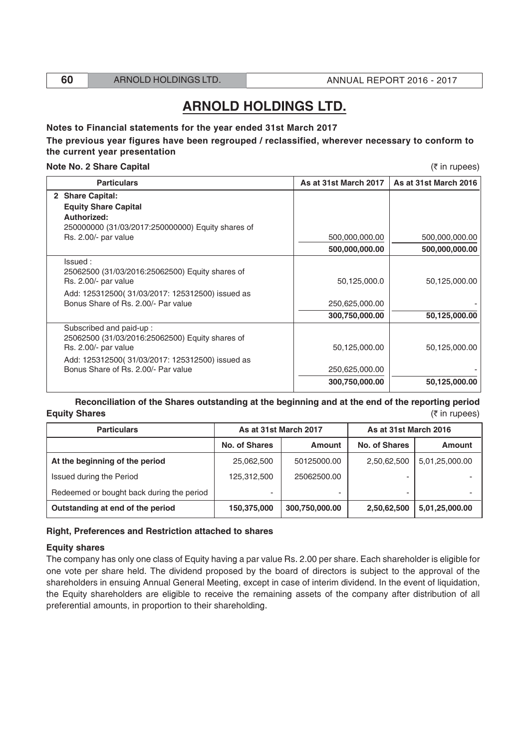# ARNOLD HOLDINGS LTD.

**Notes to Financial statements for the year ended 31st March 2017**

**The previous year figures have been regrouped / reclassified, wherever necessary to conform to the current year presentation**

**Note No. 2 Share Capital** (₹ in rupees)

| Particulars | As at 31st March 2017 | As at 31st March 2016 |
|---|---|---|
| **2 Share Capital:** | | |
| **Equity Share Capital** | | |
| **Authorized:** | | |
| 250000000 (31/03/2017:250000000) Equity shares of Rs. 2.00/- par value | 500,000,000.00 | 500,000,000.00 |
| | **500,000,000.00** | **500,000,000.00** |
| Issued : | | |
| 25062500 (31/03/2016:25062500) Equity shares of Rs. 2.00/- par value | 50,125,000.0 | 50,125,000.00 |
| Add: 125312500( 31/03/2017: 125312500) issued as Bonus Share of Rs. 2.00/- Par value | 250,625,000.00 | - |
| | **300,750,000.00** | **50,125,000.00** |
| Subscribed and paid-up : | | |
| 25062500 (31/03/2016:25062500) Equity shares of Rs. 2.00/- par value | 50,125,000.00 | 50,125,000.00 |
| Add: 125312500( 31/03/2017: 125312500) issued as Bonus Share of Rs. 2.00/- Par value | 250,625,000.00 | - |
| | **300,750,000.00** | **50,125,000.00** |

**Reconciliation of the Shares outstanding at the beginning and at the end of the reporting period**

**Equity Shares** (₹ in rupees)

| Particulars | As at 31st March 2017 | | As at 31st March 2016 | |
|---|---|---|---|---|
| | No. of Shares | Amount | No. of Shares | Amount |
| **At the beginning of the period** | 25,062,500 | 50125000.00 | 2,50,62,500 | 5,01,25,000.00 |
| Issued during the Period | 125,312,500 | 25062500.00 | - | - |
| Redeemed or bought back during the period | - | - | - | - |
| **Outstanding at end of the period** | **150,375,000** | **300,750,000.00** | **2,50,62,500** | **5,01,25,000.00** |

**Right, Preferences and Restriction attached to shares**

**Equity shares**

The company has only one class of Equity having a par value Rs. 2.00 per share. Each shareholder is eligible for one vote per share held. The dividend proposed by the board of directors is subject to the approval of the shareholders in ensuing Annual General Meeting, except in case of interim dividend. In the event of liquidation, the Equity shareholders are eligible to receive the remaining assets of the company after distribution of all preferential amounts, in proportion to their shareholding.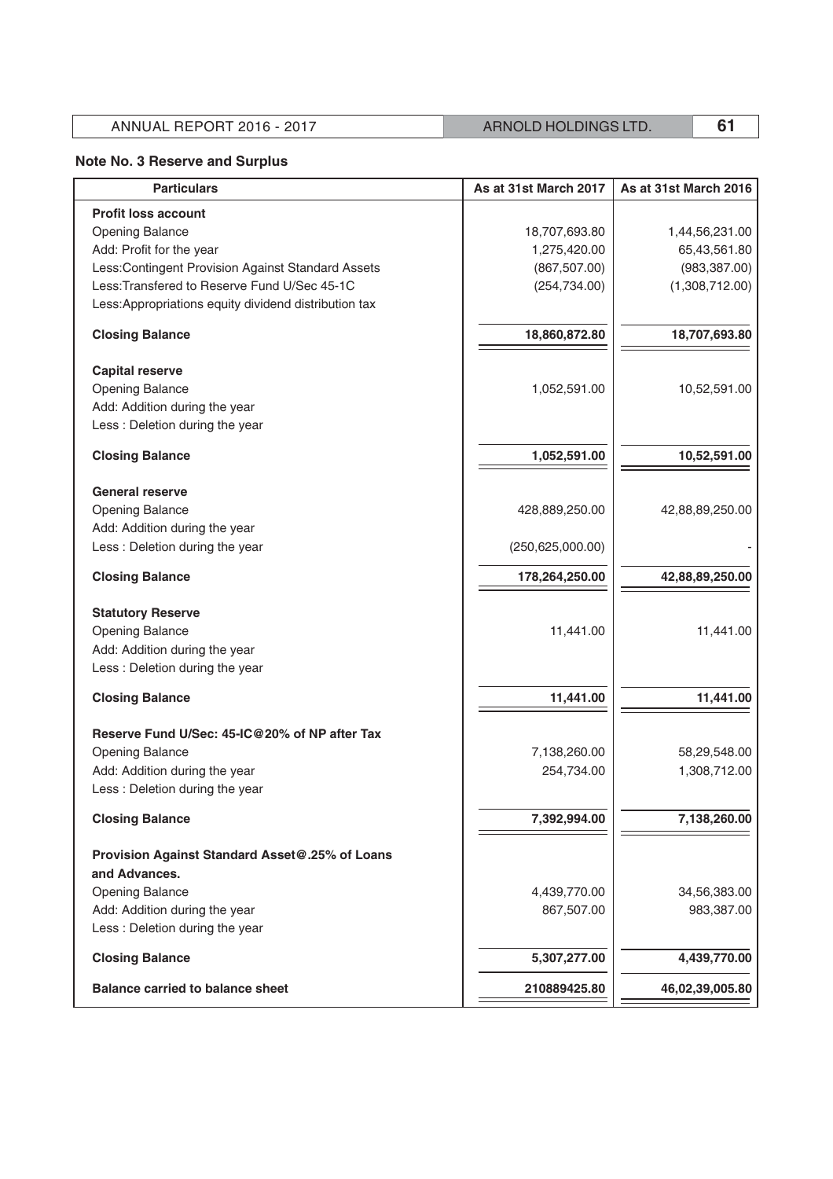## Note No. 3 Reserve and Surplus

| Particulars | As at 31st March 2017 | As at 31st March 2016 |
|---|---|---|
| **Profit loss account** | | |
| Opening Balance | 18,707,693.80 | 1,44,56,231.00 |
| Add: Profit for the year | 1,275,420.00 | 65,43,561.80 |
| Less:Contingent Provision Against Standard Assets | (867,507.00) | (983,387.00) |
| Less:Transfered to Reserve Fund U/Sec 45-1C | (254,734.00) | (1,308,712.00) |
| Less:Appropriations equity dividend distribution tax | | |
| **Closing Balance** | **18,860,872.80** | **18,707,693.80** |
| **Capital reserve** | | |
| Opening Balance | 1,052,591.00 | 10,52,591.00 |
| Add: Addition during the year | | |
| Less : Deletion during the year | | |
| **Closing Balance** | **1,052,591.00** | **10,52,591.00** |
| **General reserve** | | |
| Opening Balance | 428,889,250.00 | 42,88,89,250.00 |
| Add: Addition during the year | | |
| Less : Deletion during the year | (250,625,000.00) | - |
| **Closing Balance** | **178,264,250.00** | **42,88,89,250.00** |
| **Statutory Reserve** | | |
| Opening Balance | 11,441.00 | 11,441.00 |
| Add: Addition during the year | | |
| Less : Deletion during the year | | |
| **Closing Balance** | **11,441.00** | **11,441.00** |
| **Reserve Fund U/Sec: 45-IC@20% of NP after Tax** | | |
| Opening Balance | 7,138,260.00 | 58,29,548.00 |
| Add: Addition during the year | 254,734.00 | 1,308,712.00 |
| Less : Deletion during the year | | |
| **Closing Balance** | **7,392,994.00** | **7,138,260.00** |
| **Provision Against Standard Asset@.25% of Loans and Advances.** | | |
| Opening Balance | 4,439,770.00 | 34,56,383.00 |
| Add: Addition during the year | 867,507.00 | 983,387.00 |
| Less : Deletion during the year | | |
| **Closing Balance** | **5,307,277.00** | **4,439,770.00** |
| **Balance carried to balance sheet** | **210889425.80** | **46,02,39,005.80** |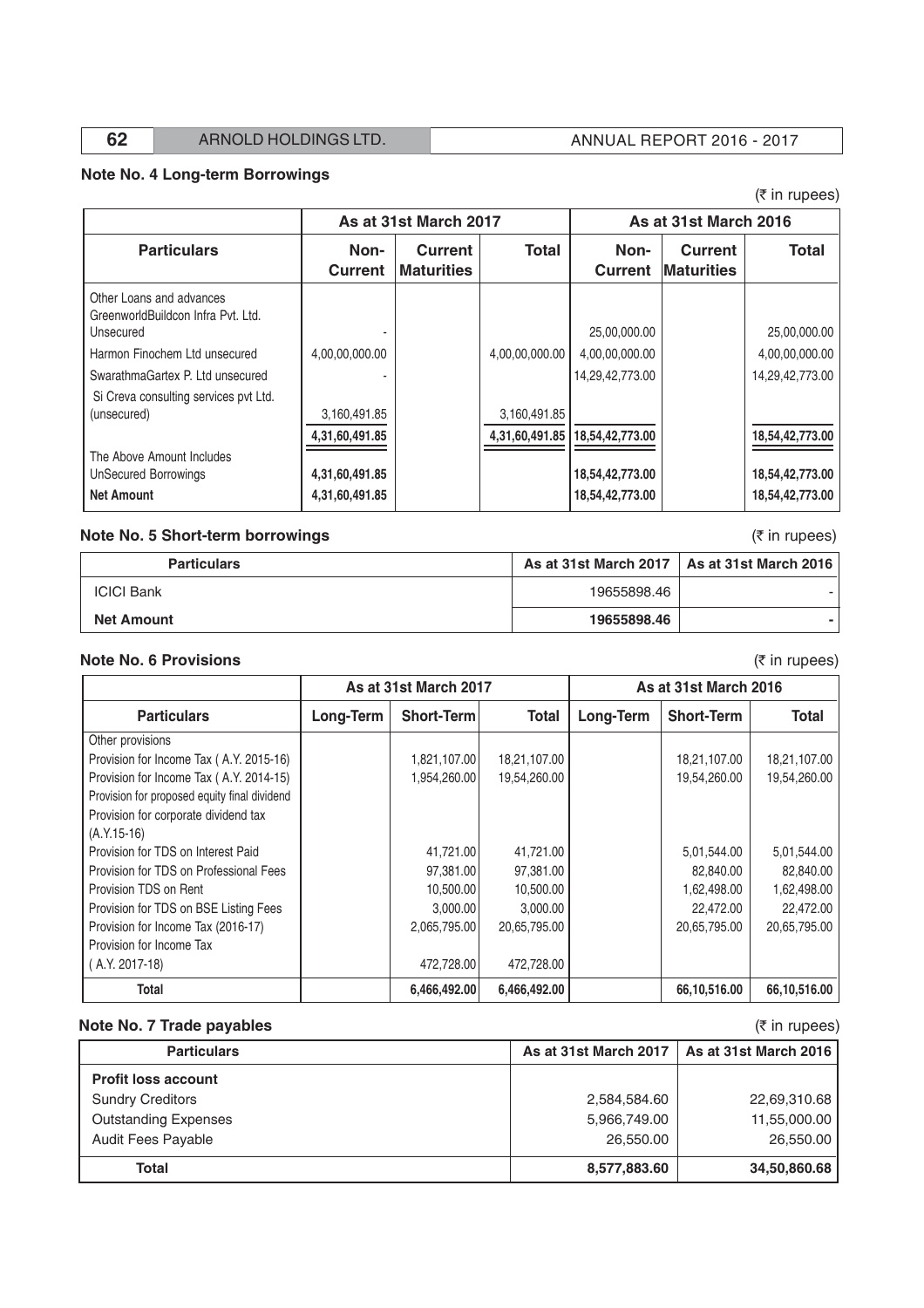## Note No. 4 Long-term Borrowings

(₹ in rupees)

| Particulars | As at 31st March 2017 | | | As at 31st March 2016 | | |
|---|---|---|---|---|---|---|
| | Non-Current | Current Maturities | Total | Non-Current | Current Maturities | Total |
| Other Loans and advances GreenworldBuildcon Infra Pvt. Ltd. Unsecured | - | | | 25,00,000.00 | | 25,00,000.00 |
| Harmon Finochem Ltd unsecured | 4,00,00,000.00 | | 4,00,00,000.00 | 4,00,00,000.00 | | 4,00,00,000.00 |
| SwarathmaGartex P. Ltd unsecured | - | | | 14,29,42,773.00 | | 14,29,42,773.00 |
| Si Creva consulting services pvt Ltd. (unsecured) | 3,160,491.85 | | 3,160,491.85 | | | |
| | 4,31,60,491.85 | | 4,31,60,491.85 | 18,54,42,773.00 | | 18,54,42,773.00 |
| The Above Amount Includes UnSecured Borrowings | 4,31,60,491.85 | | | 18,54,42,773.00 | | 18,54,42,773.00 |
| **Net Amount** | 4,31,60,491.85 | | | 18,54,42,773.00 | | 18,54,42,773.00 |

## Note No. 5 Short-term borrowings

(₹ in rupees)

| Particulars | As at 31st March 2017 | As at 31st March 2016 |
|---|---|---|
| ICICI Bank | 19655898.46 | - |
| **Net Amount** | **19655898.46** | **-** |

## Note No. 6 Provisions

(₹ in rupees)

| Particulars | As at 31st March 2017 | | | As at 31st March 2016 | | |
|---|---|---|---|---|---|---|
| | Long-Term | Short-Term | Total | Long-Term | Short-Term | Total |
| Other provisions | | | | | | |
| Provision for Income Tax ( A.Y. 2015-16) | | 1,821,107.00 | 18,21,107.00 | | 18,21,107.00 | 18,21,107.00 |
| Provision for Income Tax ( A.Y. 2014-15) | | 1,954,260.00 | 19,54,260.00 | | 19,54,260.00 | 19,54,260.00 |
| Provision for proposed equity final dividend | | | | | | |
| Provision for corporate dividend tax (A.Y.15-16) | | | | | | |
| Provision for TDS on Interest Paid | | 41,721.00 | 41,721.00 | | 5,01,544.00 | 5,01,544.00 |
| Provision for TDS on Professional Fees | | 97,381.00 | 97,381.00 | | 82,840.00 | 82,840.00 |
| Provision TDS on Rent | | 10,500.00 | 10,500.00 | | 1,62,498.00 | 1,62,498.00 |
| Provision for TDS on BSE Listing Fees | | 3,000.00 | 3,000.00 | | 22,472.00 | 22,472.00 |
| Provision for Income Tax (2016-17) | | 2,065,795.00 | 20,65,795.00 | | 20,65,795.00 | 20,65,795.00 |
| Provision for Income Tax ( A.Y. 2017-18) | | 472,728.00 | 472,728.00 | | | |
| **Total** | | **6,466,492.00** | **6,466,492.00** | | **66,10,516.00** | **66,10,516.00** |

## Note No. 7 Trade payables

(₹ in rupees)

| Particulars | As at 31st March 2017 | As at 31st March 2016 |
|---|---|---|
| **Profit loss account** | | |
| Sundry Creditors | 2,584,584.60 | 22,69,310.68 |
| Outstanding Expenses | 5,966,749.00 | 11,55,000.00 |
| Audit Fees Payable | 26,550.00 | 26,550.00 |
| **Total** | **8,577,883.60** | **34,50,860.68** |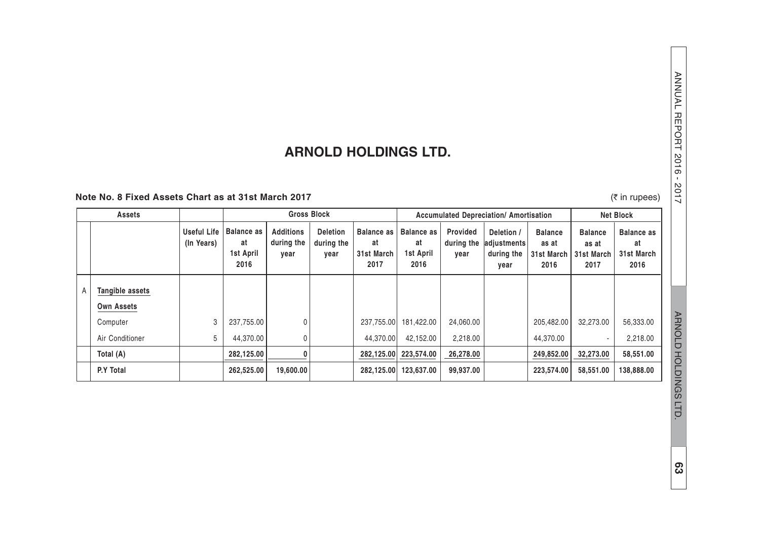# ARNOLD HOLDINGS LTD.

**Note No. 8 Fixed Assets Chart as at 31st March 2017**

(₹ in rupees)

| Assets | | | Gross Block | | | | Accumulated Depreciation/ Amortisation | | | | Net Block | |
|---|---|---|---|---|---|---|---|---|---|---|---|---|
| | | Useful Life (In Years) | Balance as at 1st April 2016 | Additions during the year | Deletion during the year | Balance as at 31st March 2017 | Balance as at 1st April 2016 | Provided during the year | Deletion / adjustments during the year | Balance as at 31st March 2016 | Balance as at 31st March 2017 | Balance as at 31st March 2016 |
| A | **Tangible assets** | | | | | | | | | | | |
| | **Own Assets** | | | | | | | | | | | |
| | Computer | 3 | 237,755.00 | 0 | | 237,755.00 | 181,422.00 | 24,060.00 | | 205,482.00 | 32,273.00 | 56,333.00 |
| | Air Conditioner | 5 | 44,370.00 | 0 | | 44,370.00 | 42,152.00 | 2,218.00 | | 44,370.00 | - | 2,218.00 |
| | **Total (A)** | | **282,125.00** | **0** | | **282,125.00** | **223,574.00** | **26,278.00** | | **249,852.00** | **32,273.00** | **58,551.00** |
| | **P.Y Total** | | **262,525.00** | **19,600.00** | | **282,125.00** | **123,637.00** | **99,937.00** | | **223,574.00** | **58,551.00** | **138,888.00** |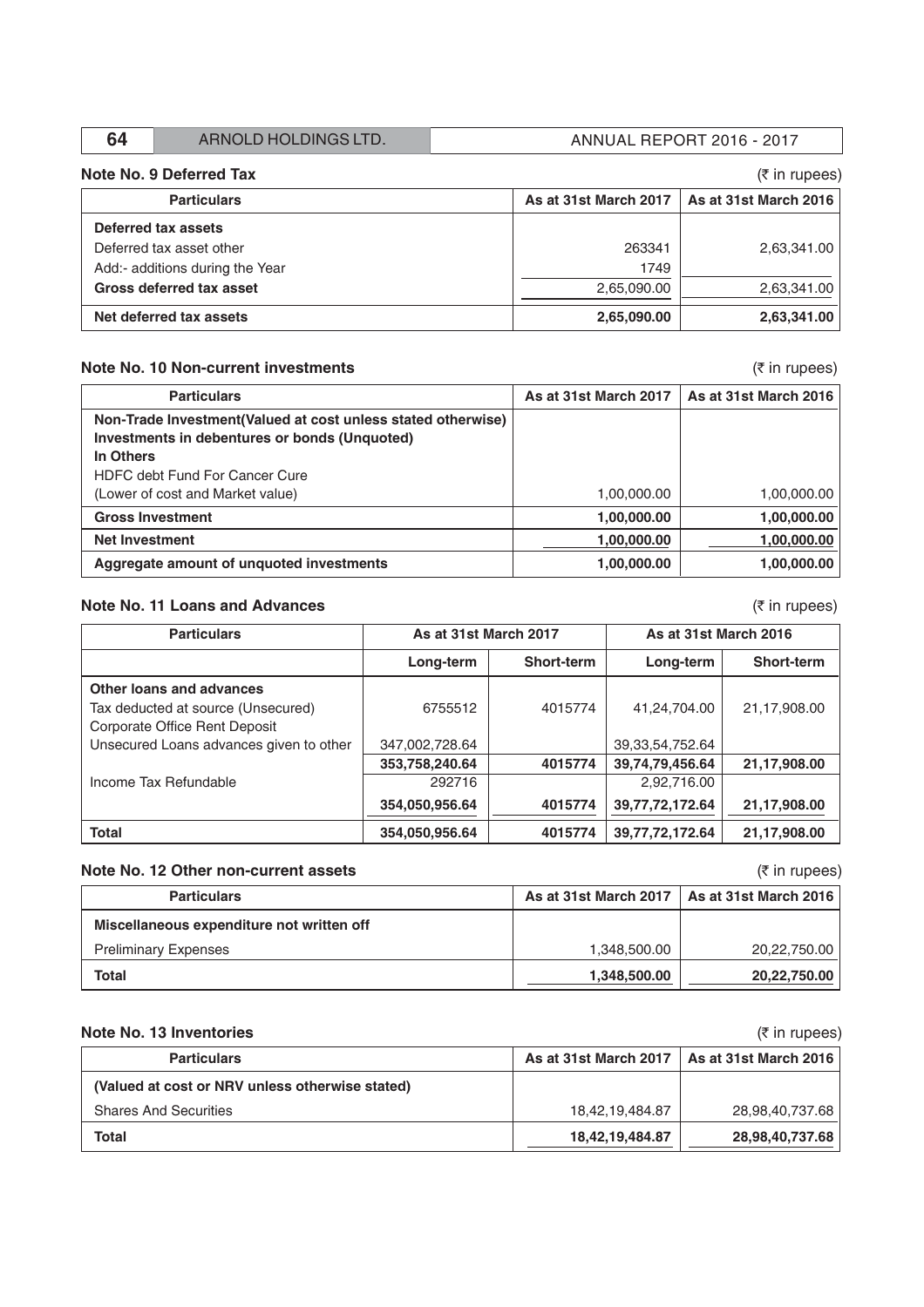**Note No. 9 Deferred Tax** (₹ in rupees)

| Particulars | As at 31st March 2017 | As at 31st March 2016 |
|---|---|---|
| **Deferred tax assets** | | |
| Deferred tax asset other | 263341 | 2,63,341.00 |
| Add:- additions during the Year | 1749 | |
| **Gross deferred tax asset** | 2,65,090.00 | 2,63,341.00 |
| **Net deferred tax assets** | **2,65,090.00** | **2,63,341.00** |

**Note No. 10 Non-current investments** (₹ in rupees)

| Particulars | As at 31st March 2017 | As at 31st March 2016 |
|---|---|---|
| **Non-Trade Investment(Valued at cost unless stated otherwise)** | | |
| **Investments in debentures or bonds (Unquoted)** | | |
| **In Others** | | |
| HDFC debt Fund For Cancer Cure | | |
| (Lower of cost and Market value) | 1,00,000.00 | 1,00,000.00 |
| **Gross Investment** | **1,00,000.00** | **1,00,000.00** |
| **Net Investment** | **1,00,000.00** | **1,00,000.00** |
| **Aggregate amount of unquoted investments** | **1,00,000.00** | **1,00,000.00** |

**Note No. 11 Loans and Advances** (₹ in rupees)

| Particulars | As at 31st March 2017 | | As at 31st March 2016 | |
|---|---|---|---|---|
| | Long-term | Short-term | Long-term | Short-term |
| **Other loans and advances** | | | | |
| Tax deducted at source (Unsecured) | 6755512 | 4015774 | 41,24,704.00 | 21,17,908.00 |
| Corporate Office Rent Deposit | | | | |
| Unsecured Loans advances given to other | 347,002,728.64 | | 39,33,54,752.64 | |
| | **353,758,240.64** | **4015774** | **39,74,79,456.64** | **21,17,908.00** |
| Income Tax Refundable | 292716 | | 2,92,716.00 | |
| | **354,050,956.64** | **4015774** | **39,77,72,172.64** | **21,17,908.00** |
| **Total** | **354,050,956.64** | **4015774** | **39,77,72,172.64** | **21,17,908.00** |

**Note No. 12 Other non-current assets** (₹ in rupees)

| Particulars | As at 31st March 2017 | As at 31st March 2016 |
|---|---|---|
| **Miscellaneous expenditure not written off** | | |
| Preliminary Expenses | 1,348,500.00 | 20,22,750.00 |
| **Total** | **1,348,500.00** | **20,22,750.00** |

**Note No. 13 Inventories** (₹ in rupees)

| Particulars | As at 31st March 2017 | As at 31st March 2016 |
|---|---|---|
| **(Valued at cost or NRV unless otherwise stated)** | | |
| Shares And Securities | 18,42,19,484.87 | 28,98,40,737.68 |
| **Total** | **18,42,19,484.87** | **28,98,40,737.68** |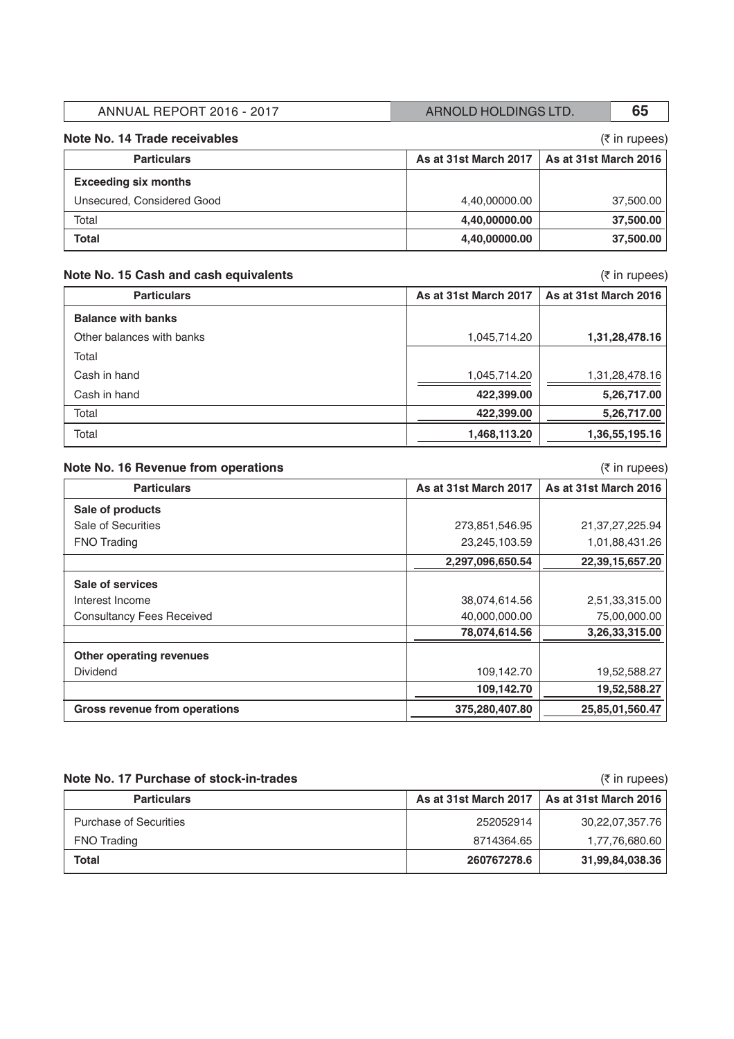### Note No. 14 Trade receivables

(₹ in rupees)

| Particulars | As at 31st March 2017 | As at 31st March 2016 |
|---|---|---|
| **Exceeding six months** | | |
| Unsecured, Considered Good | 4,40,00000.00 | 37,500.00 |
| Total | **4,40,00000.00** | **37,500.00** |
| **Total** | **4,40,00000.00** | **37,500.00** |

### Note No. 15 Cash and cash equivalents

(₹ in rupees)

| Particulars | As at 31st March 2017 | As at 31st March 2016 |
|---|---|---|
| **Balance with banks** | | |
| Other balances with banks | 1,045,714.20 | **1,31,28,478.16** |
| Total | | |
| Cash in hand | 1,045,714.20 | 1,31,28,478.16 |
| Cash in hand | **422,399.00** | **5,26,717.00** |
| Total | **422,399.00** | **5,26,717.00** |
| Total | **1,468,113.20** | **1,36,55,195.16** |

### Note No. 16 Revenue from operations

(₹ in rupees)

| Particulars | As at 31st March 2017 | As at 31st March 2016 |
|---|---|---|
| **Sale of products** | | |
| Sale of Securities | 273,851,546.95 | 21,37,27,225.94 |
| FNO Trading | 23,245,103.59 | 1,01,88,431.26 |
| | **2,297,096,650.54** | **22,39,15,657.20** |
| **Sale of services** | | |
| Interest Income | 38,074,614.56 | 2,51,33,315.00 |
| Consultancy Fees Received | 40,000,000.00 | 75,00,000.00 |
| | **78,074,614.56** | **3,26,33,315.00** |
| **Other operating revenues** | | |
| Dividend | 109,142.70 | 19,52,588.27 |
| | **109,142.70** | **19,52,588.27** |
| **Gross revenue from operations** | **375,280,407.80** | **25,85,01,560.47** |

### Note No. 17 Purchase of stock-in-trades

(₹ in rupees)

| Particulars | As at 31st March 2017 | As at 31st March 2016 |
|---|---|---|
| Purchase of Securities | 252052914 | 30,22,07,357.76 |
| FNO Trading | 8714364.65 | 1,77,76,680.60 |
| **Total** | **260767278.6** | **31,99,84,038.36** |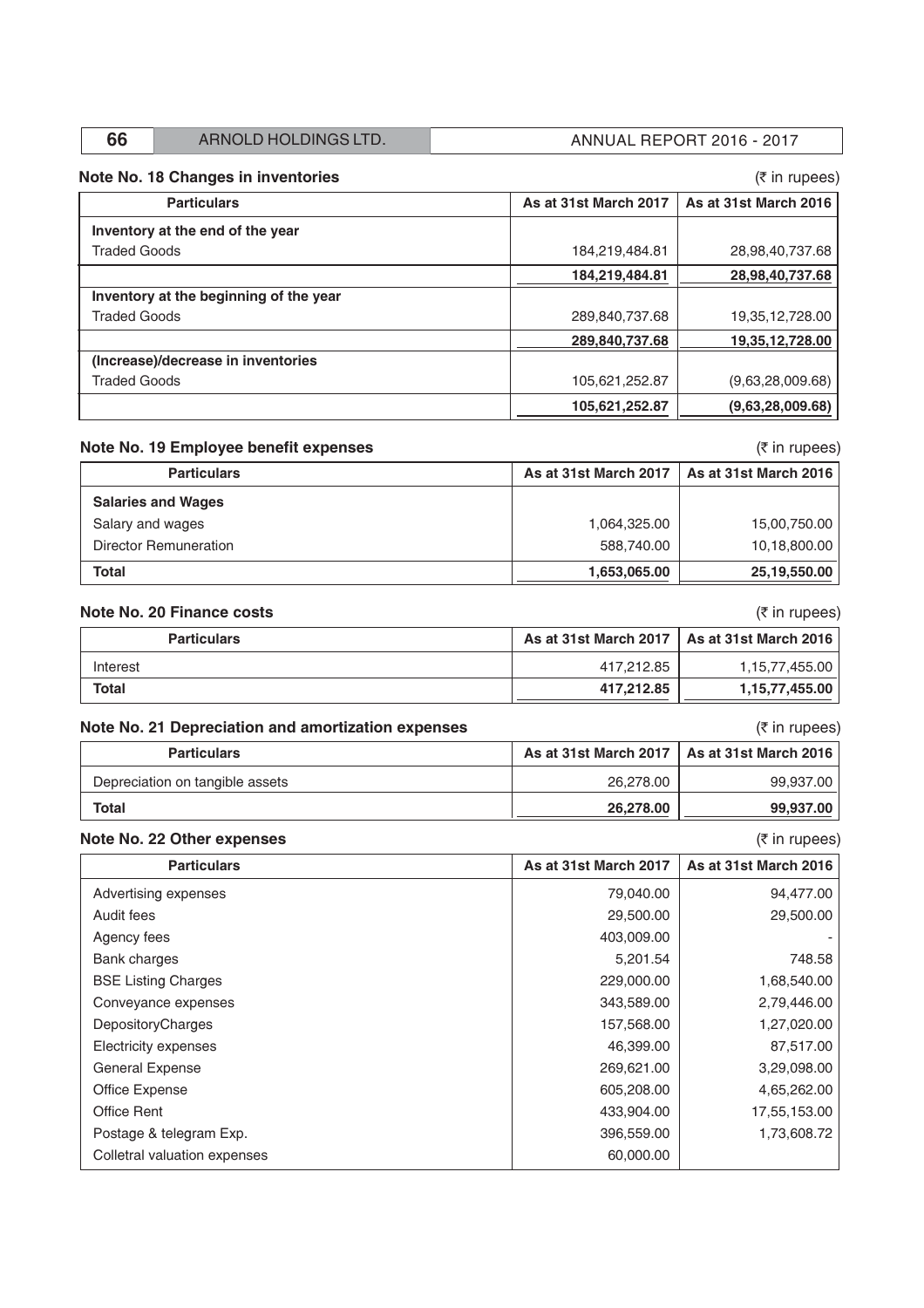## Note No. 18 Changes in inventories

(₹ in rupees)

| Particulars | As at 31st March 2017 | As at 31st March 2016 |
|---|---|---|
| **Inventory at the end of the year** | | |
| Traded Goods | 184,219,484.81 | 28,98,40,737.68 |
| | **184,219,484.81** | **28,98,40,737.68** |
| **Inventory at the beginning of the year** | | |
| Traded Goods | 289,840,737.68 | 19,35,12,728.00 |
| | **289,840,737.68** | **19,35,12,728.00** |
| **(Increase)/decrease in inventories** | | |
| Traded Goods | 105,621,252.87 | (9,63,28,009.68) |
| | **105,621,252.87** | **(9,63,28,009.68)** |

## Note No. 19 Employee benefit expenses

(₹ in rupees)

| Particulars | As at 31st March 2017 | As at 31st March 2016 |
|---|---|---|
| **Salaries and Wages** | | |
| Salary and wages | 1,064,325.00 | 15,00,750.00 |
| Director Remuneration | 588,740.00 | 10,18,800.00 |
| **Total** | **1,653,065.00** | **25,19,550.00** |

## Note No. 20 Finance costs

(₹ in rupees)

| Particulars | As at 31st March 2017 | As at 31st March 2016 |
|---|---|---|
| Interest | 417,212.85 | 1,15,77,455.00 |
| **Total** | **417,212.85** | **1,15,77,455.00** |

## Note No. 21 Depreciation and amortization expenses

(₹ in rupees)

| Particulars | As at 31st March 2017 | As at 31st March 2016 |
|---|---|---|
| Depreciation on tangible assets | 26,278.00 | 99,937.00 |
| **Total** | **26,278.00** | **99,937.00** |

## Note No. 22 Other expenses

(₹ in rupees)

| Particulars | As at 31st March 2017 | As at 31st March 2016 |
|---|---|---|
| Advertising expenses | 79,040.00 | 94,477.00 |
| Audit fees | 29,500.00 | 29,500.00 |
| Agency fees | 403,009.00 | - |
| Bank charges | 5,201.54 | 748.58 |
| BSE Listing Charges | 229,000.00 | 1,68,540.00 |
| Conveyance expenses | 343,589.00 | 2,79,446.00 |
| DepositoryCharges | 157,568.00 | 1,27,020.00 |
| Electricity expenses | 46,399.00 | 87,517.00 |
| General Expense | 269,621.00 | 3,29,098.00 |
| Office Expense | 605,208.00 | 4,65,262.00 |
| Office Rent | 433,904.00 | 17,55,153.00 |
| Postage & telegram Exp. | 396,559.00 | 1,73,608.72 |
| Colletral valuation expenses | 60,000.00 | |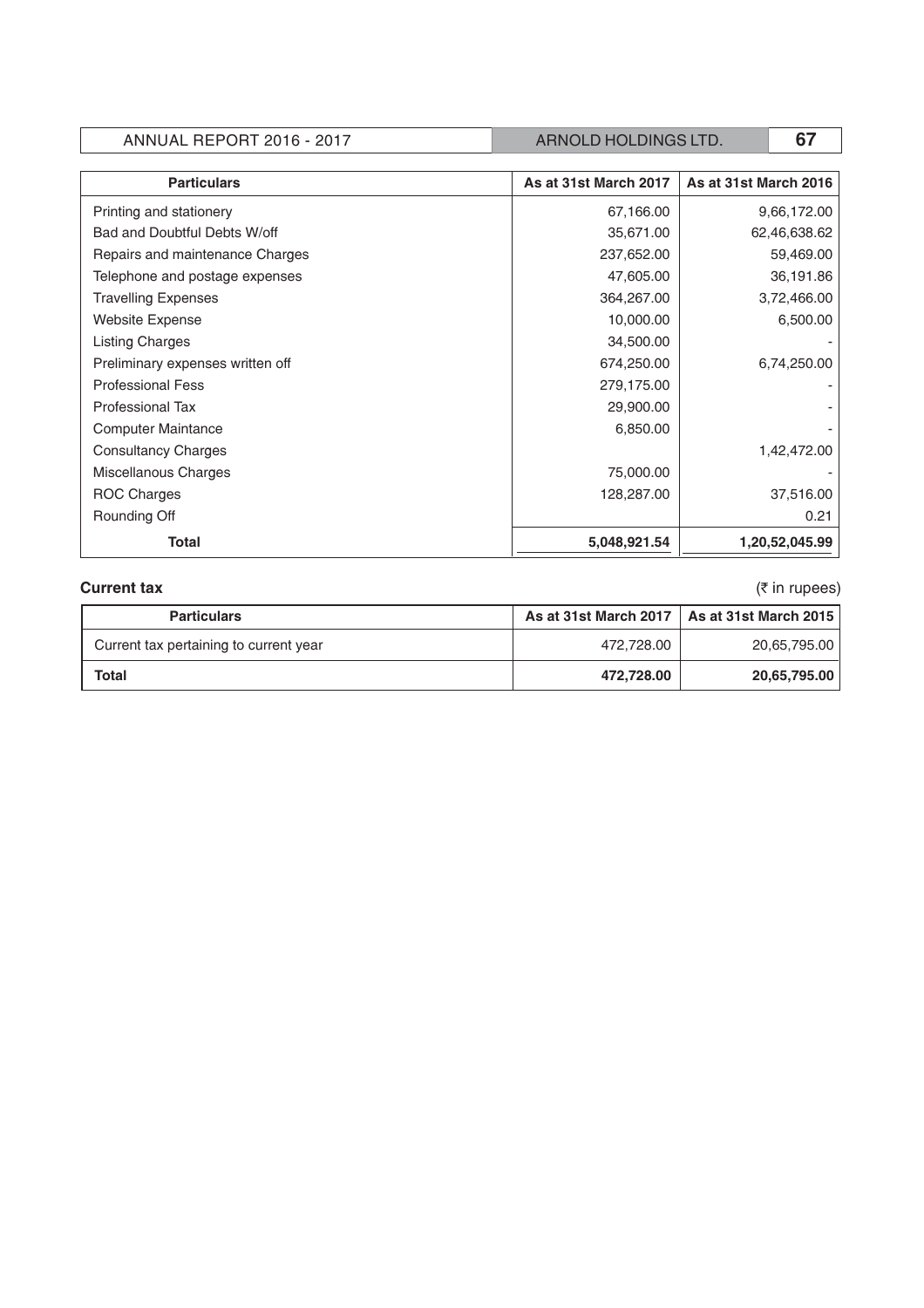| Particulars | As at 31st March 2017 | As at 31st March 2016 |
|---|---|---|
| Printing and stationery | 67,166.00 | 9,66,172.00 |
| Bad and Doubtful Debts W/off | 35,671.00 | 62,46,638.62 |
| Repairs and maintenance Charges | 237,652.00 | 59,469.00 |
| Telephone and postage expenses | 47,605.00 | 36,191.86 |
| Travelling Expenses | 364,267.00 | 3,72,466.00 |
| Website Expense | 10,000.00 | 6,500.00 |
| Listing Charges | 34,500.00 | - |
| Preliminary expenses written off | 674,250.00 | 6,74,250.00 |
| Professional Fess | 279,175.00 | - |
| Professional Tax | 29,900.00 | - |
| Computer Maintance | 6,850.00 | - |
| Consultancy Charges | | 1,42,472.00 |
| Miscellanous Charges | 75,000.00 | - |
| ROC Charges | 128,287.00 | 37,516.00 |
| Rounding Off | | 0.21 |
| **Total** | **5,048,921.54** | **1,20,52,045.99** |

**Current tax** (₹ in rupees)

| Particulars | As at 31st March 2017 | As at 31st March 2015 |
|---|---|---|
| Current tax pertaining to current year | 472,728.00 | 20,65,795.00 |
| **Total** | **472,728.00** | **20,65,795.00** |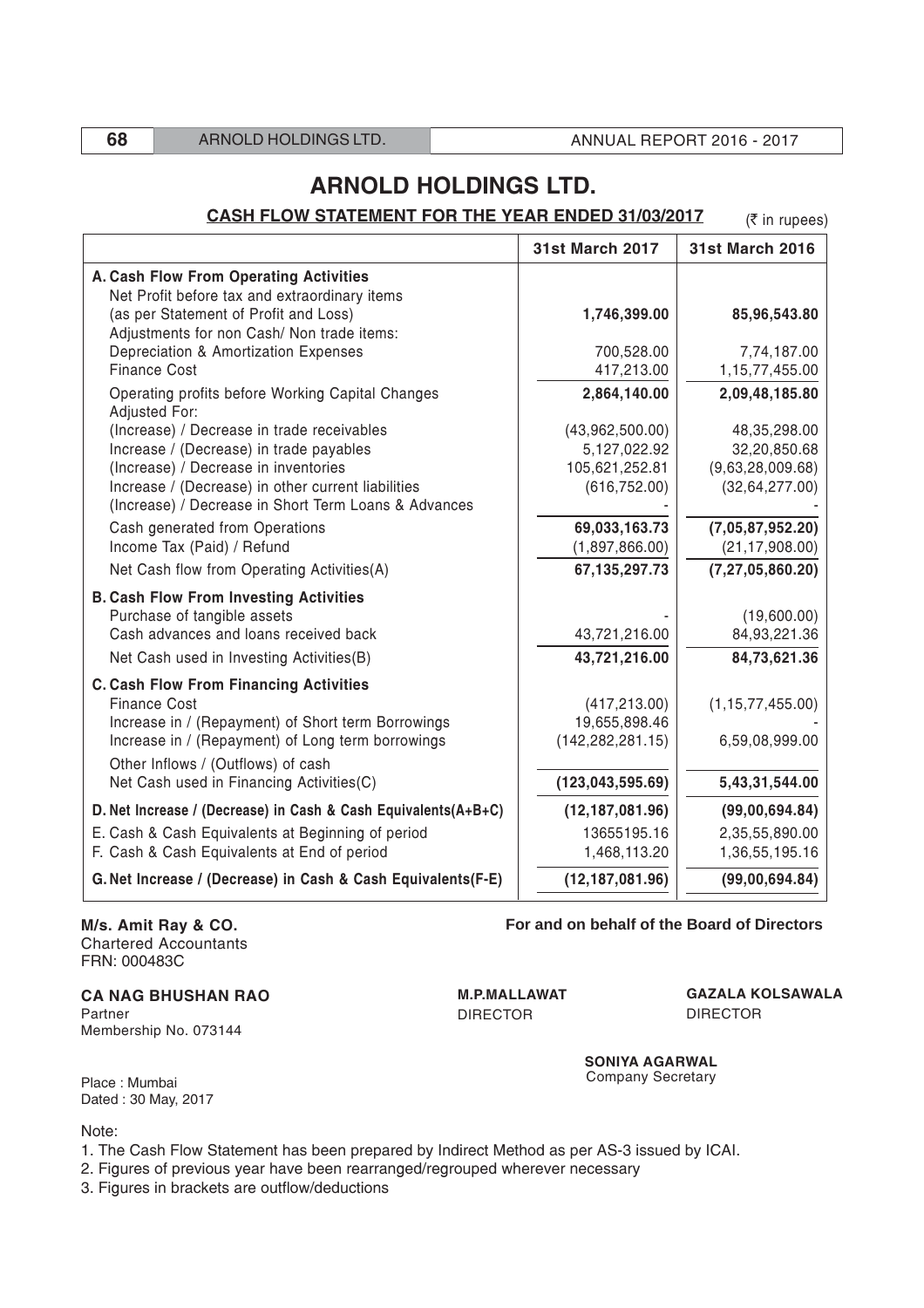# ARNOLD HOLDINGS LTD.

## CASH FLOW STATEMENT FOR THE YEAR ENDED 31/03/2017

(₹ in rupees)

| | 31st March 2017 | 31st March 2016 |
|---|---|---|
| **A. Cash Flow From Operating Activities** | | |
| Net Profit before tax and extraordinary items (as per Statement of Profit and Loss) | **1,746,399.00** | **85,96,543.80** |
| Adjustments for non Cash/ Non trade items: | | |
| Depreciation & Amortization Expenses | 700,528.00 | 7,74,187.00 |
| Finance Cost | 417,213.00 | 1,15,77,455.00 |
| Operating profits before Working Capital Changes | **2,864,140.00** | **2,09,48,185.80** |
| Adjusted For: | | |
| (Increase) / Decrease in trade receivables | (43,962,500.00) | 48,35,298.00 |
| Increase / (Decrease) in trade payables | 5,127,022.92 | 32,20,850.68 |
| (Increase) / Decrease in inventories | 105,621,252.81 | (9,63,28,009.68) |
| Increase / (Decrease) in other current liabilities | (616,752.00) | (32,64,277.00) |
| (Increase) / Decrease in Short Term Loans & Advances | - | - |
| Cash generated from Operations | **69,033,163.73** | **(7,05,87,952.20)** |
| Income Tax (Paid) / Refund | (1,897,866.00) | (21,17,908.00) |
| Net Cash flow from Operating Activities(A) | **67,135,297.73** | **(7,27,05,860.20)** |
| **B. Cash Flow From Investing Activities** | | |
| Purchase of tangible assets | - | (19,600.00) |
| Cash advances and loans received back | 43,721,216.00 | 84,93,221.36 |
| Net Cash used in Investing Activities(B) | **43,721,216.00** | **84,73,621.36** |
| **C. Cash Flow From Financing Activities** | | |
| Finance Cost | (417,213.00) | (1,15,77,455.00) |
| Increase in / (Repayment) of Short term Borrowings | 19,655,898.46 | - |
| Increase in / (Repayment) of Long term borrowings | (142,282,281.15) | 6,59,08,999.00 |
| Other Inflows / (Outflows) of cash | | |
| Net Cash used in Financing Activities(C) | **(123,043,595.69)** | **5,43,31,544.00** |
| **D. Net Increase / (Decrease) in Cash & Cash Equivalents(A+B+C)** | **(12,187,081.96)** | **(99,00,694.84)** |
| E. Cash & Cash Equivalents at Beginning of period | 13655195.16 | 2,35,55,890.00 |
| F. Cash & Cash Equivalents at End of period | 1,468,113.20 | 1,36,55,195.16 |
| **G. Net Increase / (Decrease) in Cash & Cash Equivalents(F-E)** | **(12,187,081.96)** | **(99,00,694.84)** |

**M/s. Amit Ray & CO.**
Chartered Accountants
FRN: 000483C

**For and on behalf of the Board of Directors**

**CA NAG BHUSHAN RAO**
Partner
Membership No. 073144

**M.P.MALLAWAT**
DIRECTOR

**GAZALA KOLSAWALA**
DIRECTOR

**SONIYA AGARWAL**
Company Secretary

Place : Mumbai
Dated : 30 May, 2017

Note:

1. The Cash Flow Statement has been prepared by Indirect Method as per AS-3 issued by ICAI.
2. Figures of previous year have been rearranged/regrouped wherever necessary
3. Figures in brackets are outflow/deductions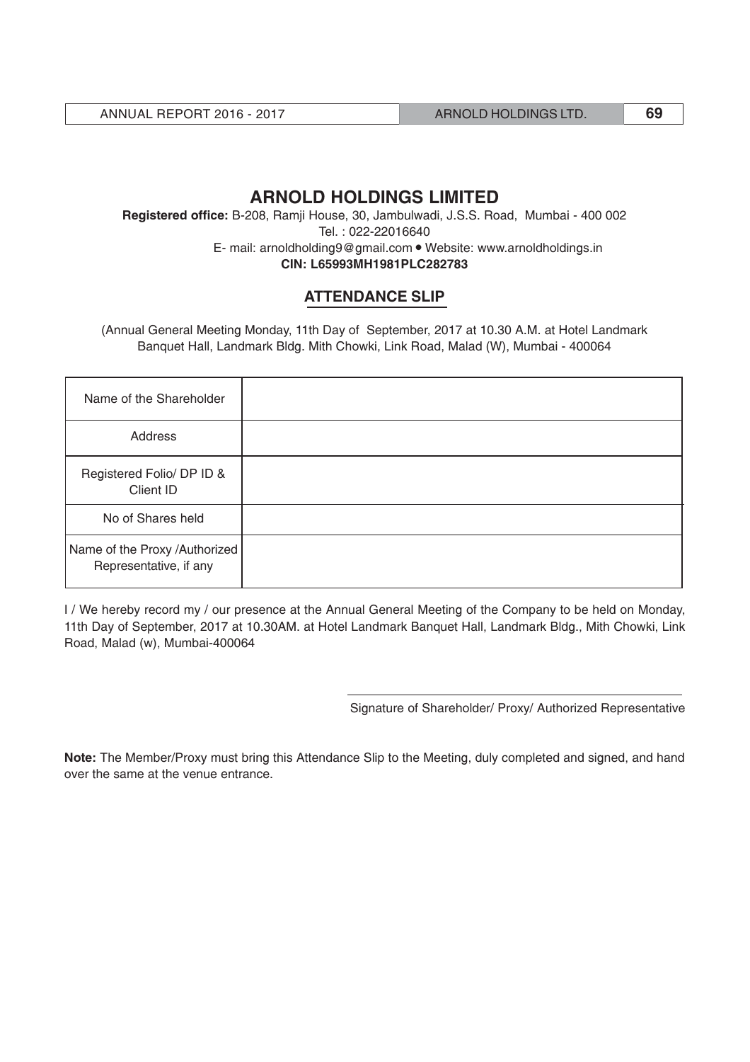# ARNOLD HOLDINGS LIMITED

**Registered office:** B-208, Ramji House, 30, Jambulwadi, J.S.S. Road, Mumbai - 400 002

Tel. : 022-22016640

E- mail: arnoldholding9@gmail.com • Website: www.arnoldholdings.in

**CIN: L65993MH1981PLC282783**

## ATTENDANCE SLIP

(Annual General Meeting Monday, 11th Day of September, 2017 at 10.30 A.M. at Hotel Landmark Banquet Hall, Landmark Bldg. Mith Chowki, Link Road, Malad (W), Mumbai - 400064

| | |
|---|---|
| Name of the Shareholder | |
| Address | |
| Registered Folio/ DP ID & Client ID | |
| No of Shares held | |
| Name of the Proxy /Authorized Representative, if any | |

I / We hereby record my / our presence at the Annual General Meeting of the Company to be held on Monday, 11th Day of September, 2017 at 10.30AM. at Hotel Landmark Banquet Hall, Landmark Bldg., Mith Chowki, Link Road, Malad (w), Mumbai-400064

Signature of Shareholder/ Proxy/ Authorized Representative

**Note:** The Member/Proxy must bring this Attendance Slip to the Meeting, duly completed and signed, and hand over the same at the venue entrance.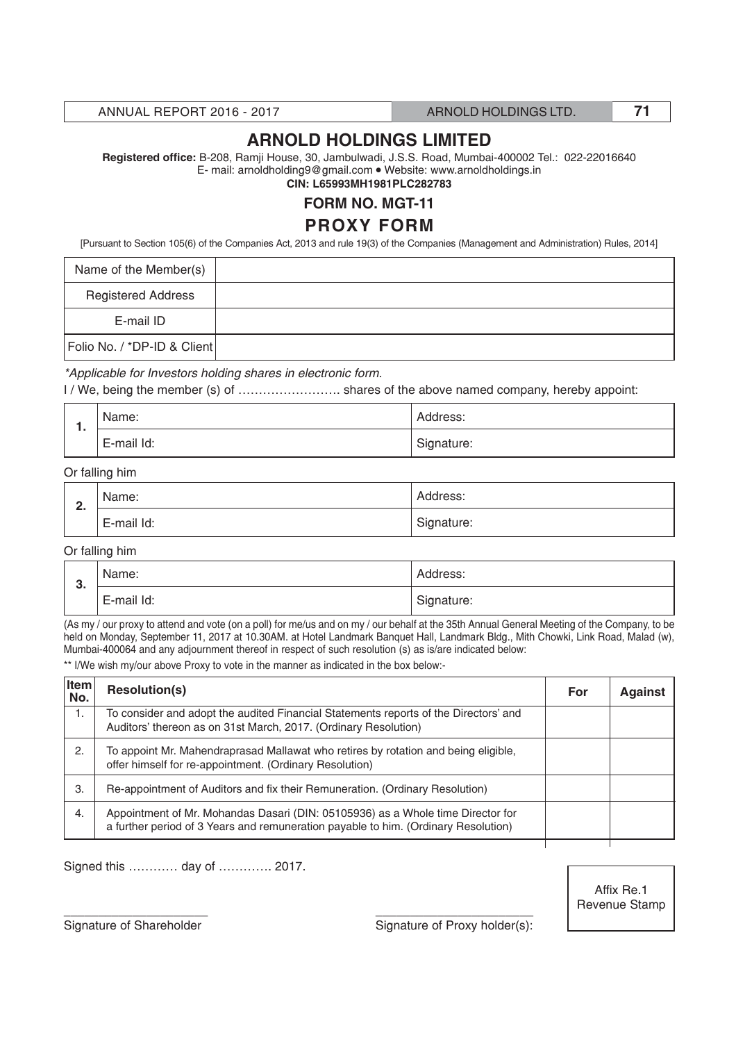# ARNOLD HOLDINGS LIMITED

**Registered office:** B-208, Ramji House, 30, Jambulwadi, J.S.S. Road, Mumbai-400002 Tel.: 022-22016640
E- mail: arnoldholding9@gmail.com • Website: www.arnoldholdings.in
**CIN: L65993MH1981PLC282783**

## FORM NO. MGT-11

## PROXY FORM

[Pursuant to Section 105(6) of the Companies Act, 2013 and rule 19(3) of the Companies (Management and Administration) Rules, 2014]

| Name of the Member(s) | |
|---|---|
| Registered Address | |
| E-mail ID | |
| Folio No. / *DP-ID & Client | |

*Applicable for Investors holding shares in electronic form.*

I / We, being the member (s) of ……………………. shares of the above named company, hereby appoint:

| 1. | Name: | Address: |
|---|---|---|
| | E-mail Id: | Signature: |

Or falling him

| 2. | Name: | Address: |
|---|---|---|
| | E-mail Id: | Signature: |

Or falling him

| 3. | Name: | Address: |
|---|---|---|
| | E-mail Id: | Signature: |

(As my / our proxy to attend and vote (on a poll) for me/us and on my / our behalf at the 35th Annual General Meeting of the Company, to be held on Monday, September 11, 2017 at 10.30AM. at Hotel Landmark Banquet Hall, Landmark Bldg., Mith Chowki, Link Road, Malad (w), Mumbai-400064 and any adjournment thereof in respect of such resolution (s) as is/are indicated below:

** I/We wish my/our above Proxy to vote in the manner as indicated in the box below:-

| Item No. | Resolution(s) | For | Against |
|---|---|---|---|
| 1. | To consider and adopt the audited Financial Statements reports of the Directors' and Auditors' thereon as on 31st March, 2017. (Ordinary Resolution) | | |
| 2. | To appoint Mr. Mahendraprasad Mallawat who retires by rotation and being eligible, offer himself for re-appointment. (Ordinary Resolution) | | |
| 3. | Re-appointment of Auditors and fix their Remuneration. (Ordinary Resolution) | | |
| 4. | Appointment of Mr. Mohandas Dasari (DIN: 05105936) as a Whole time Director for a further period of 3 Years and remuneration payable to him. (Ordinary Resolution) | | |

Signed this ………… day of …………. 2017.

Affix Re.1 Revenue Stamp

Signature of Shareholder

Signature of Proxy holder(s):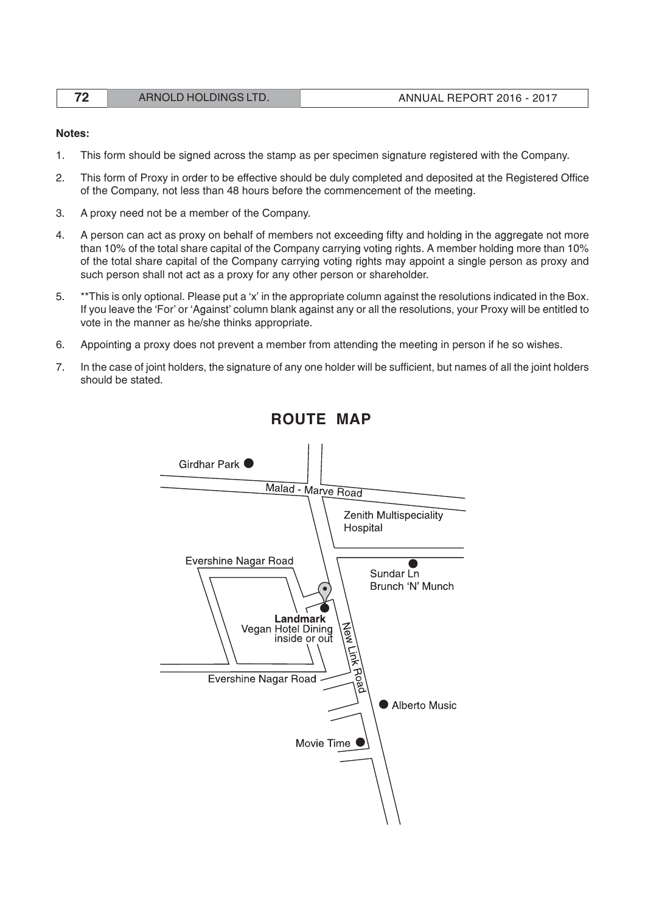**Notes:**

1. This form should be signed across the stamp as per specimen signature registered with the Company.
2. This form of Proxy in order to be effective should be duly completed and deposited at the Registered Office of the Company, not less than 48 hours before the commencement of the meeting.
3. A proxy need not be a member of the Company.
4. A person can act as proxy on behalf of members not exceeding fifty and holding in the aggregate not more than 10% of the total share capital of the Company carrying voting rights. A member holding more than 10% of the total share capital of the Company carrying voting rights may appoint a single person as proxy and such person shall not act as a proxy for any other person or shareholder.
5. **This is only optional. Please put a 'x' in the appropriate column against the resolutions indicated in the Box. If you leave the 'For' or 'Against' column blank against any or all the resolutions, your Proxy will be entitled to vote in the manner as he/she thinks appropriate.
6. Appointing a proxy does not prevent a member from attending the meeting in person if he so wishes.
7. In the case of joint holders, the signature of any one holder will be sufficient, but names of all the joint holders should be stated.

## ROUTE MAP

Girdhar Park

Malad - Marve Road

Zenith Multispeciality Hospital

Evershine Nagar Road

Sundar Ln

Brunch 'N' Munch

**Landmark**

Vegan Hotel Dining inside or out

New Link Road

Evershine Nagar Road

Alberto Music

Movie Time